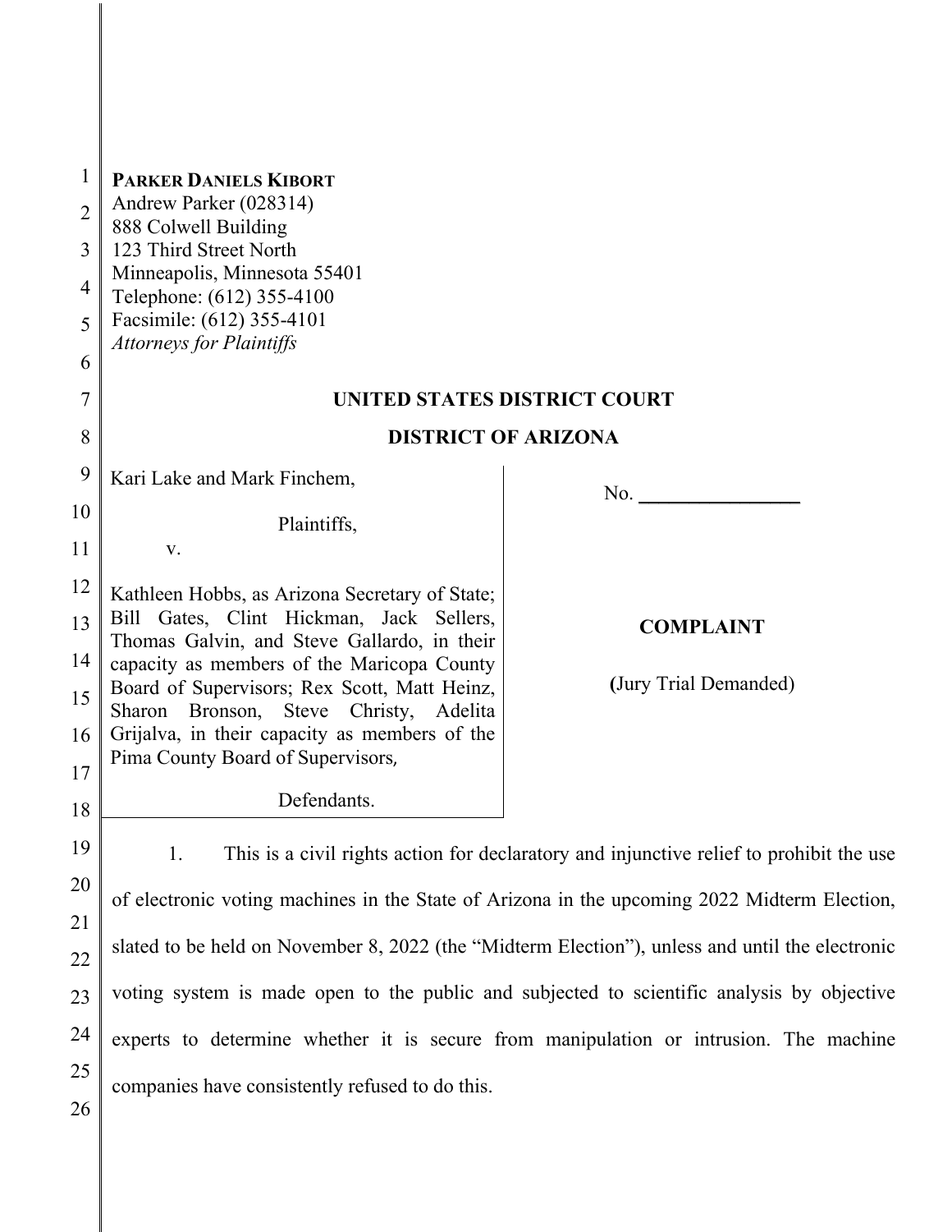**PARKER DANIELS KIBORT**
Andrew Parker (028314)
888 Colwell Building
123 Third Street North
Minneapolis, Minnesota 55401
Telephone: (612) 355-4100
Facsimile: (612) 355-4101
*Attorneys for Plaintiffs*

**UNITED STATES DISTRICT COURT**

**DISTRICT OF ARIZONA**

Kari Lake and Mark Finchem,

Plaintiffs,

v.

Kathleen Hobbs, as Arizona Secretary of State; Bill Gates, Clint Hickman, Jack Sellers, Thomas Galvin, and Steve Gallardo, in their capacity as members of the Maricopa County Board of Supervisors; Rex Scott, Matt Heinz, Sharon Bronson, Steve Christy, Adelita Grijalva, in their capacity as members of the Pima County Board of Supervisors,

Defendants.

No. ________________

**COMPLAINT**

(Jury Trial Demanded)

1. This is a civil rights action for declaratory and injunctive relief to prohibit the use of electronic voting machines in the State of Arizona in the upcoming 2022 Midterm Election, slated to be held on November 8, 2022 (the "Midterm Election"), unless and until the electronic voting system is made open to the public and subjected to scientific analysis by objective experts to determine whether it is secure from manipulation or intrusion. The machine companies have consistently refused to do this.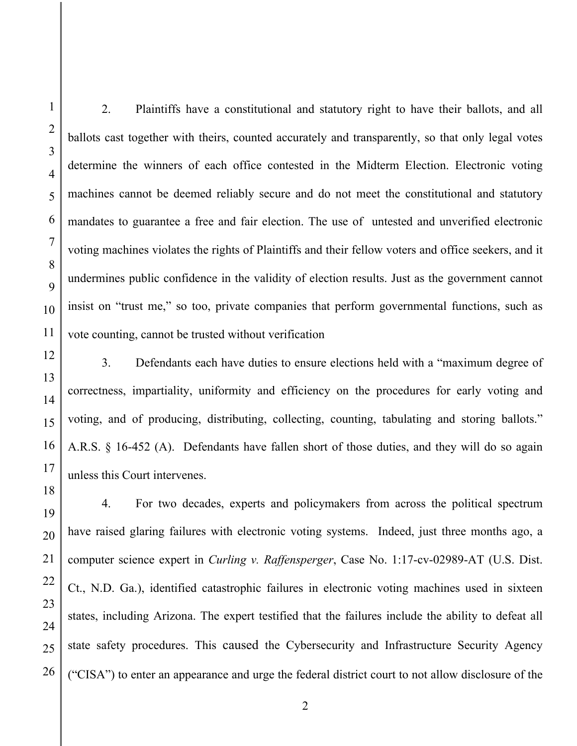2. Plaintiffs have a constitutional and statutory right to have their ballots, and all ballots cast together with theirs, counted accurately and transparently, so that only legal votes determine the winners of each office contested in the Midterm Election. Electronic voting machines cannot be deemed reliably secure and do not meet the constitutional and statutory mandates to guarantee a free and fair election. The use of untested and unverified electronic voting machines violates the rights of Plaintiffs and their fellow voters and office seekers, and it undermines public confidence in the validity of election results. Just as the government cannot insist on "trust me," so too, private companies that perform governmental functions, such as vote counting, cannot be trusted without verification

3. Defendants each have duties to ensure elections held with a "maximum degree of correctness, impartiality, uniformity and efficiency on the procedures for early voting and voting, and of producing, distributing, collecting, counting, tabulating and storing ballots." A.R.S. § 16-452 (A). Defendants have fallen short of those duties, and they will do so again unless this Court intervenes.

4. For two decades, experts and policymakers from across the political spectrum have raised glaring failures with electronic voting systems. Indeed, just three months ago, a computer science expert in *Curling v. Raffensperger*, Case No. 1:17-cv-02989-AT (U.S. Dist. Ct., N.D. Ga.), identified catastrophic failures in electronic voting machines used in sixteen states, including Arizona. The expert testified that the failures include the ability to defeat all state safety procedures. This caused the Cybersecurity and Infrastructure Security Agency ("CISA") to enter an appearance and urge the federal district court to not allow disclosure of the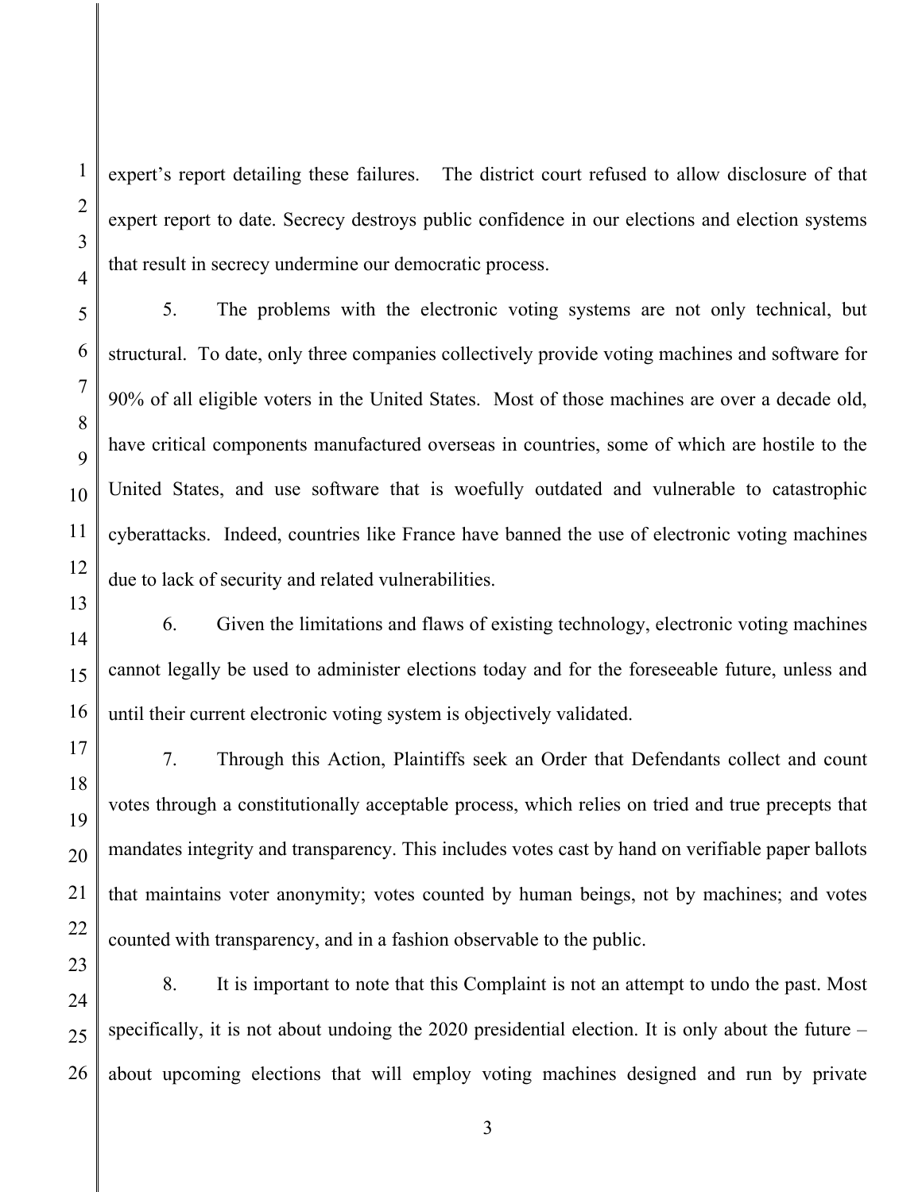expert's report detailing these failures. The district court refused to allow disclosure of that expert report to date. Secrecy destroys public confidence in our elections and election systems that result in secrecy undermine our democratic process.

5. The problems with the electronic voting systems are not only technical, but structural. To date, only three companies collectively provide voting machines and software for 90% of all eligible voters in the United States. Most of those machines are over a decade old, have critical components manufactured overseas in countries, some of which are hostile to the United States, and use software that is woefully outdated and vulnerable to catastrophic cyberattacks. Indeed, countries like France have banned the use of electronic voting machines due to lack of security and related vulnerabilities.

6. Given the limitations and flaws of existing technology, electronic voting machines cannot legally be used to administer elections today and for the foreseeable future, unless and until their current electronic voting system is objectively validated.

7. Through this Action, Plaintiffs seek an Order that Defendants collect and count votes through a constitutionally acceptable process, which relies on tried and true precepts that mandates integrity and transparency. This includes votes cast by hand on verifiable paper ballots that maintains voter anonymity; votes counted by human beings, not by machines; and votes counted with transparency, and in a fashion observable to the public.

8. It is important to note that this Complaint is not an attempt to undo the past. Most specifically, it is not about undoing the 2020 presidential election. It is only about the future – about upcoming elections that will employ voting machines designed and run by private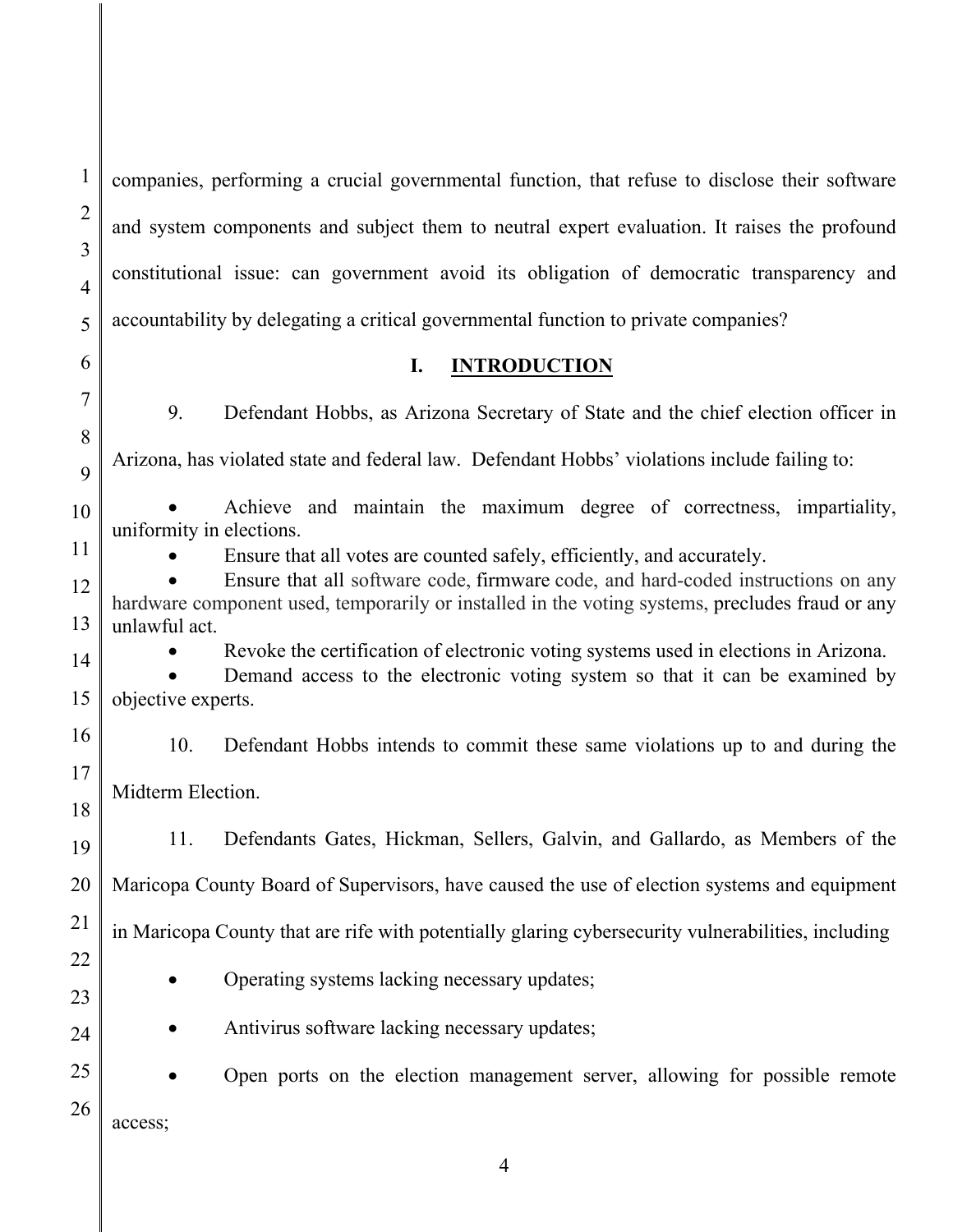companies, performing a crucial governmental function, that refuse to disclose their software and system components and subject them to neutral expert evaluation. It raises the profound constitutional issue: can government avoid its obligation of democratic transparency and accountability by delegating a critical governmental function to private companies?

## I. INTRODUCTION

9. Defendant Hobbs, as Arizona Secretary of State and the chief election officer in Arizona, has violated state and federal law. Defendant Hobbs' violations include failing to:

- Achieve and maintain the maximum degree of correctness, impartiality, uniformity in elections.
- Ensure that all votes are counted safely, efficiently, and accurately.
- Ensure that all software code, firmware code, and hard-coded instructions on any hardware component used, temporarily or installed in the voting systems, precludes fraud or any unlawful act.
- Revoke the certification of electronic voting systems used in elections in Arizona.
- Demand access to the electronic voting system so that it can be examined by objective experts.

10. Defendant Hobbs intends to commit these same violations up to and during the Midterm Election.

11. Defendants Gates, Hickman, Sellers, Galvin, and Gallardo, as Members of the Maricopa County Board of Supervisors, have caused the use of election systems and equipment in Maricopa County that are rife with potentially glaring cybersecurity vulnerabilities, including

- Operating systems lacking necessary updates;
- Antivirus software lacking necessary updates;
- Open ports on the election management server, allowing for possible remote access;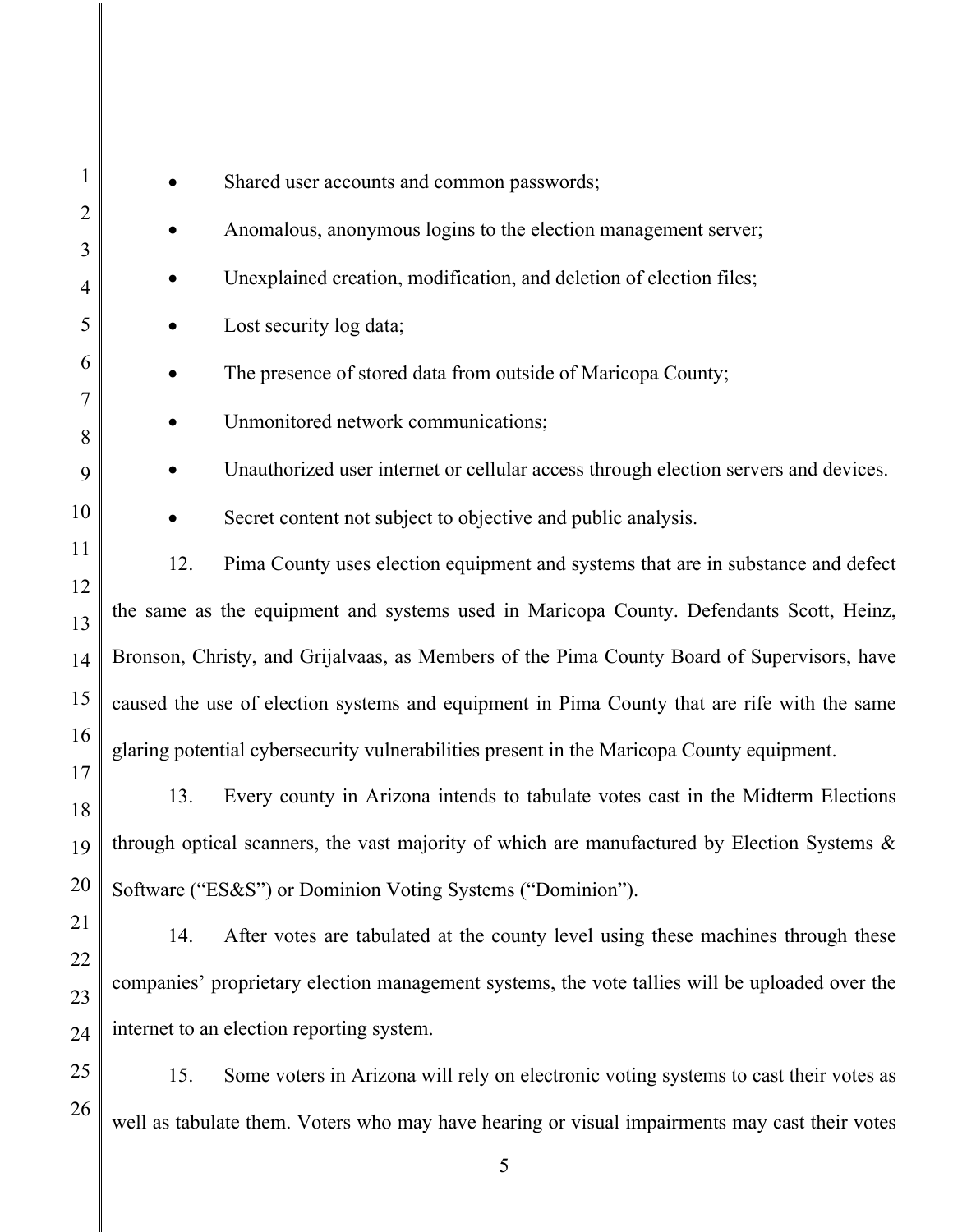- Shared user accounts and common passwords;
- Anomalous, anonymous logins to the election management server;
- Unexplained creation, modification, and deletion of election files;
- Lost security log data;
- The presence of stored data from outside of Maricopa County;
- Unmonitored network communications;
- Unauthorized user internet or cellular access through election servers and devices.
- Secret content not subject to objective and public analysis.

12. Pima County uses election equipment and systems that are in substance and defect the same as the equipment and systems used in Maricopa County. Defendants Scott, Heinz, Bronson, Christy, and Grijalvaas, as Members of the Pima County Board of Supervisors, have caused the use of election systems and equipment in Pima County that are rife with the same glaring potential cybersecurity vulnerabilities present in the Maricopa County equipment.

13. Every county in Arizona intends to tabulate votes cast in the Midterm Elections through optical scanners, the vast majority of which are manufactured by Election Systems & Software ("ES&S") or Dominion Voting Systems ("Dominion").

14. After votes are tabulated at the county level using these machines through these companies' proprietary election management systems, the vote tallies will be uploaded over the internet to an election reporting system.

15. Some voters in Arizona will rely on electronic voting systems to cast their votes as well as tabulate them. Voters who may have hearing or visual impairments may cast their votes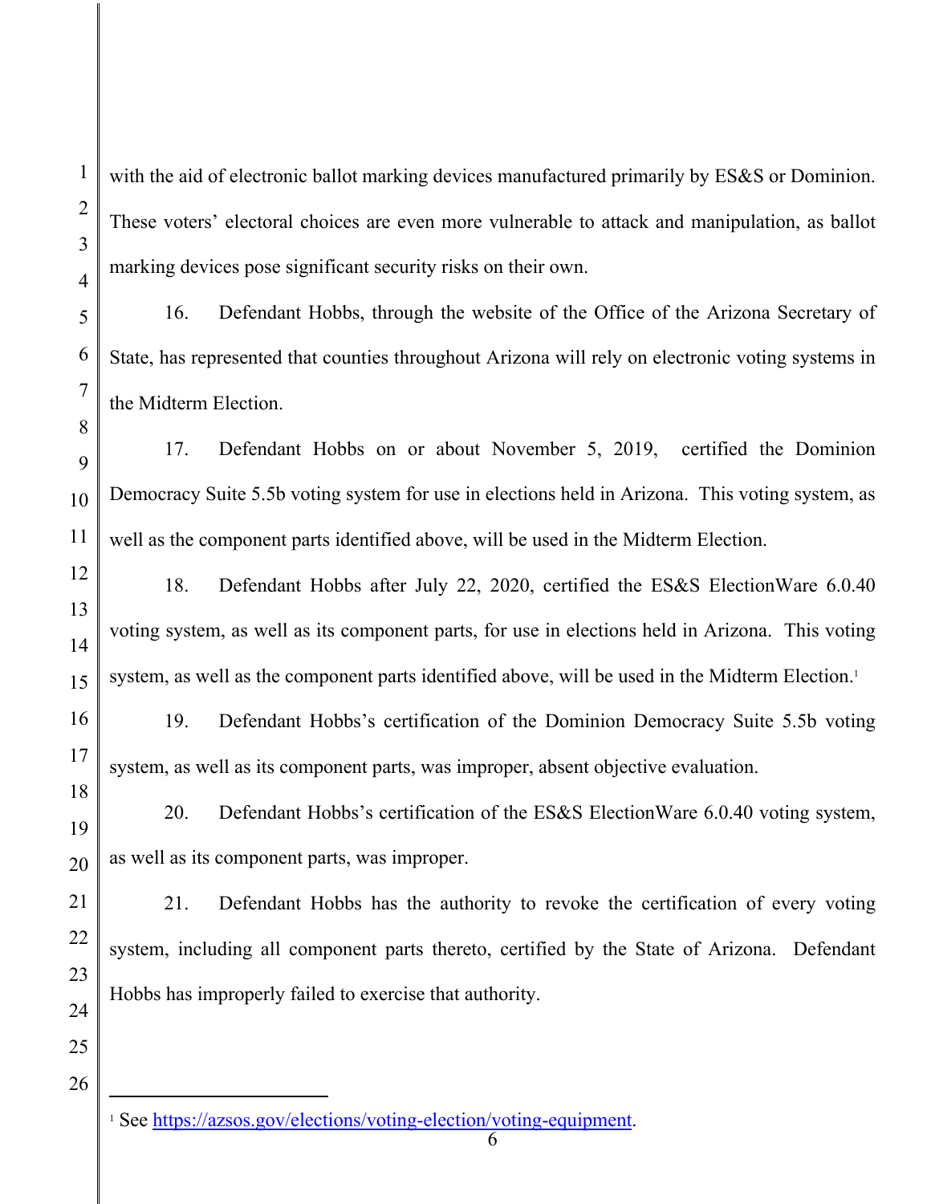with the aid of electronic ballot marking devices manufactured primarily by ES&S or Dominion. These voters' electoral choices are even more vulnerable to attack and manipulation, as ballot marking devices pose significant security risks on their own.

16. Defendant Hobbs, through the website of the Office of the Arizona Secretary of State, has represented that counties throughout Arizona will rely on electronic voting systems in the Midterm Election.

17. Defendant Hobbs on or about November 5, 2019, certified the Dominion Democracy Suite 5.5b voting system for use in elections held in Arizona. This voting system, as well as the component parts identified above, will be used in the Midterm Election.

18. Defendant Hobbs after July 22, 2020, certified the ES&S ElectionWare 6.0.40 voting system, as well as its component parts, for use in elections held in Arizona. This voting system, as well as the component parts identified above, will be used in the Midterm Election.[1]

19. Defendant Hobbs's certification of the Dominion Democracy Suite 5.5b voting system, as well as its component parts, was improper, absent objective evaluation.

20. Defendant Hobbs's certification of the ES&S ElectionWare 6.0.40 voting system, as well as its component parts, was improper.

21. Defendant Hobbs has the authority to revoke the certification of every voting system, including all component parts thereto, certified by the State of Arizona. Defendant Hobbs has improperly failed to exercise that authority.

---

[1] See https://azsos.gov/elections/voting-election/voting-equipment.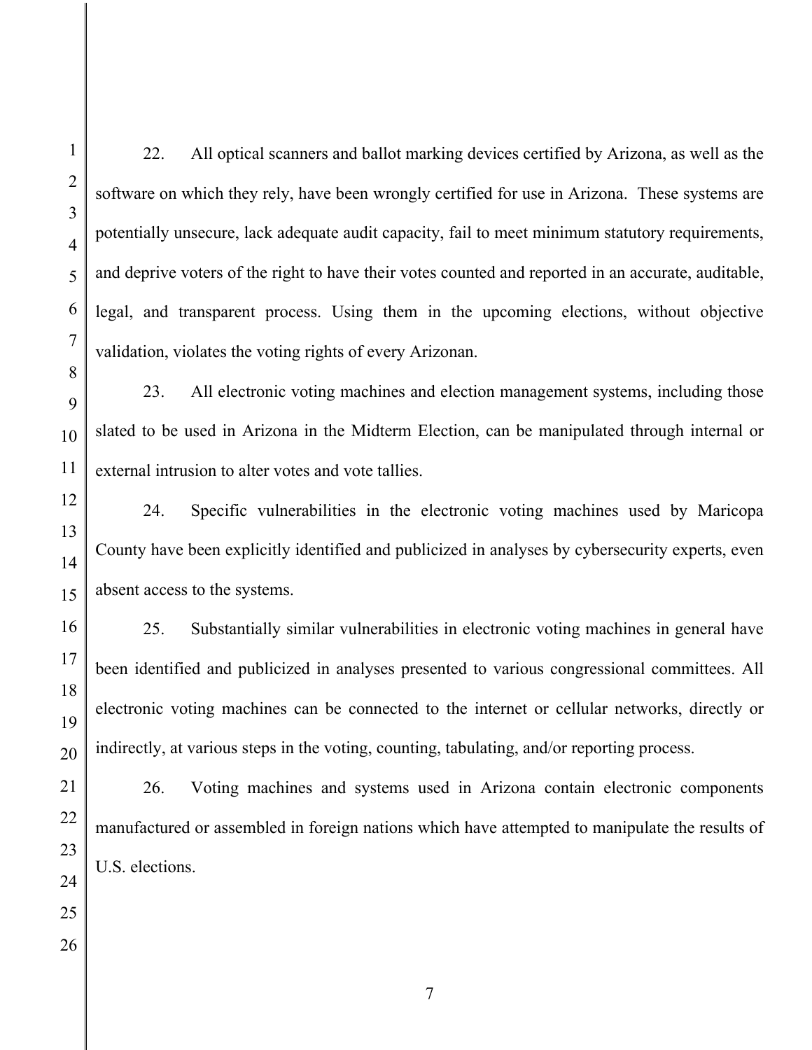22. All optical scanners and ballot marking devices certified by Arizona, as well as the software on which they rely, have been wrongly certified for use in Arizona. These systems are potentially unsecure, lack adequate audit capacity, fail to meet minimum statutory requirements, and deprive voters of the right to have their votes counted and reported in an accurate, auditable, legal, and transparent process. Using them in the upcoming elections, without objective validation, violates the voting rights of every Arizonan.

23. All electronic voting machines and election management systems, including those slated to be used in Arizona in the Midterm Election, can be manipulated through internal or external intrusion to alter votes and vote tallies.

24. Specific vulnerabilities in the electronic voting machines used by Maricopa County have been explicitly identified and publicized in analyses by cybersecurity experts, even absent access to the systems.

25. Substantially similar vulnerabilities in electronic voting machines in general have been identified and publicized in analyses presented to various congressional committees. All electronic voting machines can be connected to the internet or cellular networks, directly or indirectly, at various steps in the voting, counting, tabulating, and/or reporting process.

26. Voting machines and systems used in Arizona contain electronic components manufactured or assembled in foreign nations which have attempted to manipulate the results of U.S. elections.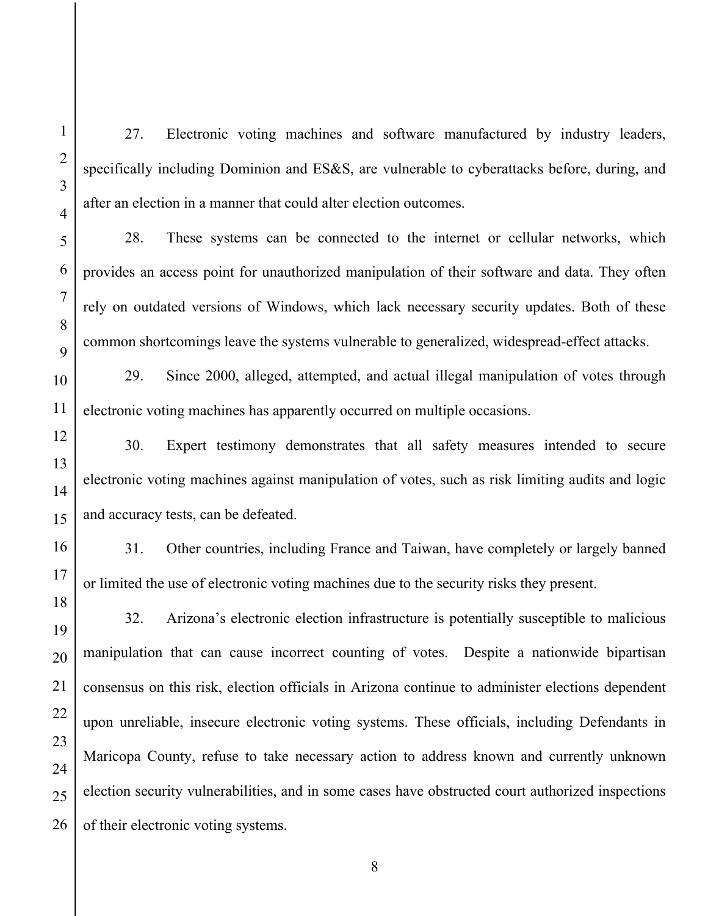27. Electronic voting machines and software manufactured by industry leaders, specifically including Dominion and ES&S, are vulnerable to cyberattacks before, during, and after an election in a manner that could alter election outcomes.

28. These systems can be connected to the internet or cellular networks, which provides an access point for unauthorized manipulation of their software and data. They often rely on outdated versions of Windows, which lack necessary security updates. Both of these common shortcomings leave the systems vulnerable to generalized, widespread-effect attacks.

29. Since 2000, alleged, attempted, and actual illegal manipulation of votes through electronic voting machines has apparently occurred on multiple occasions.

30. Expert testimony demonstrates that all safety measures intended to secure electronic voting machines against manipulation of votes, such as risk limiting audits and logic and accuracy tests, can be defeated.

31. Other countries, including France and Taiwan, have completely or largely banned or limited the use of electronic voting machines due to the security risks they present.

32. Arizona's electronic election infrastructure is potentially susceptible to malicious manipulation that can cause incorrect counting of votes. Despite a nationwide bipartisan consensus on this risk, election officials in Arizona continue to administer elections dependent upon unreliable, insecure electronic voting systems. These officials, including Defendants in Maricopa County, refuse to take necessary action to address known and currently unknown election security vulnerabilities, and in some cases have obstructed court authorized inspections of their electronic voting systems.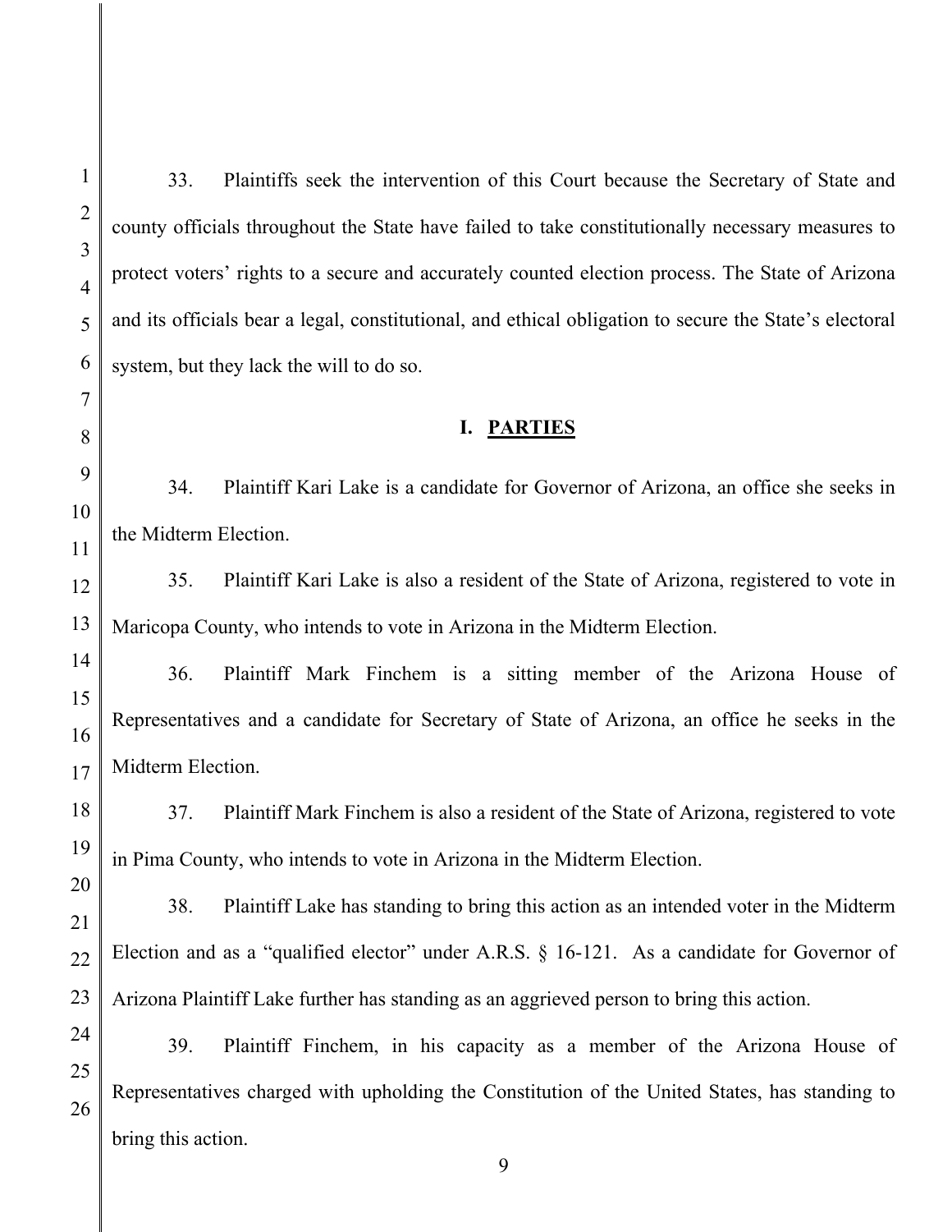33. Plaintiffs seek the intervention of this Court because the Secretary of State and county officials throughout the State have failed to take constitutionally necessary measures to protect voters' rights to a secure and accurately counted election process. The State of Arizona and its officials bear a legal, constitutional, and ethical obligation to secure the State's electoral system, but they lack the will to do so.

## I. PARTIES

34. Plaintiff Kari Lake is a candidate for Governor of Arizona, an office she seeks in the Midterm Election.

35. Plaintiff Kari Lake is also a resident of the State of Arizona, registered to vote in Maricopa County, who intends to vote in Arizona in the Midterm Election.

36. Plaintiff Mark Finchem is a sitting member of the Arizona House of Representatives and a candidate for Secretary of State of Arizona, an office he seeks in the Midterm Election.

37. Plaintiff Mark Finchem is also a resident of the State of Arizona, registered to vote in Pima County, who intends to vote in Arizona in the Midterm Election.

38. Plaintiff Lake has standing to bring this action as an intended voter in the Midterm Election and as a "qualified elector" under A.R.S. § 16-121. As a candidate for Governor of Arizona Plaintiff Lake further has standing as an aggrieved person to bring this action.

39. Plaintiff Finchem, in his capacity as a member of the Arizona House of Representatives charged with upholding the Constitution of the United States, has standing to bring this action.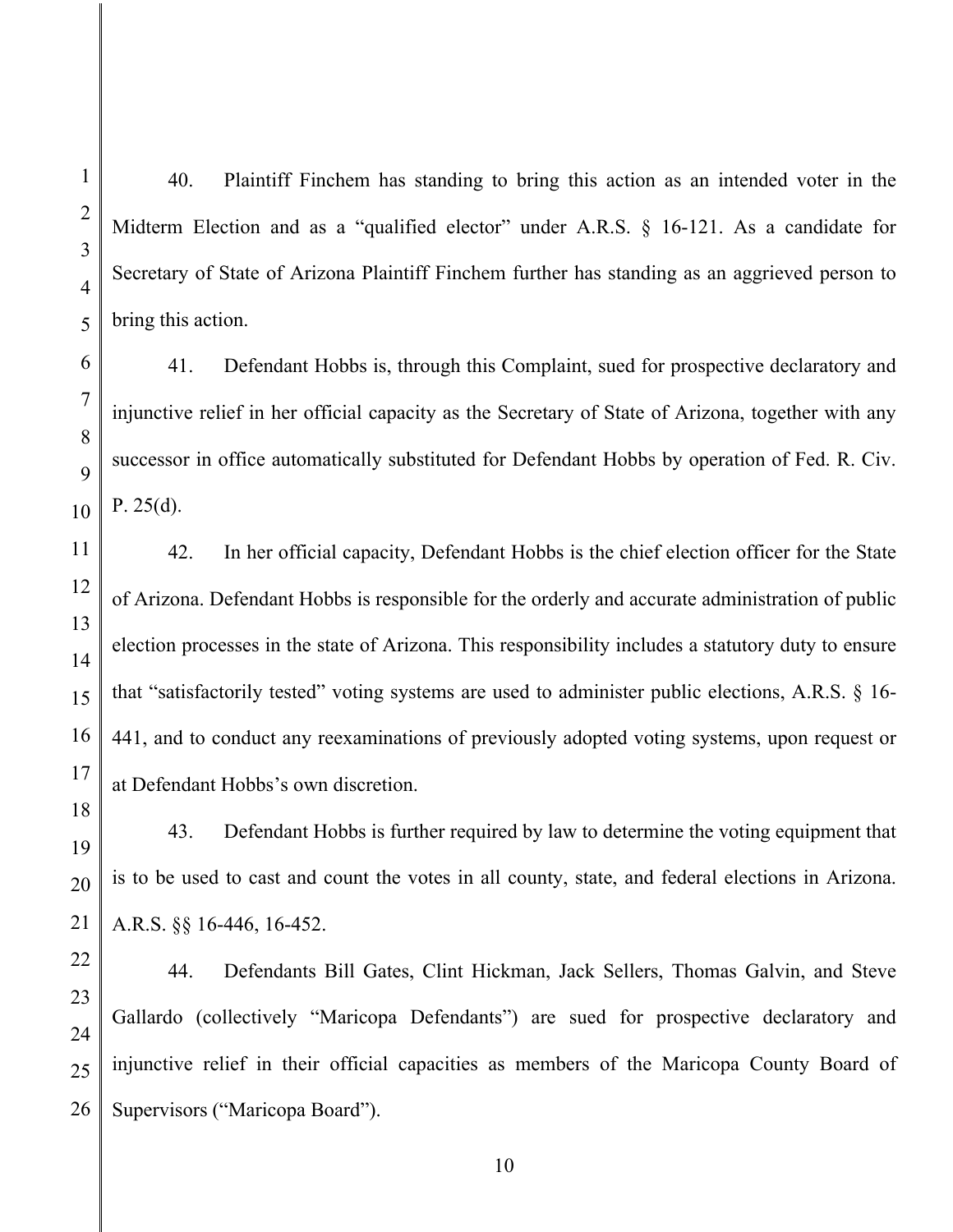40. Plaintiff Finchem has standing to bring this action as an intended voter in the Midterm Election and as a "qualified elector" under A.R.S. § 16-121. As a candidate for Secretary of State of Arizona Plaintiff Finchem further has standing as an aggrieved person to bring this action.

41. Defendant Hobbs is, through this Complaint, sued for prospective declaratory and injunctive relief in her official capacity as the Secretary of State of Arizona, together with any successor in office automatically substituted for Defendant Hobbs by operation of Fed. R. Civ. P. 25(d).

42. In her official capacity, Defendant Hobbs is the chief election officer for the State of Arizona. Defendant Hobbs is responsible for the orderly and accurate administration of public election processes in the state of Arizona. This responsibility includes a statutory duty to ensure that "satisfactorily tested" voting systems are used to administer public elections, A.R.S. § 16-441, and to conduct any reexaminations of previously adopted voting systems, upon request or at Defendant Hobbs's own discretion.

43. Defendant Hobbs is further required by law to determine the voting equipment that is to be used to cast and count the votes in all county, state, and federal elections in Arizona. A.R.S. §§ 16-446, 16-452.

44. Defendants Bill Gates, Clint Hickman, Jack Sellers, Thomas Galvin, and Steve Gallardo (collectively "Maricopa Defendants") are sued for prospective declaratory and injunctive relief in their official capacities as members of the Maricopa County Board of Supervisors ("Maricopa Board").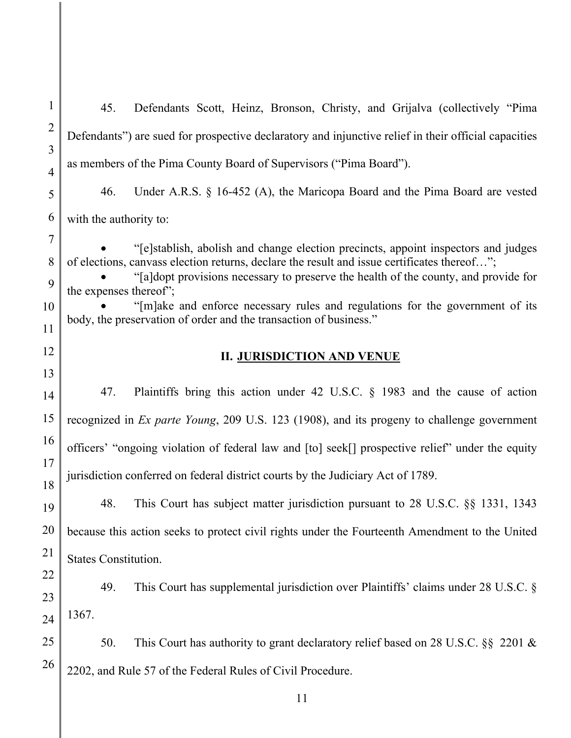45. Defendants Scott, Heinz, Bronson, Christy, and Grijalva (collectively "Pima Defendants") are sued for prospective declaratory and injunctive relief in their official capacities as members of the Pima County Board of Supervisors ("Pima Board").

46. Under A.R.S. § 16-452 (A), the Maricopa Board and the Pima Board are vested with the authority to:

- "[e]stablish, abolish and change election precincts, appoint inspectors and judges of elections, canvass election returns, declare the result and issue certificates thereof…";
- "[a]dopt provisions necessary to preserve the health of the county, and provide for the expenses thereof";
- "[m]ake and enforce necessary rules and regulations for the government of its body, the preservation of order and the transaction of business."

## II. JURISDICTION AND VENUE

47. Plaintiffs bring this action under 42 U.S.C. § 1983 and the cause of action recognized in *Ex parte Young*, 209 U.S. 123 (1908), and its progeny to challenge government officers' "ongoing violation of federal law and [to] seek[] prospective relief" under the equity jurisdiction conferred on federal district courts by the Judiciary Act of 1789.

48. This Court has subject matter jurisdiction pursuant to 28 U.S.C. §§ 1331, 1343 because this action seeks to protect civil rights under the Fourteenth Amendment to the United States Constitution.

49. This Court has supplemental jurisdiction over Plaintiffs' claims under 28 U.S.C. § 1367.

50. This Court has authority to grant declaratory relief based on 28 U.S.C. §§ 2201 & 2202, and Rule 57 of the Federal Rules of Civil Procedure.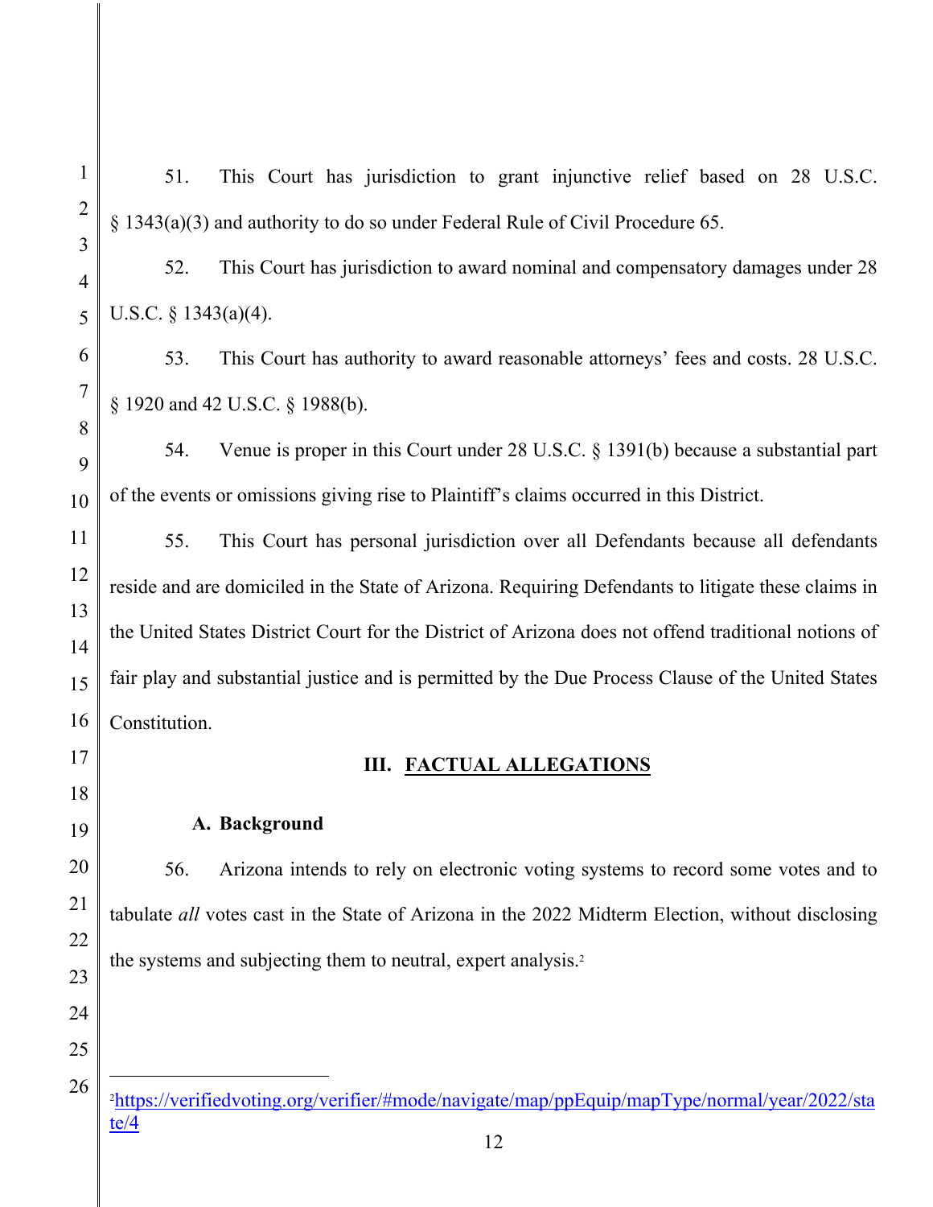51. This Court has jurisdiction to grant injunctive relief based on 28 U.S.C. § 1343(a)(3) and authority to do so under Federal Rule of Civil Procedure 65.

52. This Court has jurisdiction to award nominal and compensatory damages under 28 U.S.C. § 1343(a)(4).

53. This Court has authority to award reasonable attorneys' fees and costs. 28 U.S.C. § 1920 and 42 U.S.C. § 1988(b).

54. Venue is proper in this Court under 28 U.S.C. § 1391(b) because a substantial part of the events or omissions giving rise to Plaintiff's claims occurred in this District.

55. This Court has personal jurisdiction over all Defendants because all defendants reside and are domiciled in the State of Arizona. Requiring Defendants to litigate these claims in the United States District Court for the District of Arizona does not offend traditional notions of fair play and substantial justice and is permitted by the Due Process Clause of the United States Constitution.

## III. FACTUAL ALLEGATIONS

### A. Background

56. Arizona intends to rely on electronic voting systems to record some votes and to tabulate *all* votes cast in the State of Arizona in the 2022 Midterm Election, without disclosing the systems and subjecting them to neutral, expert analysis.[2]

---

[2] https://verifiedvoting.org/verifier/#mode/navigate/map/ppEquip/mapType/normal/year/2022/state/4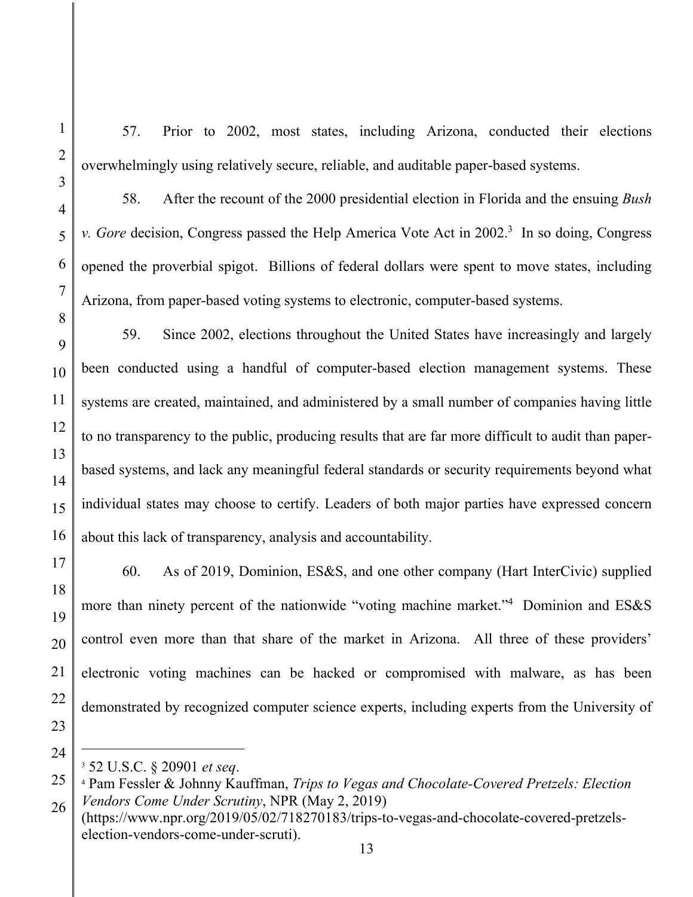57. Prior to 2002, most states, including Arizona, conducted their elections overwhelmingly using relatively secure, reliable, and auditable paper-based systems.

58. After the recount of the 2000 presidential election in Florida and the ensuing *Bush v. Gore* decision, Congress passed the Help America Vote Act in 2002.[3] In so doing, Congress opened the proverbial spigot. Billions of federal dollars were spent to move states, including Arizona, from paper-based voting systems to electronic, computer-based systems.

59. Since 2002, elections throughout the United States have increasingly and largely been conducted using a handful of computer-based election management systems. These systems are created, maintained, and administered by a small number of companies having little to no transparency to the public, producing results that are far more difficult to audit than paper-based systems, and lack any meaningful federal standards or security requirements beyond what individual states may choose to certify. Leaders of both major parties have expressed concern about this lack of transparency, analysis and accountability.

60. As of 2019, Dominion, ES&S, and one other company (Hart InterCivic) supplied more than ninety percent of the nationwide "voting machine market."[4] Dominion and ES&S control even more than that share of the market in Arizona. All three of these providers' electronic voting machines can be hacked or compromised with malware, as has been demonstrated by recognized computer science experts, including experts from the University of

---

[3] 52 U.S.C. § 20901 *et seq*.

[4] Pam Fessler & Johnny Kauffman, *Trips to Vegas and Chocolate-Covered Pretzels: Election Vendors Come Under Scrutiny*, NPR (May 2, 2019) (https://www.npr.org/2019/05/02/718270183/trips-to-vegas-and-chocolate-covered-pretzels-election-vendors-come-under-scruti).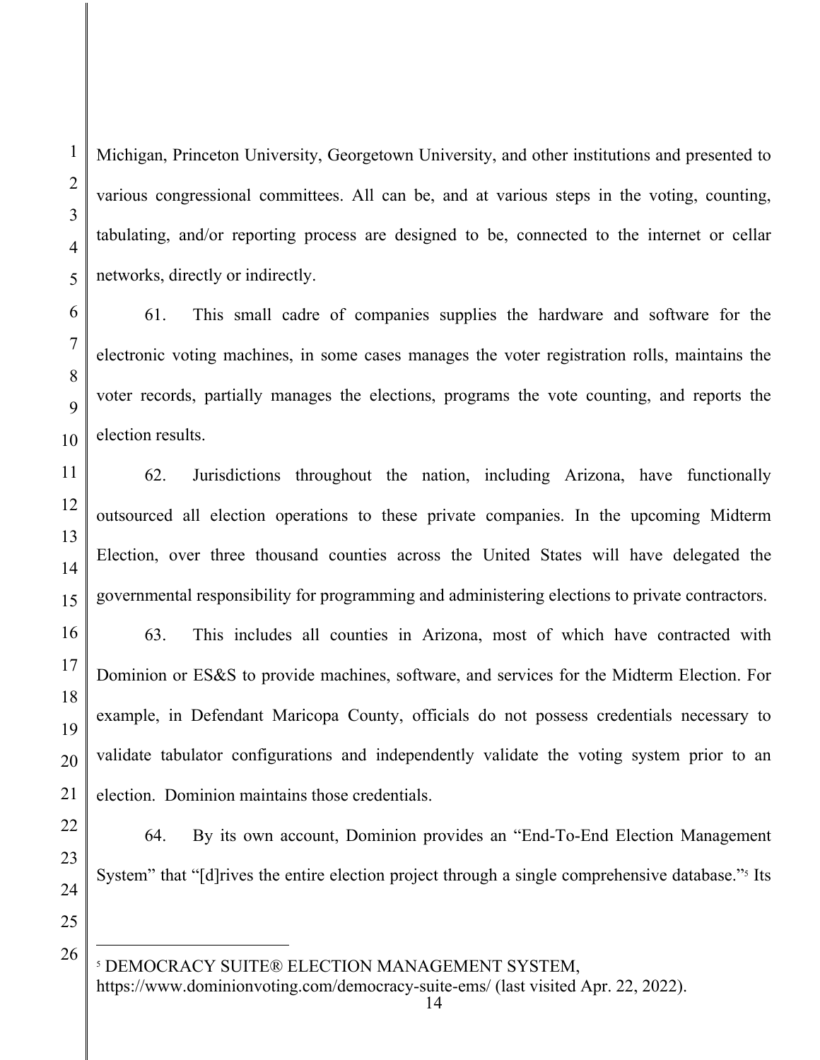Michigan, Princeton University, Georgetown University, and other institutions and presented to various congressional committees. All can be, and at various steps in the voting, counting, tabulating, and/or reporting process are designed to be, connected to the internet or cellar networks, directly or indirectly.

61. This small cadre of companies supplies the hardware and software for the electronic voting machines, in some cases manages the voter registration rolls, maintains the voter records, partially manages the elections, programs the vote counting, and reports the election results.

62. Jurisdictions throughout the nation, including Arizona, have functionally outsourced all election operations to these private companies. In the upcoming Midterm Election, over three thousand counties across the United States will have delegated the governmental responsibility for programming and administering elections to private contractors.

63. This includes all counties in Arizona, most of which have contracted with Dominion or ES&S to provide machines, software, and services for the Midterm Election. For example, in Defendant Maricopa County, officials do not possess credentials necessary to validate tabulator configurations and independently validate the voting system prior to an election. Dominion maintains those credentials.

64. By its own account, Dominion provides an "End-To-End Election Management System" that "[d]rives the entire election project through a single comprehensive database."[5] Its

---

[5] DEMOCRACY SUITE® ELECTION MANAGEMENT SYSTEM, https://www.dominionvoting.com/democracy-suite-ems/ (last visited Apr. 22, 2022).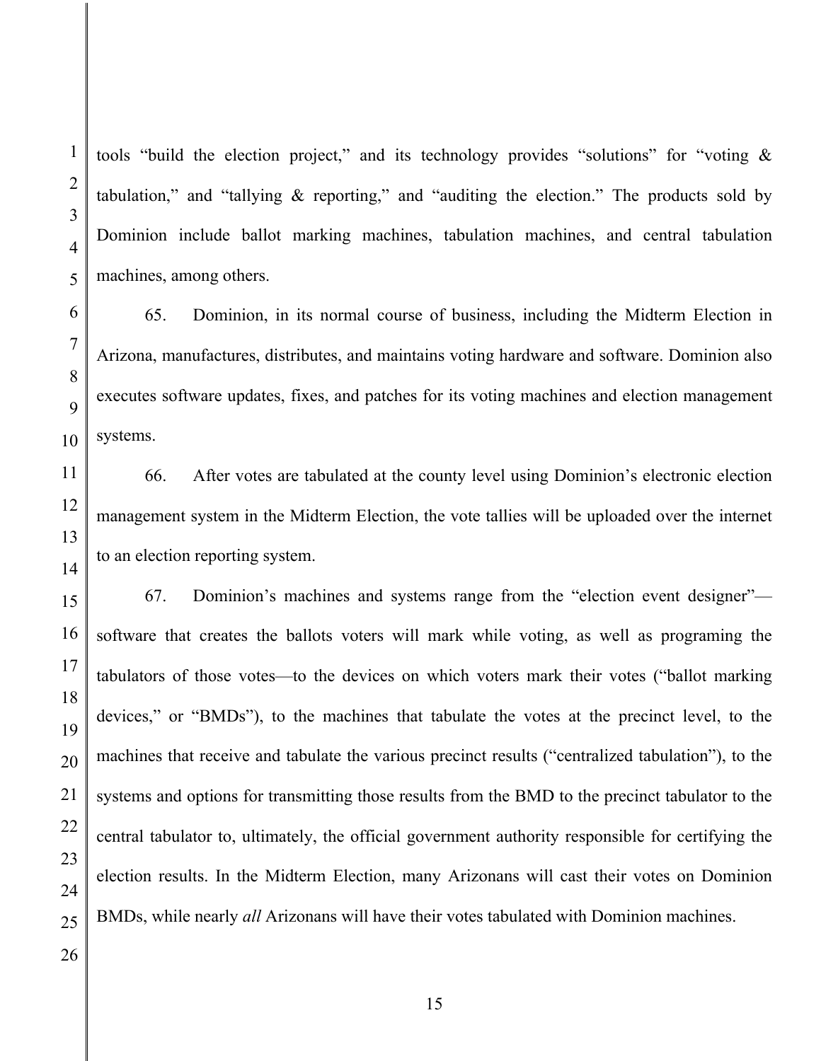tools "build the election project," and its technology provides "solutions" for "voting & tabulation," and "tallying & reporting," and "auditing the election." The products sold by Dominion include ballot marking machines, tabulation machines, and central tabulation machines, among others.

65. Dominion, in its normal course of business, including the Midterm Election in Arizona, manufactures, distributes, and maintains voting hardware and software. Dominion also executes software updates, fixes, and patches for its voting machines and election management systems.

66. After votes are tabulated at the county level using Dominion's electronic election management system in the Midterm Election, the vote tallies will be uploaded over the internet to an election reporting system.

67. Dominion's machines and systems range from the "election event designer"—software that creates the ballots voters will mark while voting, as well as programing the tabulators of those votes—to the devices on which voters mark their votes ("ballot marking devices," or "BMDs"), to the machines that tabulate the votes at the precinct level, to the machines that receive and tabulate the various precinct results ("centralized tabulation"), to the systems and options for transmitting those results from the BMD to the precinct tabulator to the central tabulator to, ultimately, the official government authority responsible for certifying the election results. In the Midterm Election, many Arizonans will cast their votes on Dominion BMDs, while nearly *all* Arizonans will have their votes tabulated with Dominion machines.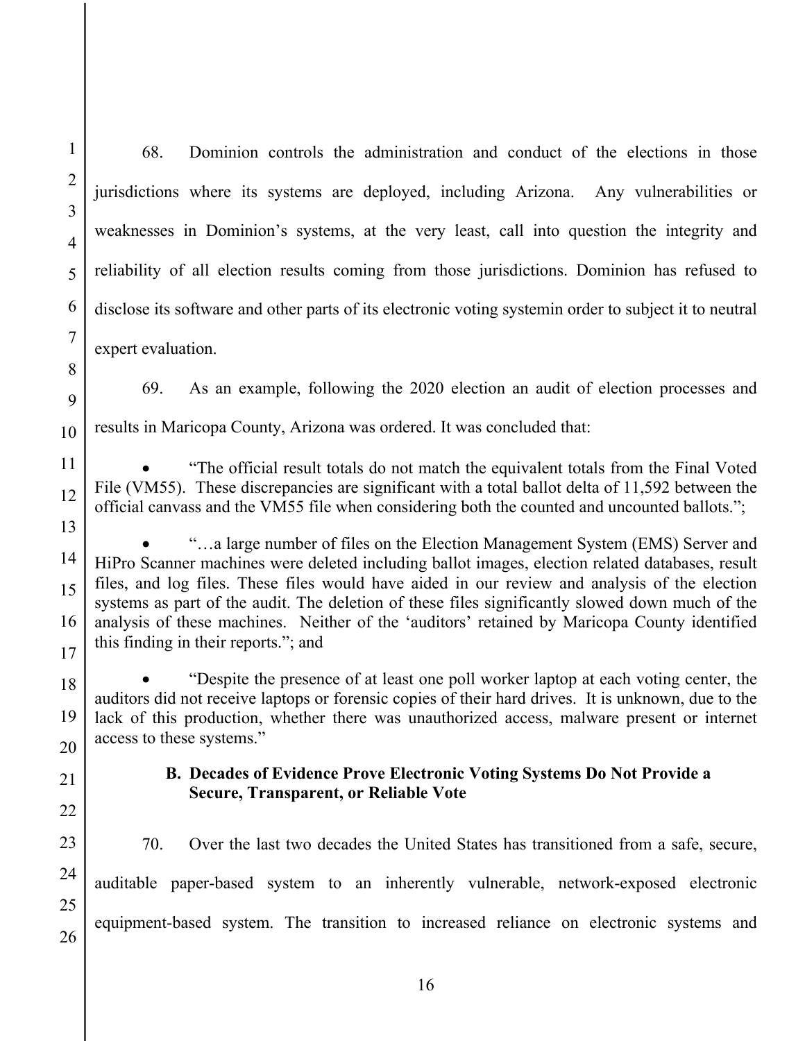68. Dominion controls the administration and conduct of the elections in those jurisdictions where its systems are deployed, including Arizona. Any vulnerabilities or weaknesses in Dominion's systems, at the very least, call into question the integrity and reliability of all election results coming from those jurisdictions. Dominion has refused to disclose its software and other parts of its electronic voting systemin order to subject it to neutral expert evaluation.

69. As an example, following the 2020 election an audit of election processes and results in Maricopa County, Arizona was ordered. It was concluded that:

- "The official result totals do not match the equivalent totals from the Final Voted File (VM55). These discrepancies are significant with a total ballot delta of 11,592 between the official canvass and the VM55 file when considering both the counted and uncounted ballots.";

- "…a large number of files on the Election Management System (EMS) Server and HiPro Scanner machines were deleted including ballot images, election related databases, result files, and log files. These files would have aided in our review and analysis of the election systems as part of the audit. The deletion of these files significantly slowed down much of the analysis of these machines. Neither of the 'auditors' retained by Maricopa County identified this finding in their reports."; and

- "Despite the presence of at least one poll worker laptop at each voting center, the auditors did not receive laptops or forensic copies of their hard drives. It is unknown, due to the lack of this production, whether there was unauthorized access, malware present or internet access to these systems."

### B. Decades of Evidence Prove Electronic Voting Systems Do Not Provide a Secure, Transparent, or Reliable Vote

70. Over the last two decades the United States has transitioned from a safe, secure, auditable paper-based system to an inherently vulnerable, network-exposed electronic equipment-based system. The transition to increased reliance on electronic systems and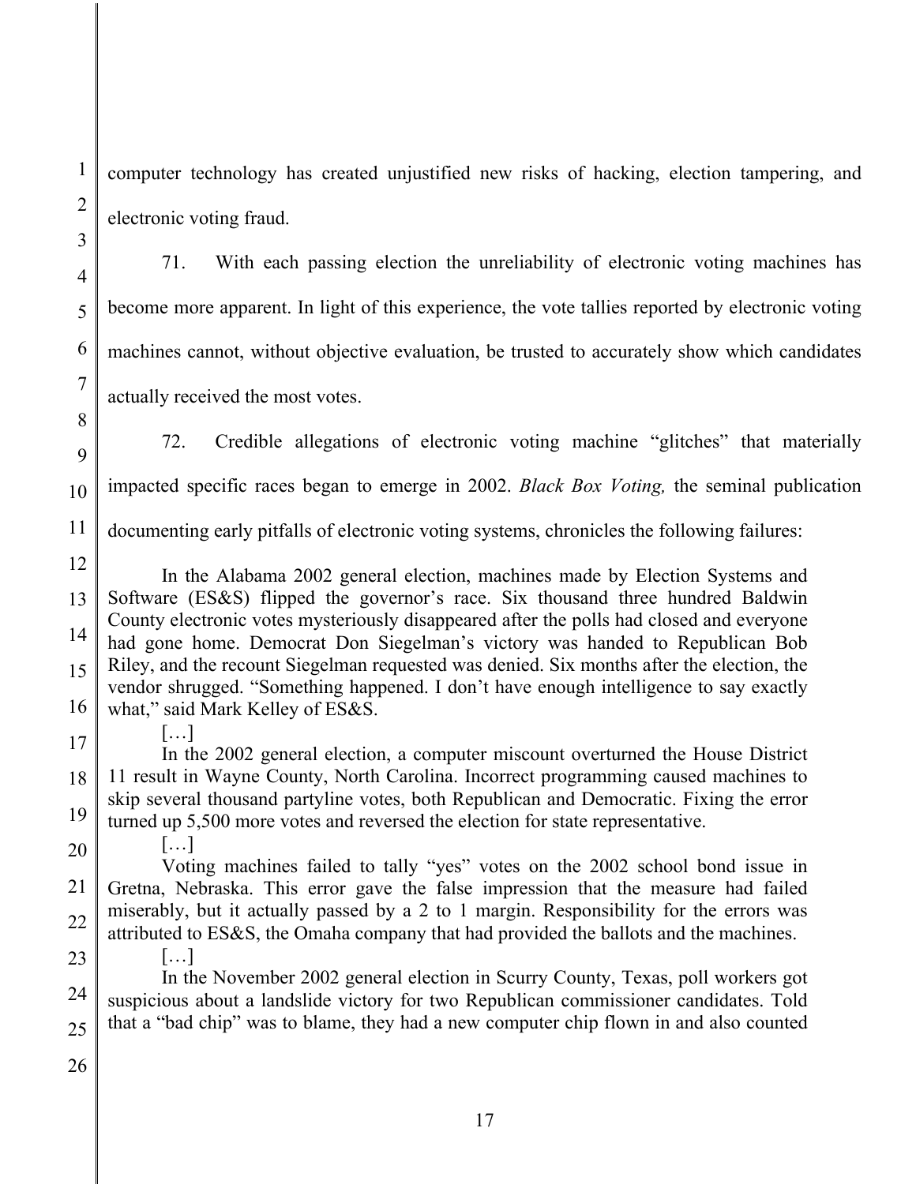computer technology has created unjustified new risks of hacking, election tampering, and electronic voting fraud.

71. With each passing election the unreliability of electronic voting machines has become more apparent. In light of this experience, the vote tallies reported by electronic voting machines cannot, without objective evaluation, be trusted to accurately show which candidates actually received the most votes.

72. Credible allegations of electronic voting machine "glitches" that materially impacted specific races began to emerge in 2002. *Black Box Voting,* the seminal publication documenting early pitfalls of electronic voting systems, chronicles the following failures:

> In the Alabama 2002 general election, machines made by Election Systems and Software (ES&S) flipped the governor's race. Six thousand three hundred Baldwin County electronic votes mysteriously disappeared after the polls had closed and everyone had gone home. Democrat Don Siegelman's victory was handed to Republican Bob Riley, and the recount Siegelman requested was denied. Six months after the election, the vendor shrugged. "Something happened. I don't have enough intelligence to say exactly what," said Mark Kelley of ES&S.
>
> […]
>
> In the 2002 general election, a computer miscount overturned the House District 11 result in Wayne County, North Carolina. Incorrect programming caused machines to skip several thousand partyline votes, both Republican and Democratic. Fixing the error turned up 5,500 more votes and reversed the election for state representative.
>
> […]
>
> Voting machines failed to tally "yes" votes on the 2002 school bond issue in Gretna, Nebraska. This error gave the false impression that the measure had failed miserably, but it actually passed by a 2 to 1 margin. Responsibility for the errors was attributed to ES&S, the Omaha company that had provided the ballots and the machines.
>
> […]
>
> In the November 2002 general election in Scurry County, Texas, poll workers got suspicious about a landslide victory for two Republican commissioner candidates. Told that a "bad chip" was to blame, they had a new computer chip flown in and also counted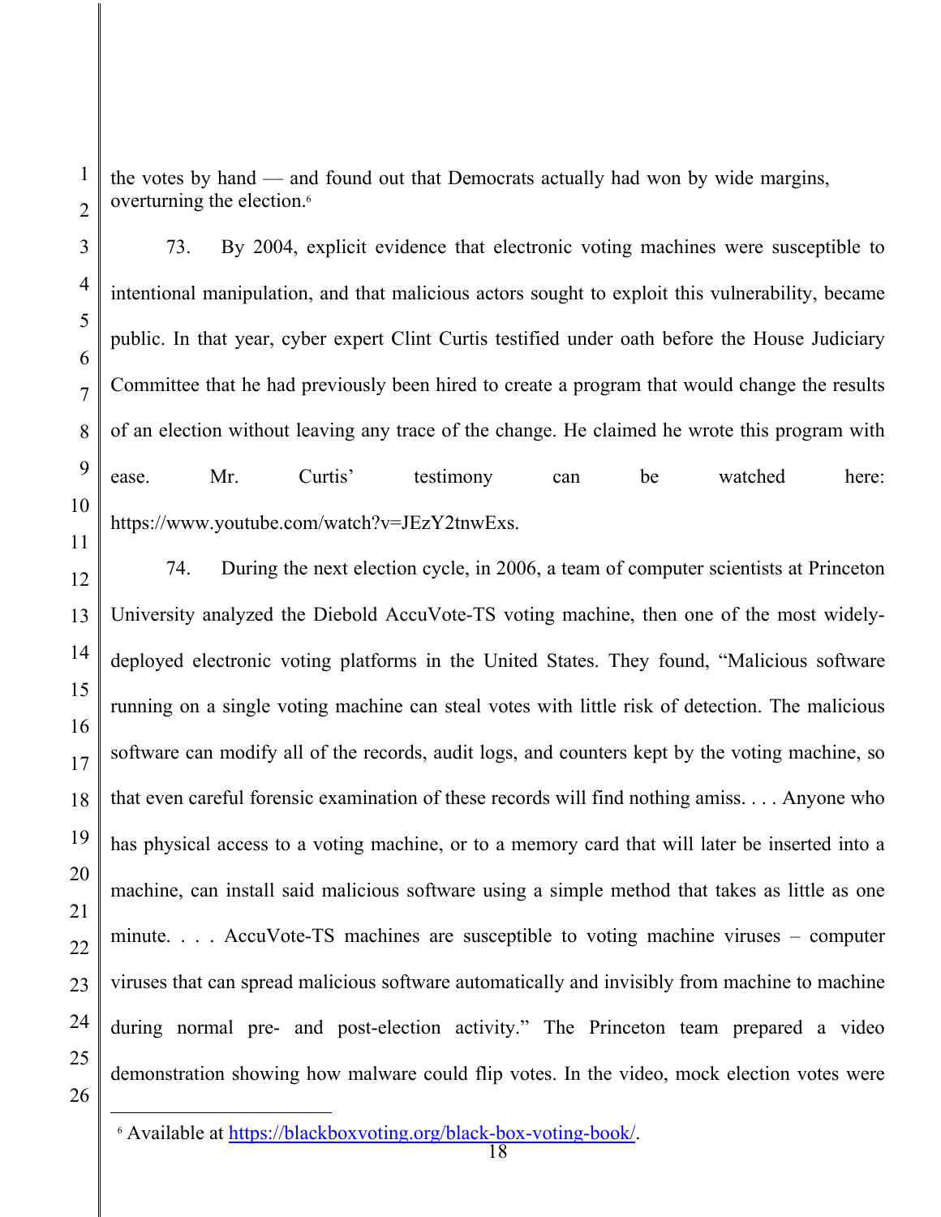the votes by hand — and found out that Democrats actually had won by wide margins, overturning the election.[6]

73. By 2004, explicit evidence that electronic voting machines were susceptible to intentional manipulation, and that malicious actors sought to exploit this vulnerability, became public. In that year, cyber expert Clint Curtis testified under oath before the House Judiciary Committee that he had previously been hired to create a program that would change the results of an election without leaving any trace of the change. He claimed he wrote this program with ease. Mr. Curtis' testimony can be watched here: https://www.youtube.com/watch?v=JEzY2tnwExs.

74. During the next election cycle, in 2006, a team of computer scientists at Princeton University analyzed the Diebold AccuVote-TS voting machine, then one of the most widely-deployed electronic voting platforms in the United States. They found, "Malicious software running on a single voting machine can steal votes with little risk of detection. The malicious software can modify all of the records, audit logs, and counters kept by the voting machine, so that even careful forensic examination of these records will find nothing amiss. . . . Anyone who has physical access to a voting machine, or to a memory card that will later be inserted into a machine, can install said malicious software using a simple method that takes as little as one minute. . . . AccuVote-TS machines are susceptible to voting machine viruses – computer viruses that can spread malicious software automatically and invisibly from machine to machine during normal pre- and post-election activity." The Princeton team prepared a video demonstration showing how malware could flip votes. In the video, mock election votes were

[6] Available at https://blackboxvoting.org/black-box-voting-book/.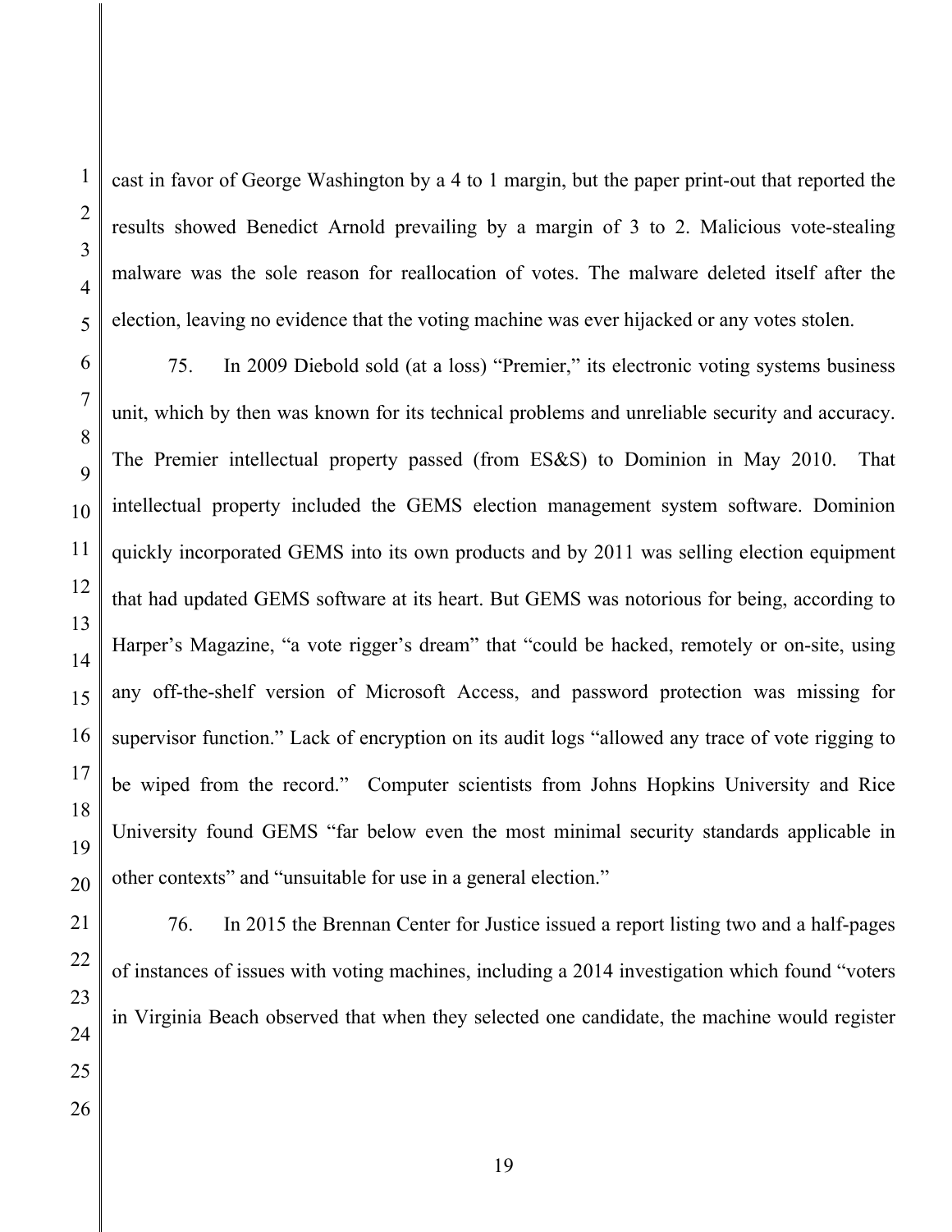cast in favor of George Washington by a 4 to 1 margin, but the paper print-out that reported the results showed Benedict Arnold prevailing by a margin of 3 to 2. Malicious vote-stealing malware was the sole reason for reallocation of votes. The malware deleted itself after the election, leaving no evidence that the voting machine was ever hijacked or any votes stolen.

75. In 2009 Diebold sold (at a loss) "Premier," its electronic voting systems business unit, which by then was known for its technical problems and unreliable security and accuracy. The Premier intellectual property passed (from ES&S) to Dominion in May 2010. That intellectual property included the GEMS election management system software. Dominion quickly incorporated GEMS into its own products and by 2011 was selling election equipment that had updated GEMS software at its heart. But GEMS was notorious for being, according to Harper's Magazine, "a vote rigger's dream" that "could be hacked, remotely or on-site, using any off-the-shelf version of Microsoft Access, and password protection was missing for supervisor function." Lack of encryption on its audit logs "allowed any trace of vote rigging to be wiped from the record." Computer scientists from Johns Hopkins University and Rice University found GEMS "far below even the most minimal security standards applicable in other contexts" and "unsuitable for use in a general election."

76. In 2015 the Brennan Center for Justice issued a report listing two and a half-pages of instances of issues with voting machines, including a 2014 investigation which found "voters in Virginia Beach observed that when they selected one candidate, the machine would register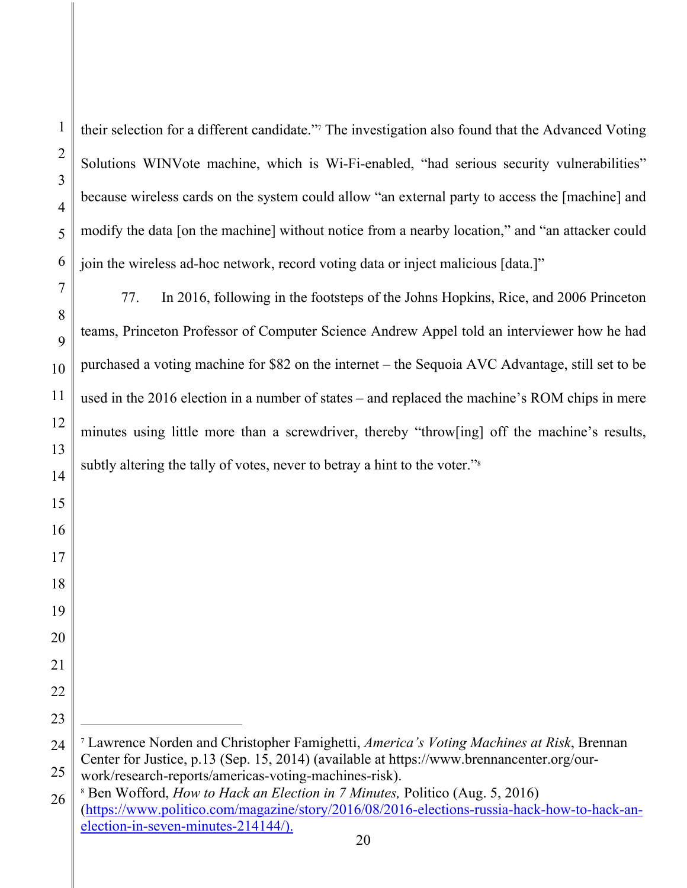their selection for a different candidate."[7] The investigation also found that the Advanced Voting Solutions WINVote machine, which is Wi-Fi-enabled, "had serious security vulnerabilities" because wireless cards on the system could allow "an external party to access the [machine] and modify the data [on the machine] without notice from a nearby location," and "an attacker could join the wireless ad-hoc network, record voting data or inject malicious [data.]"

77. In 2016, following in the footsteps of the Johns Hopkins, Rice, and 2006 Princeton teams, Princeton Professor of Computer Science Andrew Appel told an interviewer how he had purchased a voting machine for $82 on the internet – the Sequoia AVC Advantage, still set to be used in the 2016 election in a number of states – and replaced the machine's ROM chips in mere minutes using little more than a screwdriver, thereby "throw[ing] off the machine's results, subtly altering the tally of votes, never to betray a hint to the voter."[8]

---

[7] Lawrence Norden and Christopher Famighetti, *America's Voting Machines at Risk*, Brennan Center for Justice, p.13 (Sep. 15, 2014) (available at https://www.brennancenter.org/our-work/research-reports/americas-voting-machines-risk).

[8] Ben Wofford, *How to Hack an Election in 7 Minutes,* Politico (Aug. 5, 2016) (https://www.politico.com/magazine/story/2016/08/2016-elections-russia-hack-how-to-hack-an-election-in-seven-minutes-214144/).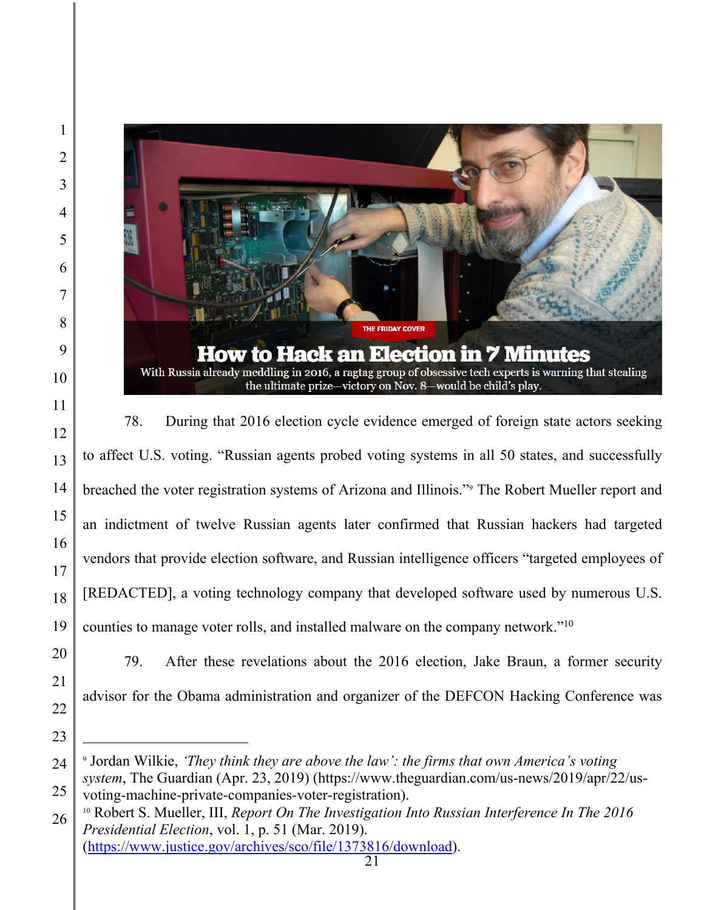THE FRIDAY COVER

**How to Hack an Election in 7 Minutes**

With Russia already meddling in 2016, a ragtag group of obsessive tech experts is warning that stealing the ultimate prize—victory on Nov. 8—would be child's play.

78. During that 2016 election cycle evidence emerged of foreign state actors seeking to affect U.S. voting. "Russian agents probed voting systems in all 50 states, and successfully breached the voter registration systems of Arizona and Illinois."[9] The Robert Mueller report and an indictment of twelve Russian agents later confirmed that Russian hackers had targeted vendors that provide election software, and Russian intelligence officers "targeted employees of [REDACTED], a voting technology company that developed software used by numerous U.S. counties to manage voter rolls, and installed malware on the company network."[10]

79. After these revelations about the 2016 election, Jake Braun, a former security advisor for the Obama administration and organizer of the DEFCON Hacking Conference was

---

[9] Jordan Wilkie, *'They think they are above the law': the firms that own America's voting system*, The Guardian (Apr. 23, 2019) (https://www.theguardian.com/us-news/2019/apr/22/us-voting-machine-private-companies-voter-registration).

[10] Robert S. Mueller, III, *Report On The Investigation Into Russian Interference In The 2016 Presidential Election*, vol. 1, p. 51 (Mar. 2019). (https://www.justice.gov/archives/sco/file/1373816/download).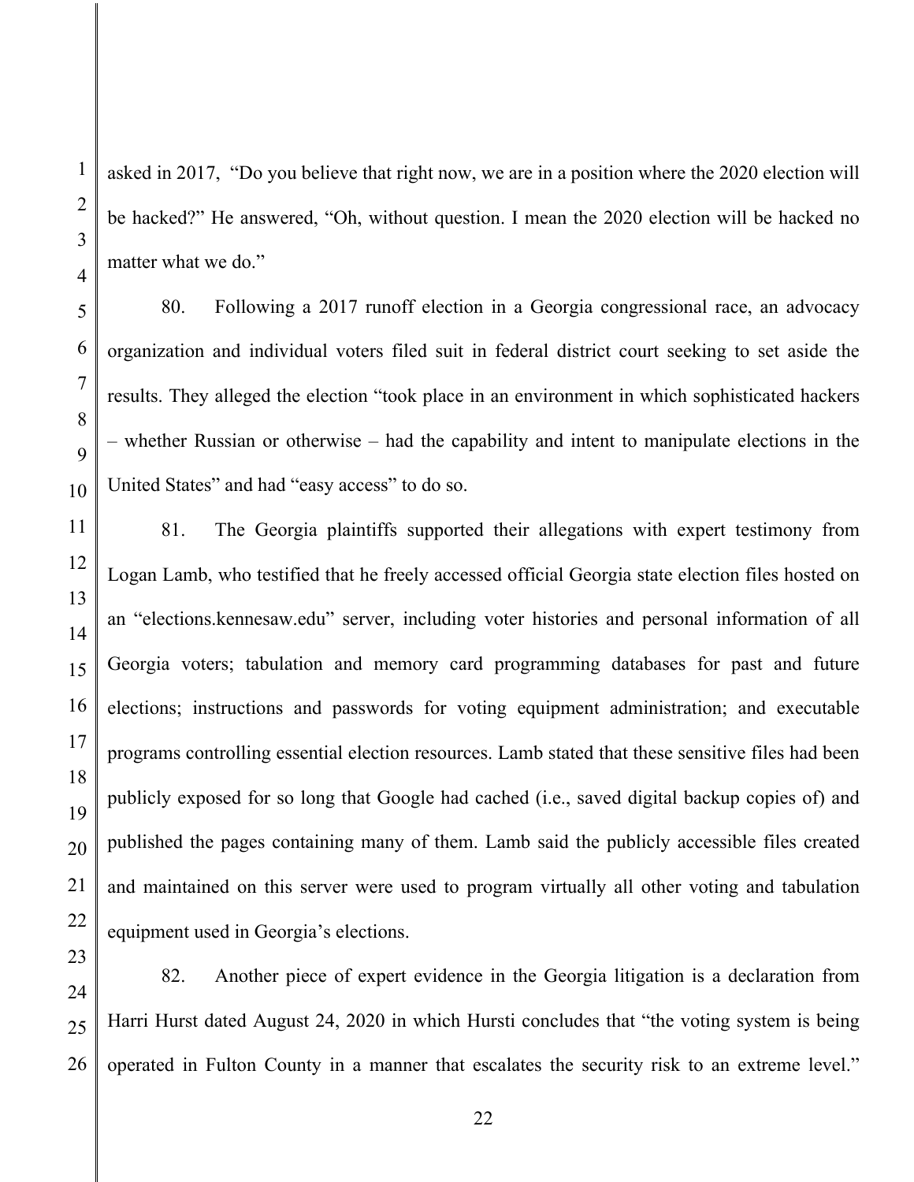asked in 2017, "Do you believe that right now, we are in a position where the 2020 election will be hacked?" He answered, "Oh, without question. I mean the 2020 election will be hacked no matter what we do."

80. Following a 2017 runoff election in a Georgia congressional race, an advocacy organization and individual voters filed suit in federal district court seeking to set aside the results. They alleged the election "took place in an environment in which sophisticated hackers – whether Russian or otherwise – had the capability and intent to manipulate elections in the United States" and had "easy access" to do so.

81. The Georgia plaintiffs supported their allegations with expert testimony from Logan Lamb, who testified that he freely accessed official Georgia state election files hosted on an "elections.kennesaw.edu" server, including voter histories and personal information of all Georgia voters; tabulation and memory card programming databases for past and future elections; instructions and passwords for voting equipment administration; and executable programs controlling essential election resources. Lamb stated that these sensitive files had been publicly exposed for so long that Google had cached (i.e., saved digital backup copies of) and published the pages containing many of them. Lamb said the publicly accessible files created and maintained on this server were used to program virtually all other voting and tabulation equipment used in Georgia's elections.

82. Another piece of expert evidence in the Georgia litigation is a declaration from Harri Hurst dated August 24, 2020 in which Hursti concludes that "the voting system is being operated in Fulton County in a manner that escalates the security risk to an extreme level."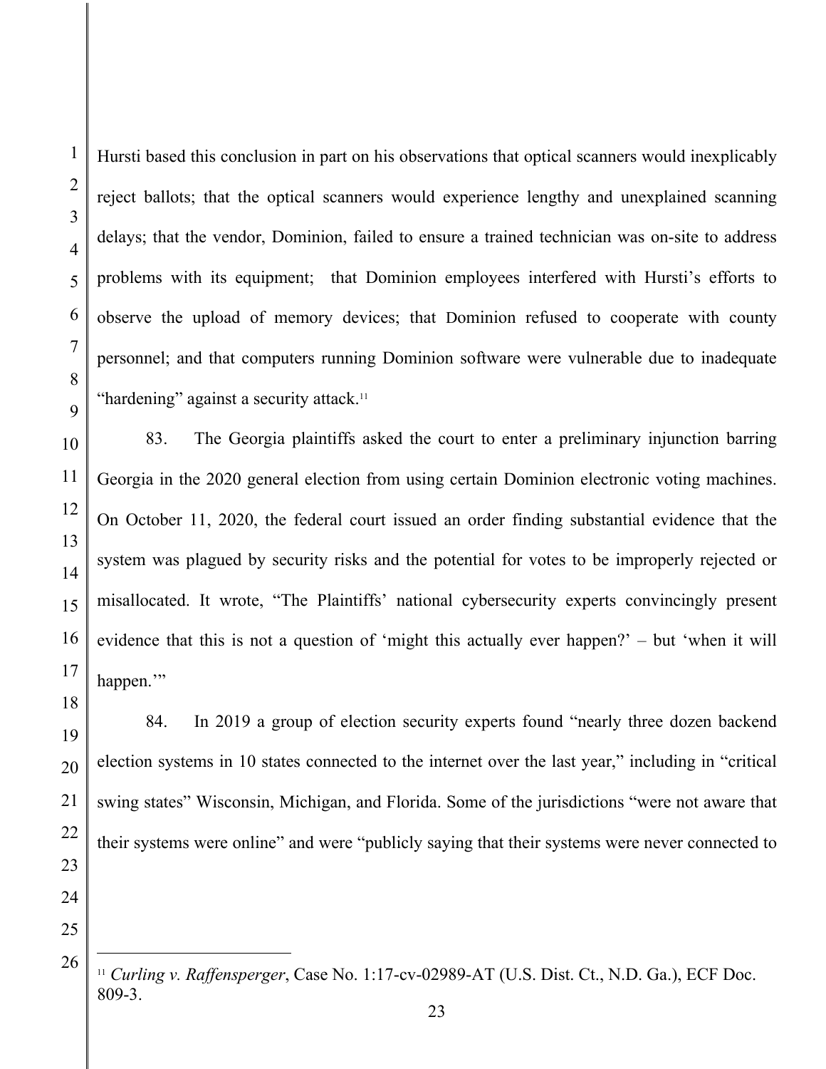Hursti based this conclusion in part on his observations that optical scanners would inexplicably reject ballots; that the optical scanners would experience lengthy and unexplained scanning delays; that the vendor, Dominion, failed to ensure a trained technician was on-site to address problems with its equipment; that Dominion employees interfered with Hursti's efforts to observe the upload of memory devices; that Dominion refused to cooperate with county personnel; and that computers running Dominion software were vulnerable due to inadequate "hardening" against a security attack.[11]

83. The Georgia plaintiffs asked the court to enter a preliminary injunction barring Georgia in the 2020 general election from using certain Dominion electronic voting machines. On October 11, 2020, the federal court issued an order finding substantial evidence that the system was plagued by security risks and the potential for votes to be improperly rejected or misallocated. It wrote, "The Plaintiffs' national cybersecurity experts convincingly present evidence that this is not a question of 'might this actually ever happen?' – but 'when it will happen.'"

84. In 2019 a group of election security experts found "nearly three dozen backend election systems in 10 states connected to the internet over the last year," including in "critical swing states" Wisconsin, Michigan, and Florida. Some of the jurisdictions "were not aware that their systems were online" and were "publicly saying that their systems were never connected to

---

[11] *Curling v. Raffensperger*, Case No. 1:17-cv-02989-AT (U.S. Dist. Ct., N.D. Ga.), ECF Doc. 809-3.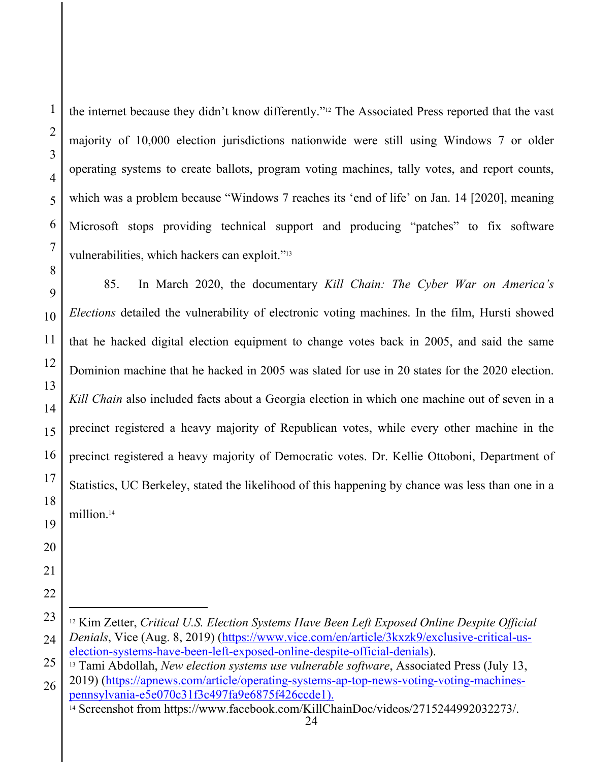the internet because they didn't know differently."[12] The Associated Press reported that the vast majority of 10,000 election jurisdictions nationwide were still using Windows 7 or older operating systems to create ballots, program voting machines, tally votes, and report counts, which was a problem because "Windows 7 reaches its 'end of life' on Jan. 14 [2020], meaning Microsoft stops providing technical support and producing "patches" to fix software vulnerabilities, which hackers can exploit."[13]

85. In March 2020, the documentary *Kill Chain: The Cyber War on America's Elections* detailed the vulnerability of electronic voting machines. In the film, Hursti showed that he hacked digital election equipment to change votes back in 2005, and said the same Dominion machine that he hacked in 2005 was slated for use in 20 states for the 2020 election. *Kill Chain* also included facts about a Georgia election in which one machine out of seven in a precinct registered a heavy majority of Republican votes, while every other machine in the precinct registered a heavy majority of Democratic votes. Dr. Kellie Ottoboni, Department of Statistics, UC Berkeley, stated the likelihood of this happening by chance was less than one in a million.[14]

---

[12] Kim Zetter, *Critical U.S. Election Systems Have Been Left Exposed Online Despite Official Denials*, Vice (Aug. 8, 2019) (https://www.vice.com/en/article/3kxzk9/exclusive-critical-us-election-systems-have-been-left-exposed-online-despite-official-denials).

[13] Tami Abdollah, *New election systems use vulnerable software*, Associated Press (July 13, 2019) (https://apnews.com/article/operating-systems-ap-top-news-voting-voting-machines-pennsylvania-e5e070c31f3c497fa9e6875f426ccde1).

[14] Screenshot from https://www.facebook.com/KillChainDoc/videos/2715244992032273/.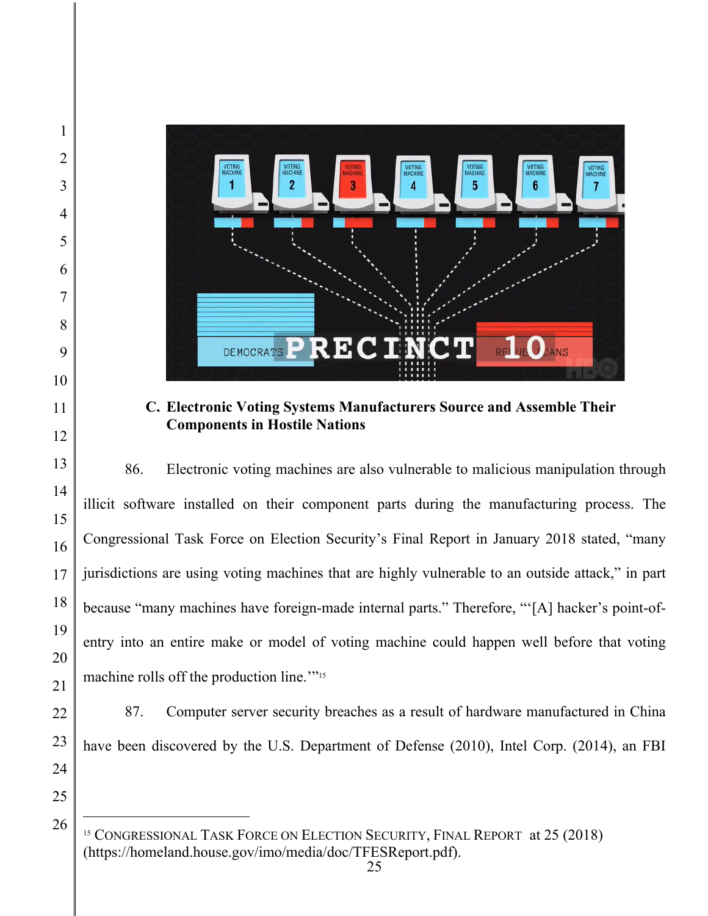### C. Electronic Voting Systems Manufacturers Source and Assemble Their Components in Hostile Nations

86. Electronic voting machines are also vulnerable to malicious manipulation through illicit software installed on their component parts during the manufacturing process. The Congressional Task Force on Election Security's Final Report in January 2018 stated, "many jurisdictions are using voting machines that are highly vulnerable to an outside attack," in part because "many machines have foreign-made internal parts." Therefore, "'[A] hacker's point-of-entry into an entire make or model of voting machine could happen well before that voting machine rolls off the production line.'"[15]

87. Computer server security breaches as a result of hardware manufactured in China have been discovered by the U.S. Department of Defense (2010), Intel Corp. (2014), an FBI

---

[15] CONGRESSIONAL TASK FORCE ON ELECTION SECURITY, FINAL REPORT at 25 (2018) (https://homeland.house.gov/imo/media/doc/TFESReport.pdf).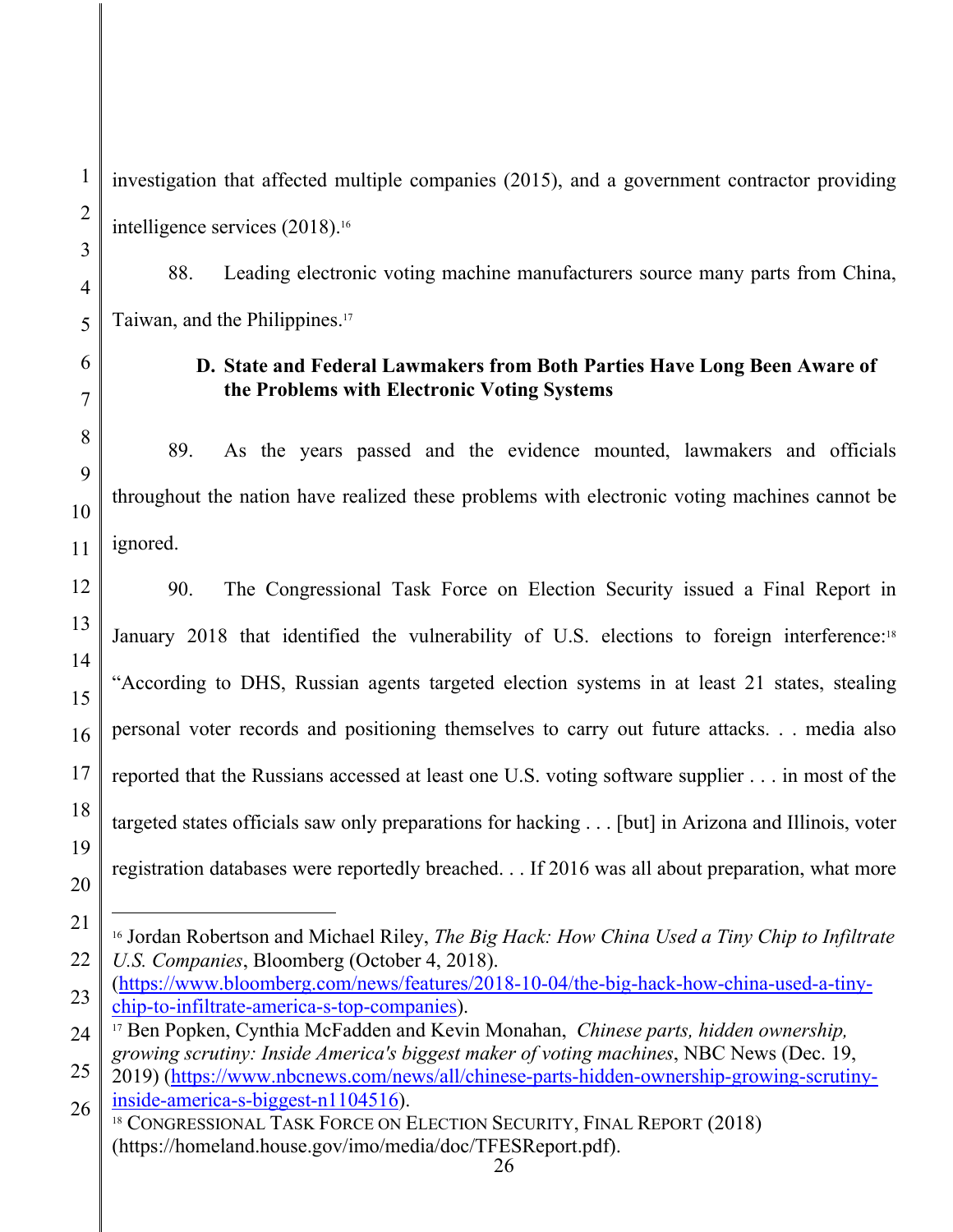investigation that affected multiple companies (2015), and a government contractor providing intelligence services (2018).[16]

88. Leading electronic voting machine manufacturers source many parts from China, Taiwan, and the Philippines.[17]

### D. State and Federal Lawmakers from Both Parties Have Long Been Aware of the Problems with Electronic Voting Systems

89. As the years passed and the evidence mounted, lawmakers and officials throughout the nation have realized these problems with electronic voting machines cannot be ignored.

90. The Congressional Task Force on Election Security issued a Final Report in January 2018 that identified the vulnerability of U.S. elections to foreign interference:[18] "According to DHS, Russian agents targeted election systems in at least 21 states, stealing personal voter records and positioning themselves to carry out future attacks. . . media also reported that the Russians accessed at least one U.S. voting software supplier . . . in most of the targeted states officials saw only preparations for hacking . . . [but] in Arizona and Illinois, voter registration databases were reportedly breached. . . If 2016 was all about preparation, what more

---

[16] Jordan Robertson and Michael Riley, *The Big Hack: How China Used a Tiny Chip to Infiltrate U.S. Companies*, Bloomberg (October 4, 2018). (https://www.bloomberg.com/news/features/2018-10-04/the-big-hack-how-china-used-a-tiny-chip-to-infiltrate-america-s-top-companies).

[17] Ben Popken, Cynthia McFadden and Kevin Monahan, *Chinese parts, hidden ownership, growing scrutiny: Inside America's biggest maker of voting machines*, NBC News (Dec. 19, 2019) (https://www.nbcnews.com/news/all/chinese-parts-hidden-ownership-growing-scrutiny-inside-america-s-biggest-n1104516).

[18] CONGRESSIONAL TASK FORCE ON ELECTION SECURITY, FINAL REPORT (2018) (https://homeland.house.gov/imo/media/doc/TFESReport.pdf).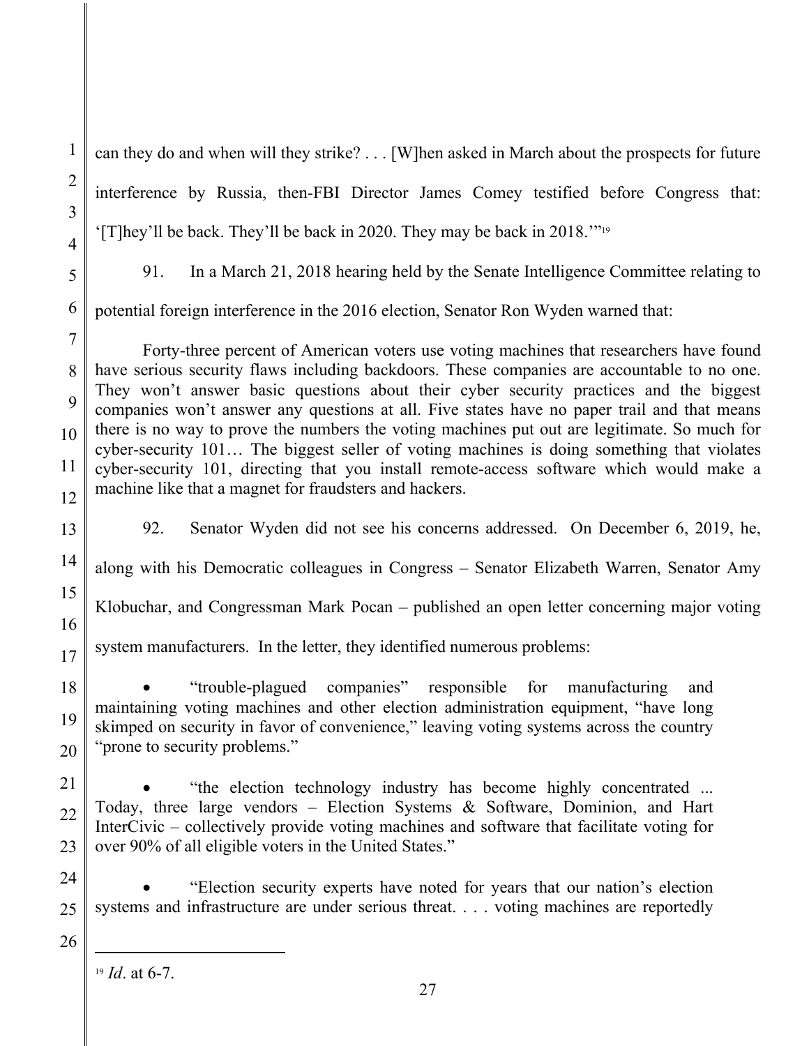can they do and when will they strike? . . . [W]hen asked in March about the prospects for future interference by Russia, then-FBI Director James Comey testified before Congress that: '[T]hey'll be back. They'll be back in 2020. They may be back in 2018.'"[19]

91. In a March 21, 2018 hearing held by the Senate Intelligence Committee relating to potential foreign interference in the 2016 election, Senator Ron Wyden warned that:

> Forty-three percent of American voters use voting machines that researchers have found have serious security flaws including backdoors. These companies are accountable to no one. They won't answer basic questions about their cyber security practices and the biggest companies won't answer any questions at all. Five states have no paper trail and that means there is no way to prove the numbers the voting machines put out are legitimate. So much for cyber-security 101… The biggest seller of voting machines is doing something that violates cyber-security 101, directing that you install remote-access software which would make a machine like that a magnet for fraudsters and hackers.

92. Senator Wyden did not see his concerns addressed. On December 6, 2019, he, along with his Democratic colleagues in Congress – Senator Elizabeth Warren, Senator Amy Klobuchar, and Congressman Mark Pocan – published an open letter concerning major voting system manufacturers. In the letter, they identified numerous problems:

- "trouble-plagued companies" responsible for manufacturing and maintaining voting machines and other election administration equipment, "have long skimped on security in favor of convenience," leaving voting systems across the country "prone to security problems."

- "the election technology industry has become highly concentrated ... Today, three large vendors – Election Systems & Software, Dominion, and Hart InterCivic – collectively provide voting machines and software that facilitate voting for over 90% of all eligible voters in the United States."

- "Election security experts have noted for years that our nation's election systems and infrastructure are under serious threat. . . . voting machines are reportedly

[19] *Id*. at 6-7.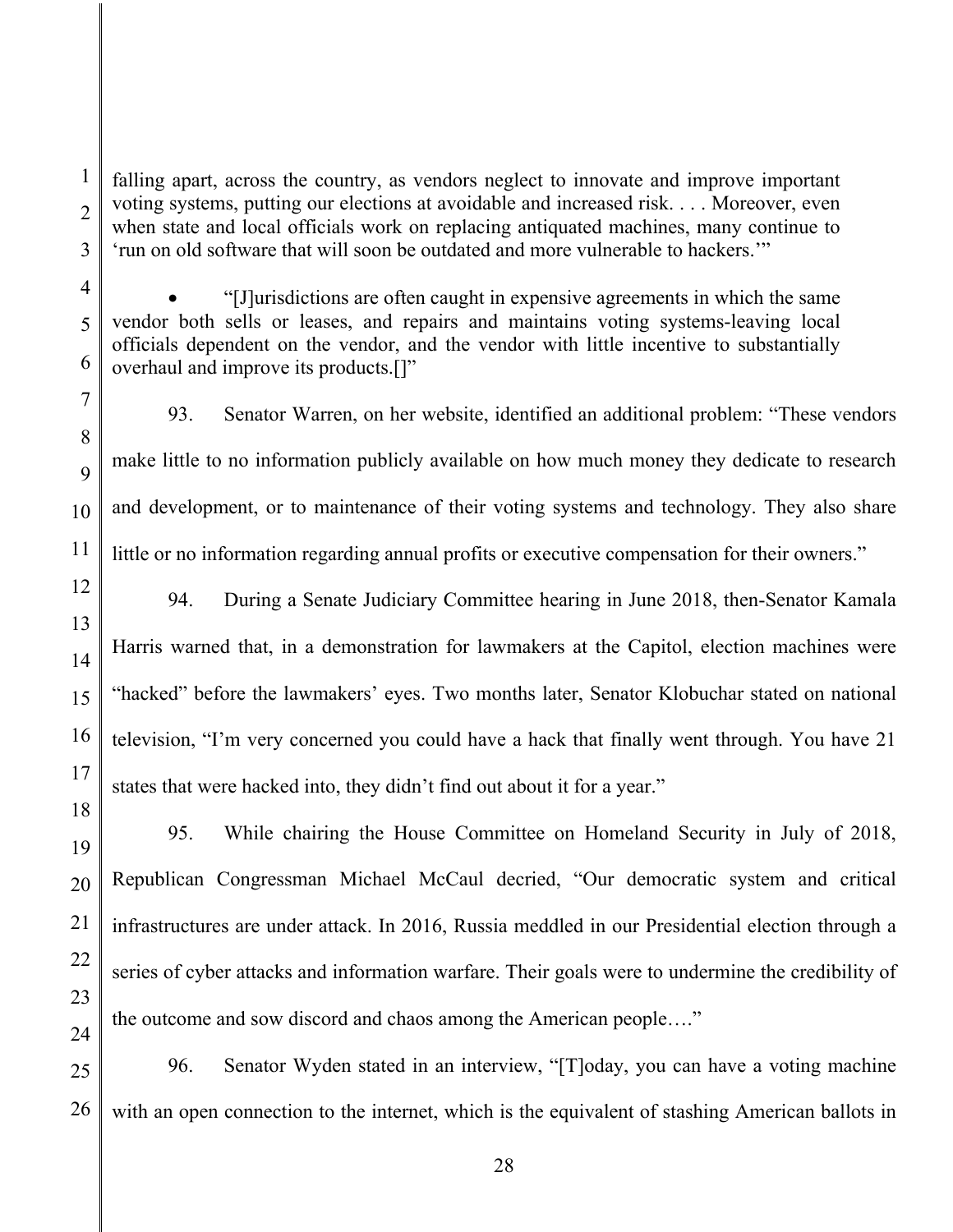falling apart, across the country, as vendors neglect to innovate and improve important voting systems, putting our elections at avoidable and increased risk. . . . Moreover, even when state and local officials work on replacing antiquated machines, many continue to 'run on old software that will soon be outdated and more vulnerable to hackers.'"

- "[J]urisdictions are often caught in expensive agreements in which the same vendor both sells or leases, and repairs and maintains voting systems-leaving local officials dependent on the vendor, and the vendor with little incentive to substantially overhaul and improve its products.[]"

93. Senator Warren, on her website, identified an additional problem: "These vendors make little to no information publicly available on how much money they dedicate to research and development, or to maintenance of their voting systems and technology. They also share little or no information regarding annual profits or executive compensation for their owners."

94. During a Senate Judiciary Committee hearing in June 2018, then-Senator Kamala Harris warned that, in a demonstration for lawmakers at the Capitol, election machines were "hacked" before the lawmakers' eyes. Two months later, Senator Klobuchar stated on national television, "I'm very concerned you could have a hack that finally went through. You have 21 states that were hacked into, they didn't find out about it for a year."

95. While chairing the House Committee on Homeland Security in July of 2018, Republican Congressman Michael McCaul decried, "Our democratic system and critical infrastructures are under attack. In 2016, Russia meddled in our Presidential election through a series of cyber attacks and information warfare. Their goals were to undermine the credibility of the outcome and sow discord and chaos among the American people…."

96. Senator Wyden stated in an interview, "[T]oday, you can have a voting machine with an open connection to the internet, which is the equivalent of stashing American ballots in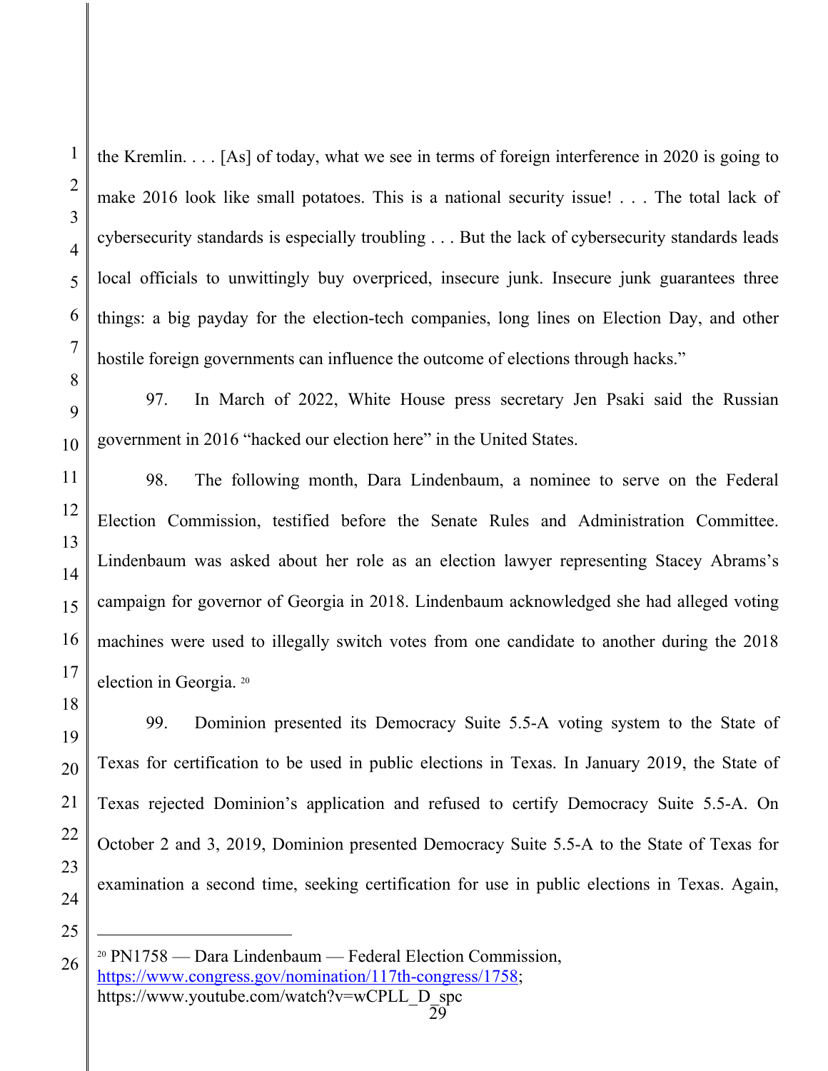the Kremlin. . . . [As] of today, what we see in terms of foreign interference in 2020 is going to make 2016 look like small potatoes. This is a national security issue! . . . The total lack of cybersecurity standards is especially troubling . . . But the lack of cybersecurity standards leads local officials to unwittingly buy overpriced, insecure junk. Insecure junk guarantees three things: a big payday for the election-tech companies, long lines on Election Day, and other hostile foreign governments can influence the outcome of elections through hacks."

97. In March of 2022, White House press secretary Jen Psaki said the Russian government in 2016 "hacked our election here" in the United States.

98. The following month, Dara Lindenbaum, a nominee to serve on the Federal Election Commission, testified before the Senate Rules and Administration Committee. Lindenbaum was asked about her role as an election lawyer representing Stacey Abrams's campaign for governor of Georgia in 2018. Lindenbaum acknowledged she had alleged voting machines were used to illegally switch votes from one candidate to another during the 2018 election in Georgia. [20]

99. Dominion presented its Democracy Suite 5.5-A voting system to the State of Texas for certification to be used in public elections in Texas. In January 2019, the State of Texas rejected Dominion's application and refused to certify Democracy Suite 5.5-A. On October 2 and 3, 2019, Dominion presented Democracy Suite 5.5-A to the State of Texas for examination a second time, seeking certification for use in public elections in Texas. Again,

---

[20] PN1758 — Dara Lindenbaum — Federal Election Commission, https://www.congress.gov/nomination/117th-congress/1758; https://www.youtube.com/watch?v=wCPLL_D_spc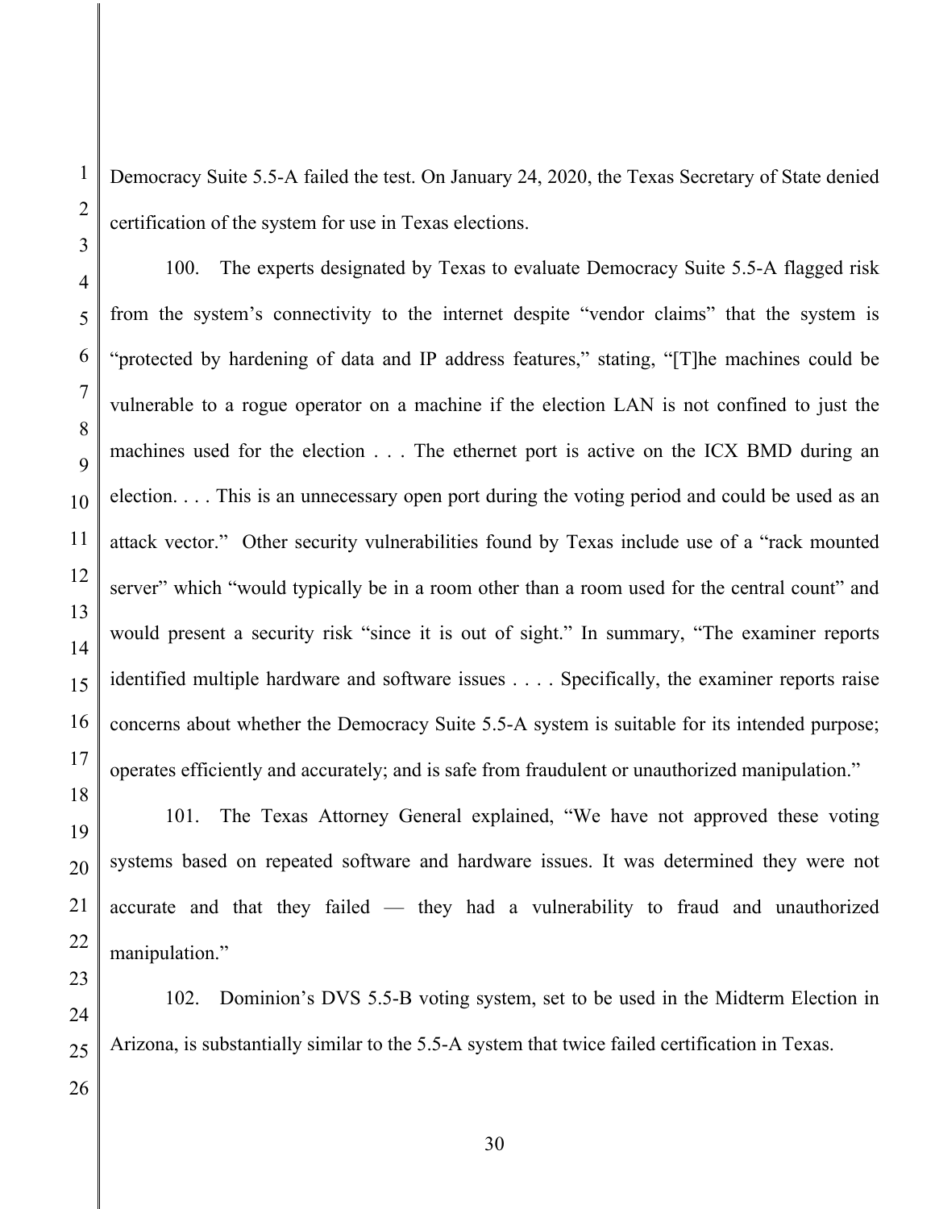Democracy Suite 5.5-A failed the test. On January 24, 2020, the Texas Secretary of State denied certification of the system for use in Texas elections.

100. The experts designated by Texas to evaluate Democracy Suite 5.5-A flagged risk from the system's connectivity to the internet despite "vendor claims" that the system is "protected by hardening of data and IP address features," stating, "[T]he machines could be vulnerable to a rogue operator on a machine if the election LAN is not confined to just the machines used for the election . . . The ethernet port is active on the ICX BMD during an election. . . . This is an unnecessary open port during the voting period and could be used as an attack vector." Other security vulnerabilities found by Texas include use of a "rack mounted server" which "would typically be in a room other than a room used for the central count" and would present a security risk "since it is out of sight." In summary, "The examiner reports identified multiple hardware and software issues . . . . Specifically, the examiner reports raise concerns about whether the Democracy Suite 5.5-A system is suitable for its intended purpose; operates efficiently and accurately; and is safe from fraudulent or unauthorized manipulation."

101. The Texas Attorney General explained, "We have not approved these voting systems based on repeated software and hardware issues. It was determined they were not accurate and that they failed — they had a vulnerability to fraud and unauthorized manipulation."

102. Dominion's DVS 5.5-B voting system, set to be used in the Midterm Election in Arizona, is substantially similar to the 5.5-A system that twice failed certification in Texas.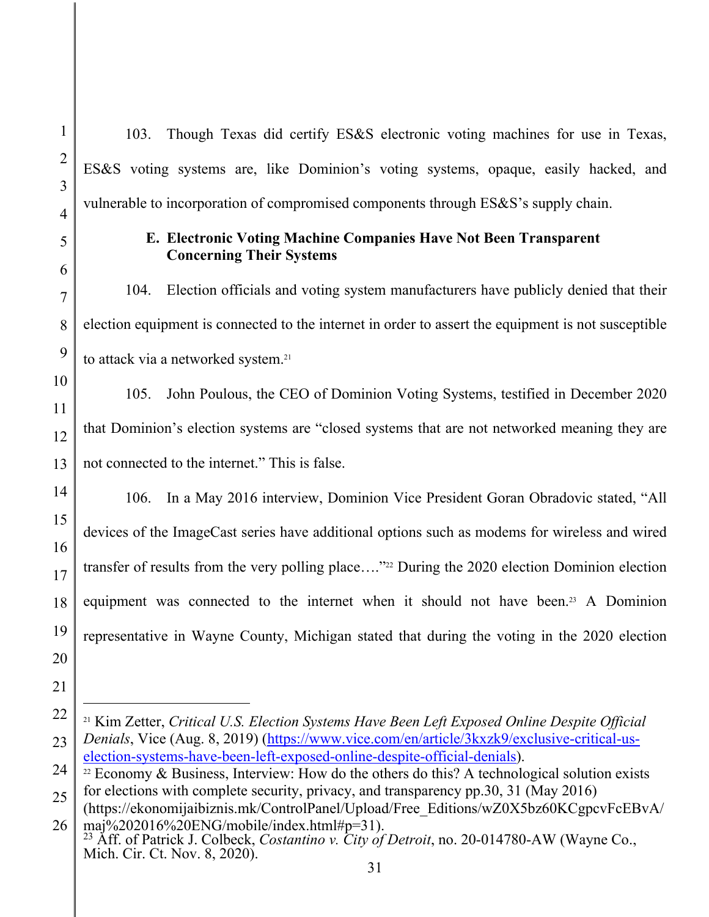103. Though Texas did certify ES&S electronic voting machines for use in Texas, ES&S voting systems are, like Dominion's voting systems, opaque, easily hacked, and vulnerable to incorporation of compromised components through ES&S's supply chain.

### E. Electronic Voting Machine Companies Have Not Been Transparent Concerning Their Systems

104. Election officials and voting system manufacturers have publicly denied that their election equipment is connected to the internet in order to assert the equipment is not susceptible to attack via a networked system.[21]

105. John Poulous, the CEO of Dominion Voting Systems, testified in December 2020 that Dominion's election systems are "closed systems that are not networked meaning they are not connected to the internet." This is false.

106. In a May 2016 interview, Dominion Vice President Goran Obradovic stated, "All devices of the ImageCast series have additional options such as modems for wireless and wired transfer of results from the very polling place…."[22] During the 2020 election Dominion election equipment was connected to the internet when it should not have been.[23] A Dominion representative in Wayne County, Michigan stated that during the voting in the 2020 election

---

[21] Kim Zetter, *Critical U.S. Election Systems Have Been Left Exposed Online Despite Official Denials*, Vice (Aug. 8, 2019) (https://www.vice.com/en/article/3kxzk9/exclusive-critical-us-election-systems-have-been-left-exposed-online-despite-official-denials).

[22] Economy & Business, Interview: How do the others do this? A technological solution exists for elections with complete security, privacy, and transparency pp.30, 31 (May 2016) (https://ekonomijaibiznis.mk/ControlPanel/Upload/Free_Editions/wZ0X5bz60KCgpcvFcEBvA/maj%202016%20ENG/mobile/index.html#p=31).

[23] Aff. of Patrick J. Colbeck, *Costantino v. City of Detroit*, no. 20-014780-AW (Wayne Co., Mich. Cir. Ct. Nov. 8, 2020).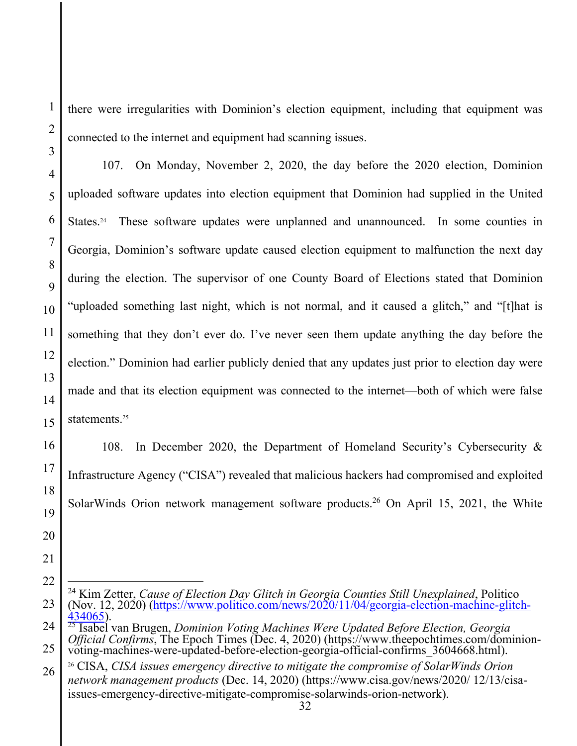there were irregularities with Dominion's election equipment, including that equipment was connected to the internet and equipment had scanning issues.

107. On Monday, November 2, 2020, the day before the 2020 election, Dominion uploaded software updates into election equipment that Dominion had supplied in the United States.[24] These software updates were unplanned and unannounced. In some counties in Georgia, Dominion's software update caused election equipment to malfunction the next day during the election. The supervisor of one County Board of Elections stated that Dominion "uploaded something last night, which is not normal, and it caused a glitch," and "[t]hat is something that they don't ever do. I've never seen them update anything the day before the election." Dominion had earlier publicly denied that any updates just prior to election day were made and that its election equipment was connected to the internet—both of which were false statements.[25]

108. In December 2020, the Department of Homeland Security's Cybersecurity & Infrastructure Agency ("CISA") revealed that malicious hackers had compromised and exploited SolarWinds Orion network management software products.[26] On April 15, 2021, the White

---

[24] Kim Zetter, *Cause of Election Day Glitch in Georgia Counties Still Unexplained*, Politico (Nov. 12, 2020) (https://www.politico.com/news/2020/11/04/georgia-election-machine-glitch-434065).

[25] Isabel van Brugen, *Dominion Voting Machines Were Updated Before Election, Georgia Official Confirms*, The Epoch Times (Dec. 4, 2020) (https://www.theepochtimes.com/dominion-voting-machines-were-updated-before-election-georgia-official-confirms_3604668.html).

[26] CISA, *CISA issues emergency directive to mitigate the compromise of SolarWinds Orion network management products* (Dec. 14, 2020) (https://www.cisa.gov/news/2020/ 12/13/cisa-issues-emergency-directive-mitigate-compromise-solarwinds-orion-network).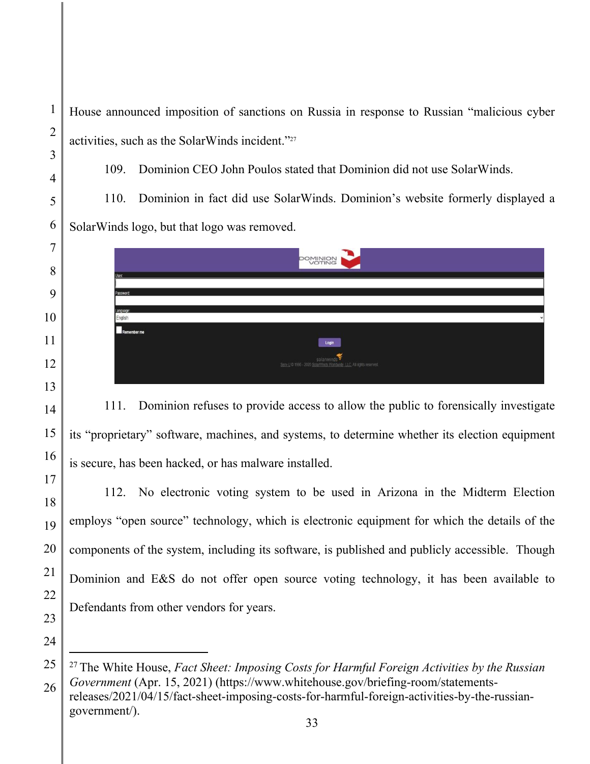House announced imposition of sanctions on Russia in response to Russian "malicious cyber activities, such as the SolarWinds incident."[27]

109. Dominion CEO John Poulos stated that Dominion did not use SolarWinds.

110. Dominion in fact did use SolarWinds. Dominion's website formerly displayed a SolarWinds logo, but that logo was removed.

111. Dominion refuses to provide access to allow the public to forensically investigate its "proprietary" software, machines, and systems, to determine whether its election equipment is secure, has been hacked, or has malware installed.

112. No electronic voting system to be used in Arizona in the Midterm Election employs "open source" technology, which is electronic equipment for which the details of the components of the system, including its software, is published and publicly accessible. Though Dominion and E&S do not offer open source voting technology, it has been available to Defendants from other vendors for years.

---

[27] The White House, *Fact Sheet: Imposing Costs for Harmful Foreign Activities by the Russian Government* (Apr. 15, 2021) (https://www.whitehouse.gov/briefing-room/statements-releases/2021/04/15/fact-sheet-imposing-costs-for-harmful-foreign-activities-by-the-russian-government/).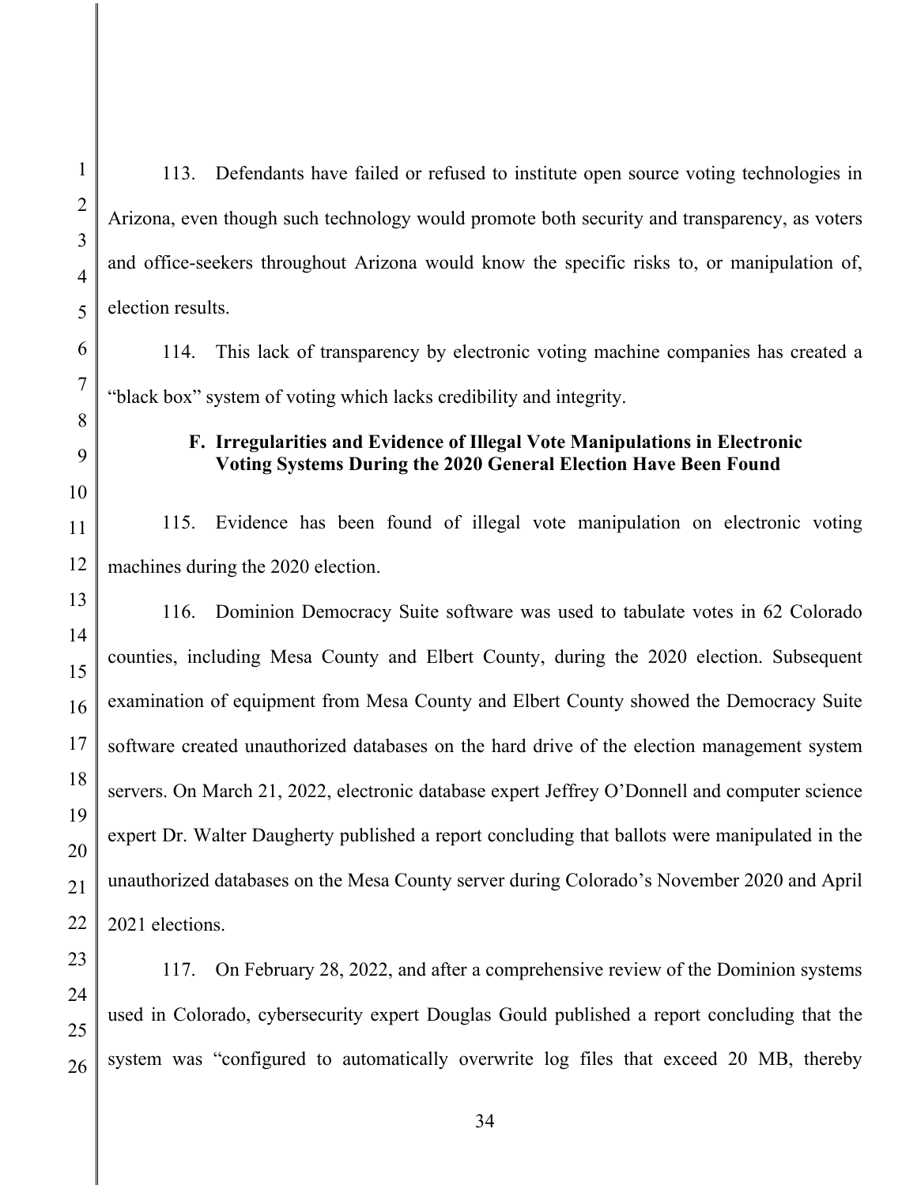113. Defendants have failed or refused to institute open source voting technologies in Arizona, even though such technology would promote both security and transparency, as voters and office-seekers throughout Arizona would know the specific risks to, or manipulation of, election results.

114. This lack of transparency by electronic voting machine companies has created a "black box" system of voting which lacks credibility and integrity.

### F. Irregularities and Evidence of Illegal Vote Manipulations in Electronic Voting Systems During the 2020 General Election Have Been Found

115. Evidence has been found of illegal vote manipulation on electronic voting machines during the 2020 election.

116. Dominion Democracy Suite software was used to tabulate votes in 62 Colorado counties, including Mesa County and Elbert County, during the 2020 election. Subsequent examination of equipment from Mesa County and Elbert County showed the Democracy Suite software created unauthorized databases on the hard drive of the election management system servers. On March 21, 2022, electronic database expert Jeffrey O'Donnell and computer science expert Dr. Walter Daugherty published a report concluding that ballots were manipulated in the unauthorized databases on the Mesa County server during Colorado's November 2020 and April 2021 elections.

117. On February 28, 2022, and after a comprehensive review of the Dominion systems used in Colorado, cybersecurity expert Douglas Gould published a report concluding that the system was "configured to automatically overwrite log files that exceed 20 MB, thereby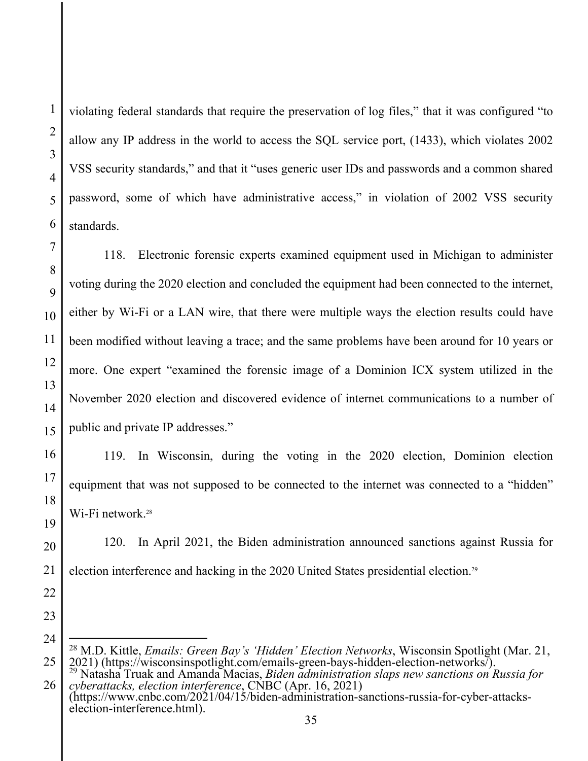violating federal standards that require the preservation of log files," that it was configured "to allow any IP address in the world to access the SQL service port, (1433), which violates 2002 VSS security standards," and that it "uses generic user IDs and passwords and a common shared password, some of which have administrative access," in violation of 2002 VSS security standards.

118. Electronic forensic experts examined equipment used in Michigan to administer voting during the 2020 election and concluded the equipment had been connected to the internet, either by Wi-Fi or a LAN wire, that there were multiple ways the election results could have been modified without leaving a trace; and the same problems have been around for 10 years or more. One expert "examined the forensic image of a Dominion ICX system utilized in the November 2020 election and discovered evidence of internet communications to a number of public and private IP addresses."

119. In Wisconsin, during the voting in the 2020 election, Dominion election equipment that was not supposed to be connected to the internet was connected to a "hidden" Wi-Fi network.[28]

120. In April 2021, the Biden administration announced sanctions against Russia for election interference and hacking in the 2020 United States presidential election.[29]

---

[28] M.D. Kittle, *Emails: Green Bay's 'Hidden' Election Networks*, Wisconsin Spotlight (Mar. 21, 2021) (https://wisconsinspotlight.com/emails-green-bays-hidden-election-networks/).

[29] Natasha Truak and Amanda Macias, *Biden administration slaps new sanctions on Russia for cyberattacks, election interference*, CNBC (Apr. 16, 2021) (https://www.cnbc.com/2021/04/15/biden-administration-sanctions-russia-for-cyber-attacks-election-interference.html).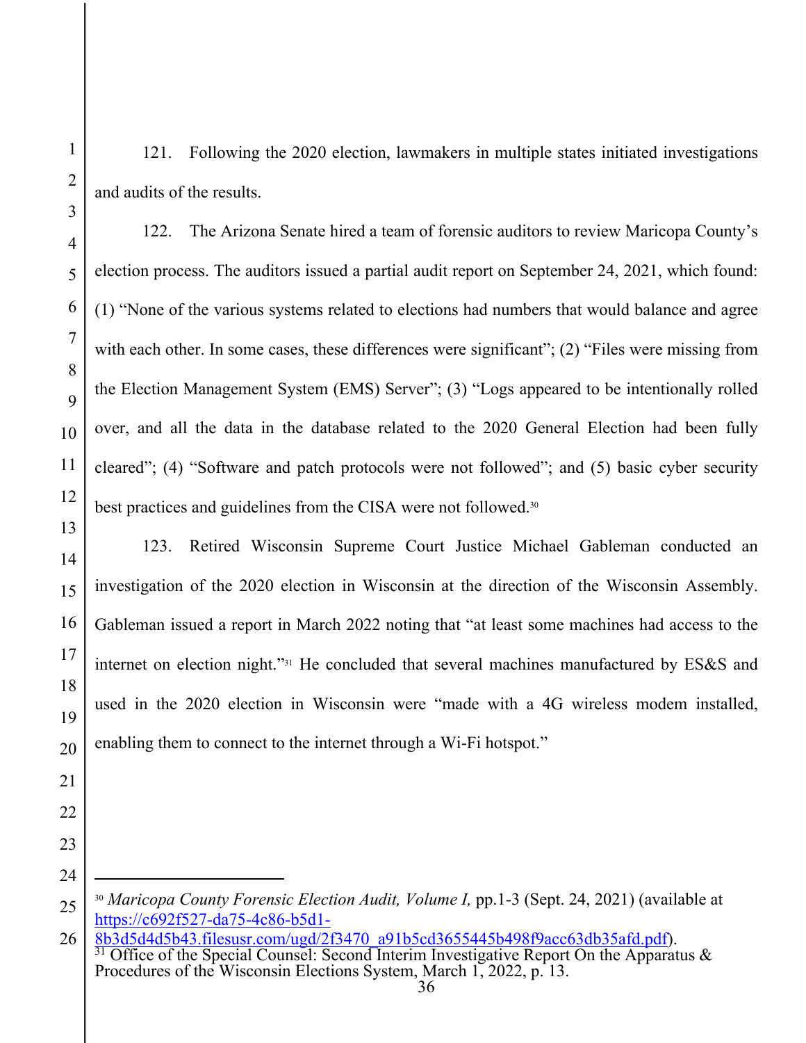121. Following the 2020 election, lawmakers in multiple states initiated investigations and audits of the results.

122. The Arizona Senate hired a team of forensic auditors to review Maricopa County's election process. The auditors issued a partial audit report on September 24, 2021, which found: (1) "None of the various systems related to elections had numbers that would balance and agree with each other. In some cases, these differences were significant"; (2) "Files were missing from the Election Management System (EMS) Server"; (3) "Logs appeared to be intentionally rolled over, and all the data in the database related to the 2020 General Election had been fully cleared"; (4) "Software and patch protocols were not followed"; and (5) basic cyber security best practices and guidelines from the CISA were not followed.[30]

123. Retired Wisconsin Supreme Court Justice Michael Gableman conducted an investigation of the 2020 election in Wisconsin at the direction of the Wisconsin Assembly. Gableman issued a report in March 2022 noting that "at least some machines had access to the internet on election night."[31] He concluded that several machines manufactured by ES&S and used in the 2020 election in Wisconsin were "made with a 4G wireless modem installed, enabling them to connect to the internet through a Wi-Fi hotspot."

---

[30] *Maricopa County Forensic Election Audit, Volume I,* pp.1-3 (Sept. 24, 2021) (available at https://c692f527-da75-4c86-b5d1-8b3d5d4d5b43.filesusr.com/ugd/2f3470_a91b5cd3655445b498f9acc63db35afd.pdf).

[31] Office of the Special Counsel: Second Interim Investigative Report On the Apparatus & Procedures of the Wisconsin Elections System, March 1, 2022, p. 13.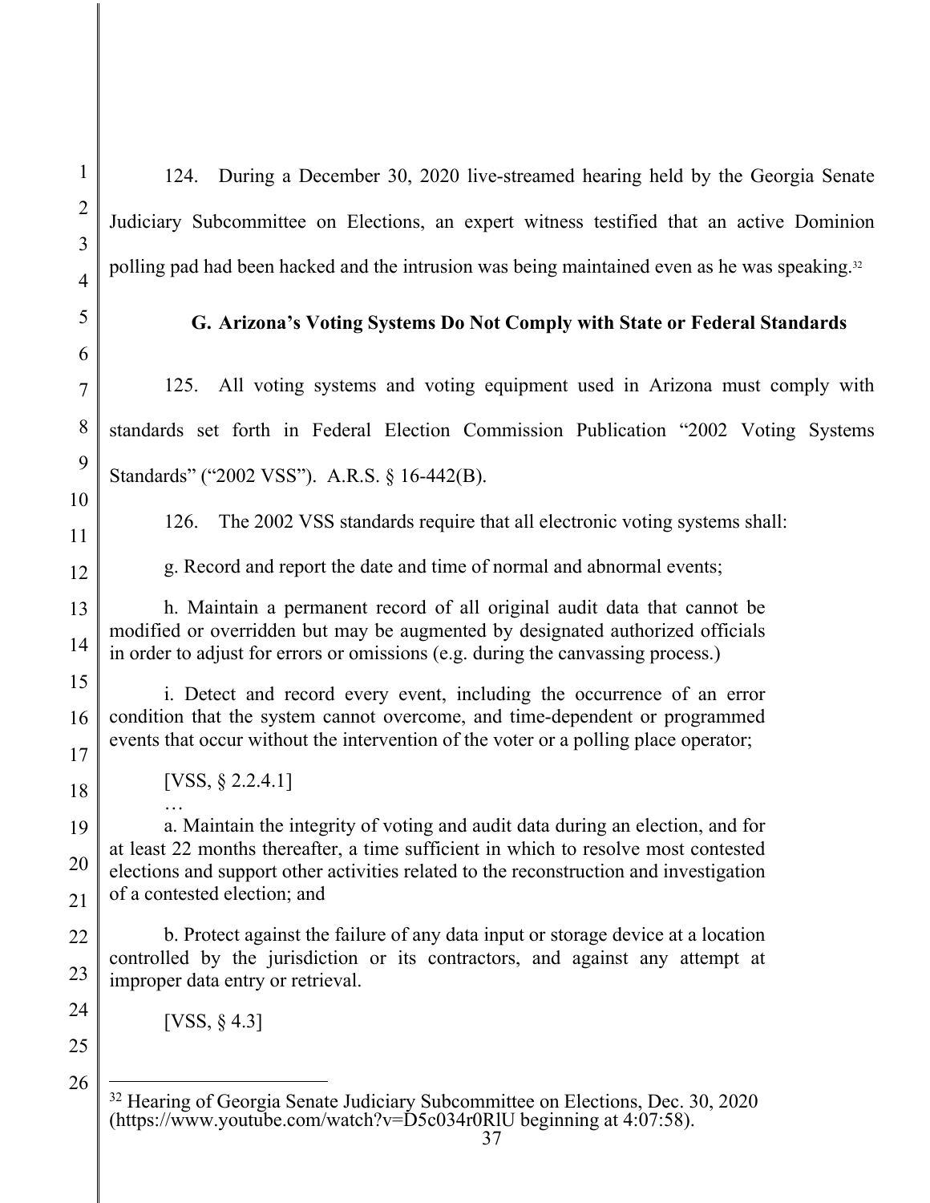124. During a December 30, 2020 live-streamed hearing held by the Georgia Senate Judiciary Subcommittee on Elections, an expert witness testified that an active Dominion polling pad had been hacked and the intrusion was being maintained even as he was speaking.[32]

### G. Arizona's Voting Systems Do Not Comply with State or Federal Standards

125. All voting systems and voting equipment used in Arizona must comply with standards set forth in Federal Election Commission Publication "2002 Voting Systems Standards" ("2002 VSS"). A.R.S. § 16-442(B).

126. The 2002 VSS standards require that all electronic voting systems shall:

> g. Record and report the date and time of normal and abnormal events;
>
> h. Maintain a permanent record of all original audit data that cannot be modified or overridden but may be augmented by designated authorized officials in order to adjust for errors or omissions (e.g. during the canvassing process.)
>
> i. Detect and record every event, including the occurrence of an error condition that the system cannot overcome, and time-dependent or programmed events that occur without the intervention of the voter or a polling place operator;
>
> [VSS, § 2.2.4.1]
>
> …
>
> a. Maintain the integrity of voting and audit data during an election, and for at least 22 months thereafter, a time sufficient in which to resolve most contested elections and support other activities related to the reconstruction and investigation of a contested election; and
>
> b. Protect against the failure of any data input or storage device at a location controlled by the jurisdiction or its contractors, and against any attempt at improper data entry or retrieval.
>
> [VSS, § 4.3]

---

[32] Hearing of Georgia Senate Judiciary Subcommittee on Elections, Dec. 30, 2020 (https://www.youtube.com/watch?v=D5c034r0RlU beginning at 4:07:58).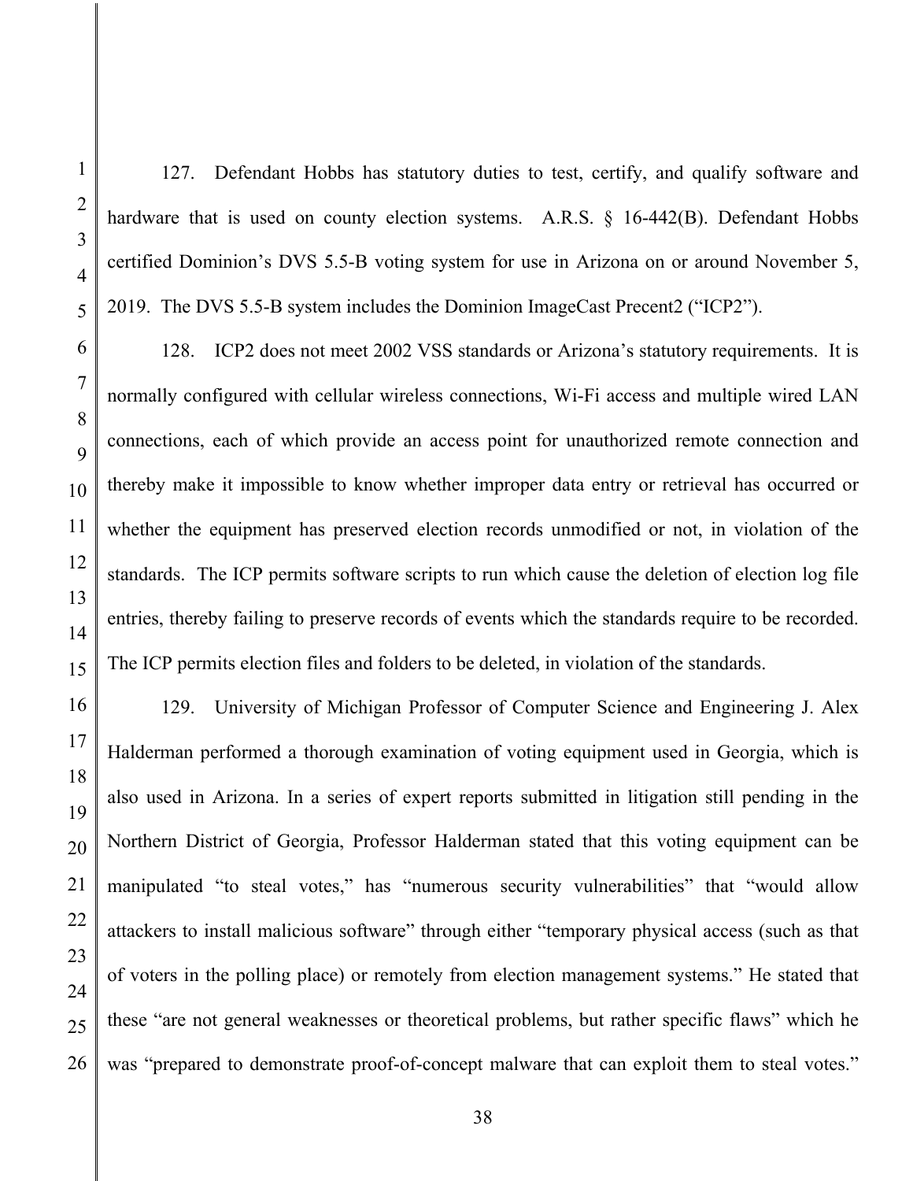127. Defendant Hobbs has statutory duties to test, certify, and qualify software and hardware that is used on county election systems. A.R.S. § 16-442(B). Defendant Hobbs certified Dominion's DVS 5.5-B voting system for use in Arizona on or around November 5, 2019. The DVS 5.5-B system includes the Dominion ImageCast Precent2 ("ICP2").

128. ICP2 does not meet 2002 VSS standards or Arizona's statutory requirements. It is normally configured with cellular wireless connections, Wi-Fi access and multiple wired LAN connections, each of which provide an access point for unauthorized remote connection and thereby make it impossible to know whether improper data entry or retrieval has occurred or whether the equipment has preserved election records unmodified or not, in violation of the standards. The ICP permits software scripts to run which cause the deletion of election log file entries, thereby failing to preserve records of events which the standards require to be recorded. The ICP permits election files and folders to be deleted, in violation of the standards.

129. University of Michigan Professor of Computer Science and Engineering J. Alex Halderman performed a thorough examination of voting equipment used in Georgia, which is also used in Arizona. In a series of expert reports submitted in litigation still pending in the Northern District of Georgia, Professor Halderman stated that this voting equipment can be manipulated "to steal votes," has "numerous security vulnerabilities" that "would allow attackers to install malicious software" through either "temporary physical access (such as that of voters in the polling place) or remotely from election management systems." He stated that these "are not general weaknesses or theoretical problems, but rather specific flaws" which he was "prepared to demonstrate proof-of-concept malware that can exploit them to steal votes."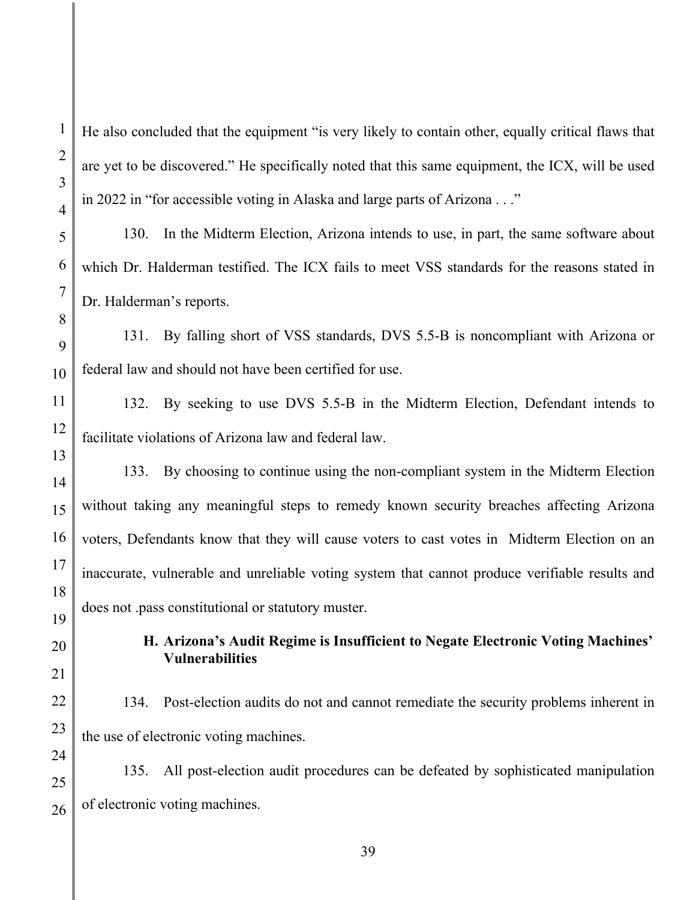He also concluded that the equipment "is very likely to contain other, equally critical flaws that are yet to be discovered." He specifically noted that this same equipment, the ICX, will be used in 2022 in "for accessible voting in Alaska and large parts of Arizona . . ."

130. In the Midterm Election, Arizona intends to use, in part, the same software about which Dr. Halderman testified. The ICX fails to meet VSS standards for the reasons stated in Dr. Halderman's reports.

131. By falling short of VSS standards, DVS 5.5-B is noncompliant with Arizona or federal law and should not have been certified for use.

132. By seeking to use DVS 5.5-B in the Midterm Election, Defendant intends to facilitate violations of Arizona law and federal law.

133. By choosing to continue using the non-compliant system in the Midterm Election without taking any meaningful steps to remedy known security breaches affecting Arizona voters, Defendants know that they will cause voters to cast votes in Midterm Election on an inaccurate, vulnerable and unreliable voting system that cannot produce verifiable results and does not .pass constitutional or statutory muster.

### H. Arizona's Audit Regime is Insufficient to Negate Electronic Voting Machines' Vulnerabilities

134. Post-election audits do not and cannot remediate the security problems inherent in the use of electronic voting machines.

135. All post-election audit procedures can be defeated by sophisticated manipulation of electronic voting machines.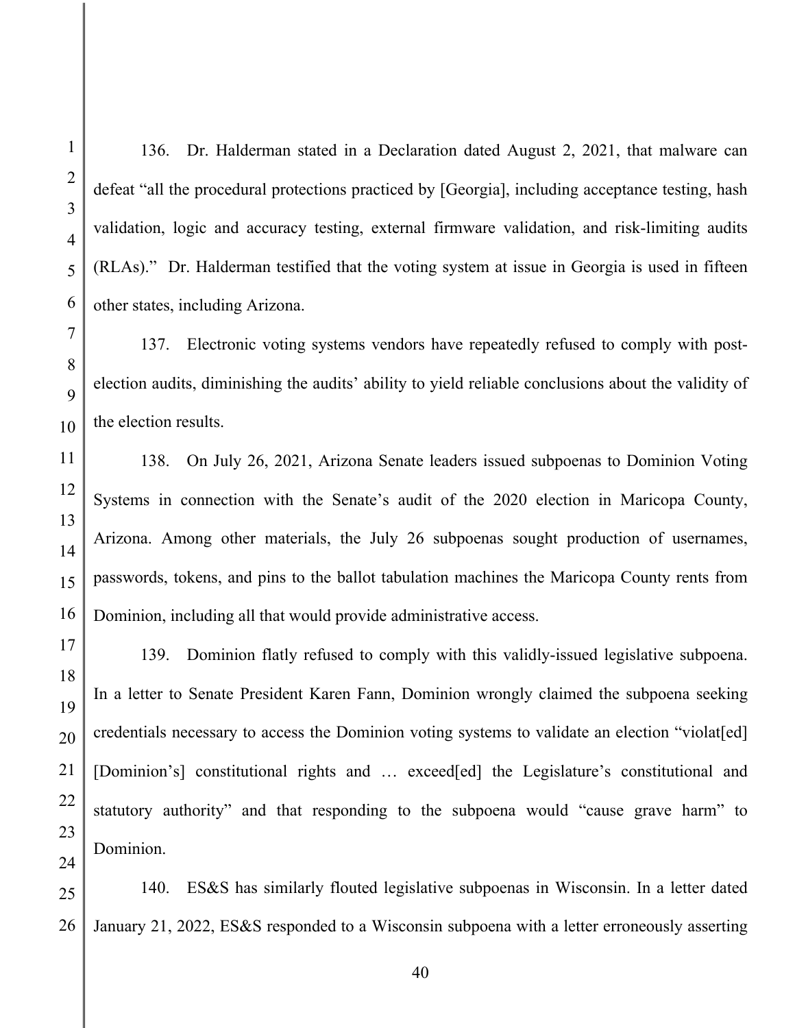136. Dr. Halderman stated in a Declaration dated August 2, 2021, that malware can defeat "all the procedural protections practiced by [Georgia], including acceptance testing, hash validation, logic and accuracy testing, external firmware validation, and risk-limiting audits (RLAs)." Dr. Halderman testified that the voting system at issue in Georgia is used in fifteen other states, including Arizona.

137. Electronic voting systems vendors have repeatedly refused to comply with post-election audits, diminishing the audits' ability to yield reliable conclusions about the validity of the election results.

138. On July 26, 2021, Arizona Senate leaders issued subpoenas to Dominion Voting Systems in connection with the Senate's audit of the 2020 election in Maricopa County, Arizona. Among other materials, the July 26 subpoenas sought production of usernames, passwords, tokens, and pins to the ballot tabulation machines the Maricopa County rents from Dominion, including all that would provide administrative access.

139. Dominion flatly refused to comply with this validly-issued legislative subpoena. In a letter to Senate President Karen Fann, Dominion wrongly claimed the subpoena seeking credentials necessary to access the Dominion voting systems to validate an election "violat[ed] [Dominion's] constitutional rights and … exceed[ed] the Legislature's constitutional and statutory authority" and that responding to the subpoena would "cause grave harm" to Dominion.

140. ES&S has similarly flouted legislative subpoenas in Wisconsin. In a letter dated January 21, 2022, ES&S responded to a Wisconsin subpoena with a letter erroneously asserting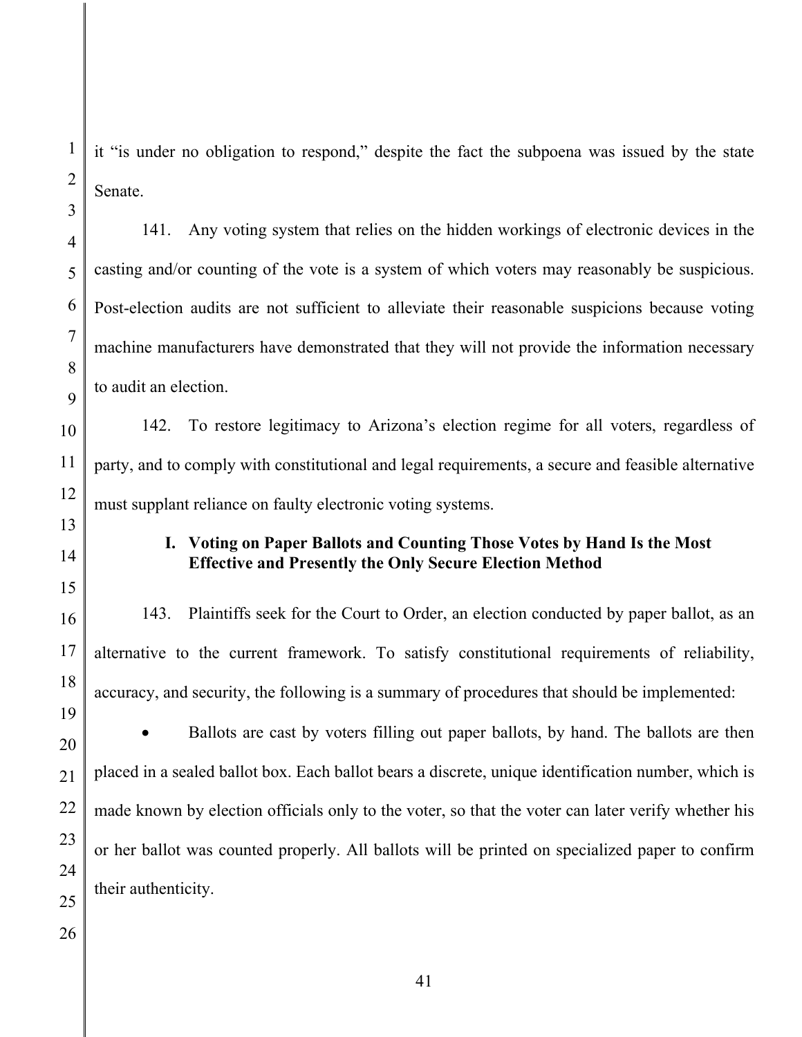it "is under no obligation to respond," despite the fact the subpoena was issued by the state Senate.

141. Any voting system that relies on the hidden workings of electronic devices in the casting and/or counting of the vote is a system of which voters may reasonably be suspicious. Post-election audits are not sufficient to alleviate their reasonable suspicions because voting machine manufacturers have demonstrated that they will not provide the information necessary to audit an election.

142. To restore legitimacy to Arizona's election regime for all voters, regardless of party, and to comply with constitutional and legal requirements, a secure and feasible alternative must supplant reliance on faulty electronic voting systems.

### I. Voting on Paper Ballots and Counting Those Votes by Hand Is the Most Effective and Presently the Only Secure Election Method

143. Plaintiffs seek for the Court to Order, an election conducted by paper ballot, as an alternative to the current framework. To satisfy constitutional requirements of reliability, accuracy, and security, the following is a summary of procedures that should be implemented:

- Ballots are cast by voters filling out paper ballots, by hand. The ballots are then placed in a sealed ballot box. Each ballot bears a discrete, unique identification number, which is made known by election officials only to the voter, so that the voter can later verify whether his or her ballot was counted properly. All ballots will be printed on specialized paper to confirm their authenticity.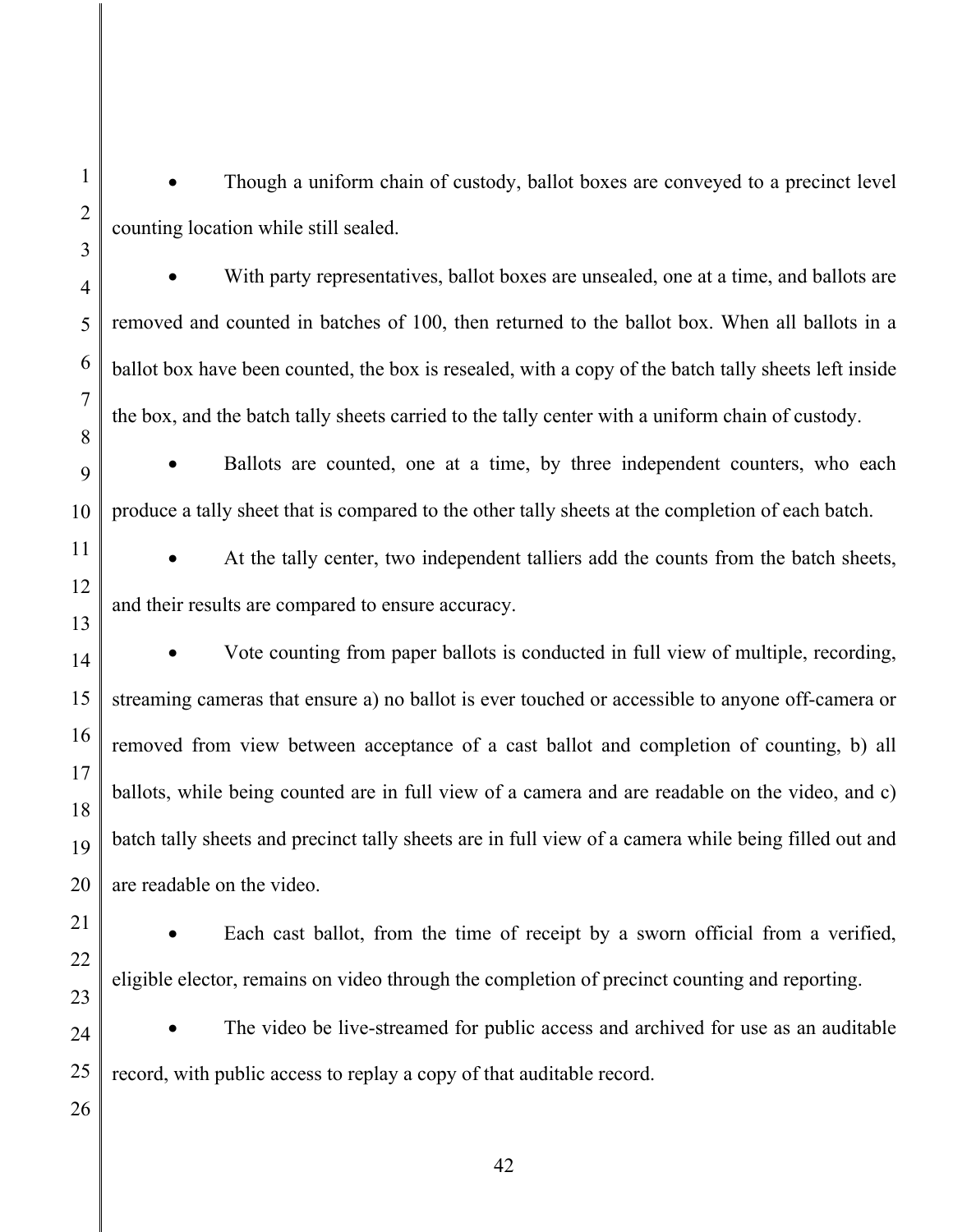- Though a uniform chain of custody, ballot boxes are conveyed to a precinct level counting location while still sealed.

- With party representatives, ballot boxes are unsealed, one at a time, and ballots are removed and counted in batches of 100, then returned to the ballot box. When all ballots in a ballot box have been counted, the box is resealed, with a copy of the batch tally sheets left inside the box, and the batch tally sheets carried to the tally center with a uniform chain of custody.

- Ballots are counted, one at a time, by three independent counters, who each produce a tally sheet that is compared to the other tally sheets at the completion of each batch.

- At the tally center, two independent talliers add the counts from the batch sheets, and their results are compared to ensure accuracy.

- Vote counting from paper ballots is conducted in full view of multiple, recording, streaming cameras that ensure a) no ballot is ever touched or accessible to anyone off-camera or removed from view between acceptance of a cast ballot and completion of counting, b) all ballots, while being counted are in full view of a camera and are readable on the video, and c) batch tally sheets and precinct tally sheets are in full view of a camera while being filled out and are readable on the video.

- Each cast ballot, from the time of receipt by a sworn official from a verified, eligible elector, remains on video through the completion of precinct counting and reporting.

- The video be live-streamed for public access and archived for use as an auditable record, with public access to replay a copy of that auditable record.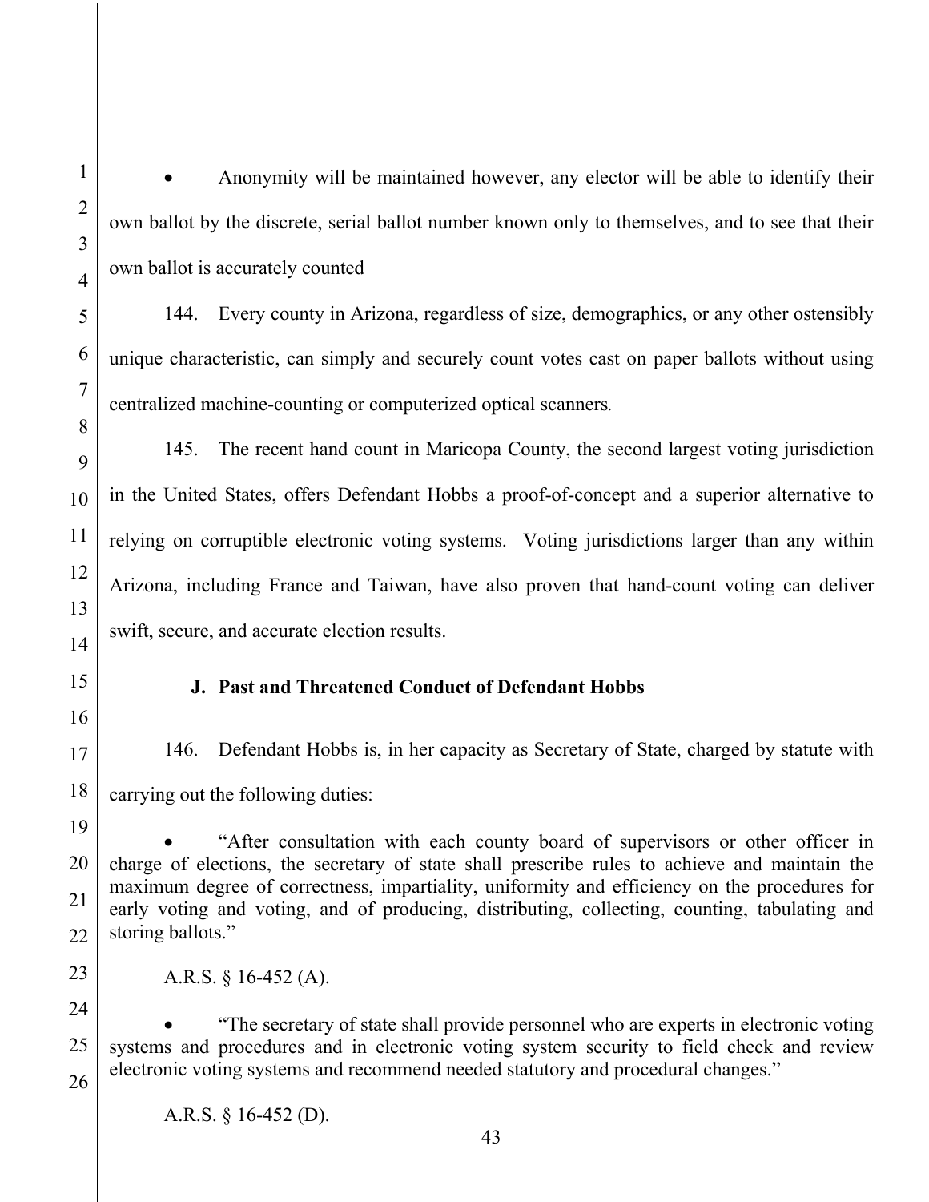- Anonymity will be maintained however, any elector will be able to identify their own ballot by the discrete, serial ballot number known only to themselves, and to see that their own ballot is accurately counted

144. Every county in Arizona, regardless of size, demographics, or any other ostensibly unique characteristic, can simply and securely count votes cast on paper ballots without using centralized machine-counting or computerized optical scanners.

145. The recent hand count in Maricopa County, the second largest voting jurisdiction in the United States, offers Defendant Hobbs a proof-of-concept and a superior alternative to relying on corruptible electronic voting systems. Voting jurisdictions larger than any within Arizona, including France and Taiwan, have also proven that hand-count voting can deliver swift, secure, and accurate election results.

### J. Past and Threatened Conduct of Defendant Hobbs

146. Defendant Hobbs is, in her capacity as Secretary of State, charged by statute with carrying out the following duties:

- "After consultation with each county board of supervisors or other officer in charge of elections, the secretary of state shall prescribe rules to achieve and maintain the maximum degree of correctness, impartiality, uniformity and efficiency on the procedures for early voting and voting, and of producing, distributing, collecting, counting, tabulating and storing ballots."

A.R.S. § 16-452 (A).

- "The secretary of state shall provide personnel who are experts in electronic voting systems and procedures and in electronic voting system security to field check and review electronic voting systems and recommend needed statutory and procedural changes."

A.R.S. § 16-452 (D).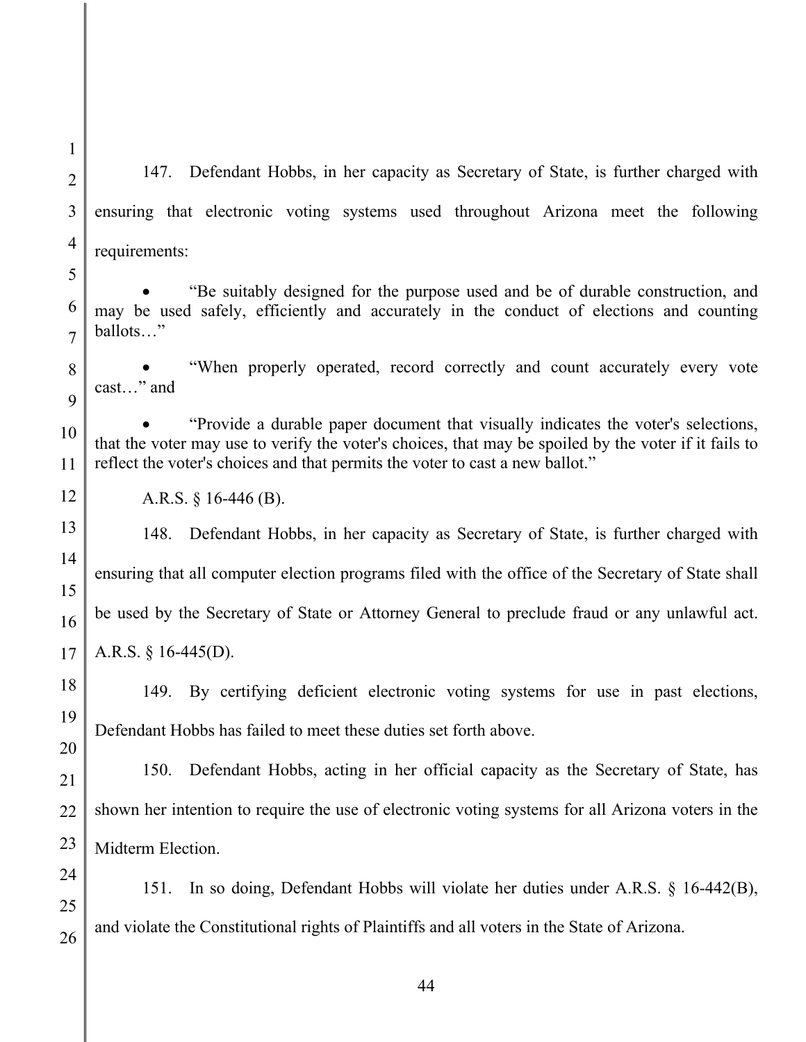147. Defendant Hobbs, in her capacity as Secretary of State, is further charged with ensuring that electronic voting systems used throughout Arizona meet the following requirements:

- "Be suitably designed for the purpose used and be of durable construction, and may be used safely, efficiently and accurately in the conduct of elections and counting ballots…"
- "When properly operated, record correctly and count accurately every vote cast…" and
- "Provide a durable paper document that visually indicates the voter's selections, that the voter may use to verify the voter's choices, that may be spoiled by the voter if it fails to reflect the voter's choices and that permits the voter to cast a new ballot."

A.R.S. § 16-446 (B).

148. Defendant Hobbs, in her capacity as Secretary of State, is further charged with ensuring that all computer election programs filed with the office of the Secretary of State shall be used by the Secretary of State or Attorney General to preclude fraud or any unlawful act. A.R.S. § 16-445(D).

149. By certifying deficient electronic voting systems for use in past elections, Defendant Hobbs has failed to meet these duties set forth above.

150. Defendant Hobbs, acting in her official capacity as the Secretary of State, has shown her intention to require the use of electronic voting systems for all Arizona voters in the Midterm Election.

151. In so doing, Defendant Hobbs will violate her duties under A.R.S. § 16-442(B), and violate the Constitutional rights of Plaintiffs and all voters in the State of Arizona.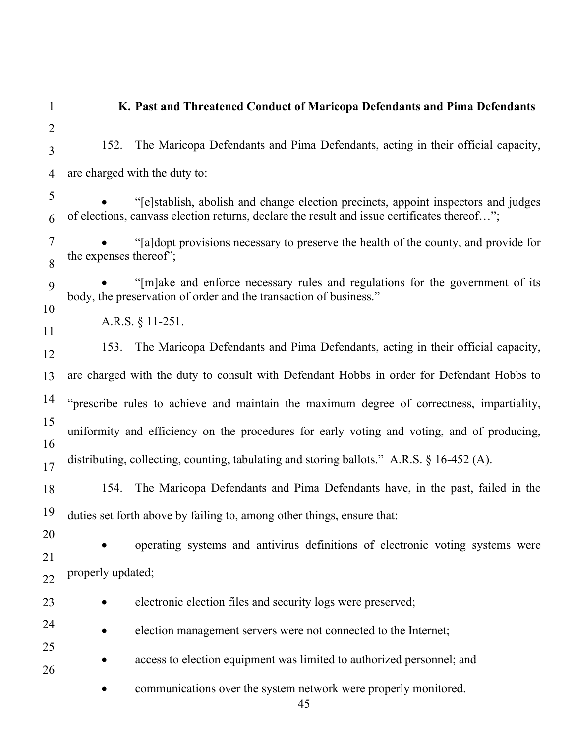### K. Past and Threatened Conduct of Maricopa Defendants and Pima Defendants

152. The Maricopa Defendants and Pima Defendants, acting in their official capacity, are charged with the duty to:

- "[e]stablish, abolish and change election precincts, appoint inspectors and judges of elections, canvass election returns, declare the result and issue certificates thereof…";
- "[a]dopt provisions necessary to preserve the health of the county, and provide for the expenses thereof";
- "[m]ake and enforce necessary rules and regulations for the government of its body, the preservation of order and the transaction of business."

A.R.S. § 11-251.

153. The Maricopa Defendants and Pima Defendants, acting in their official capacity, are charged with the duty to consult with Defendant Hobbs in order for Defendant Hobbs to "prescribe rules to achieve and maintain the maximum degree of correctness, impartiality, uniformity and efficiency on the procedures for early voting and voting, and of producing, distributing, collecting, counting, tabulating and storing ballots." A.R.S. § 16-452 (A).

154. The Maricopa Defendants and Pima Defendants have, in the past, failed in the duties set forth above by failing to, among other things, ensure that:

- operating systems and antivirus definitions of electronic voting systems were properly updated;
- electronic election files and security logs were preserved;
- election management servers were not connected to the Internet;
- access to election equipment was limited to authorized personnel; and
- communications over the system network were properly monitored.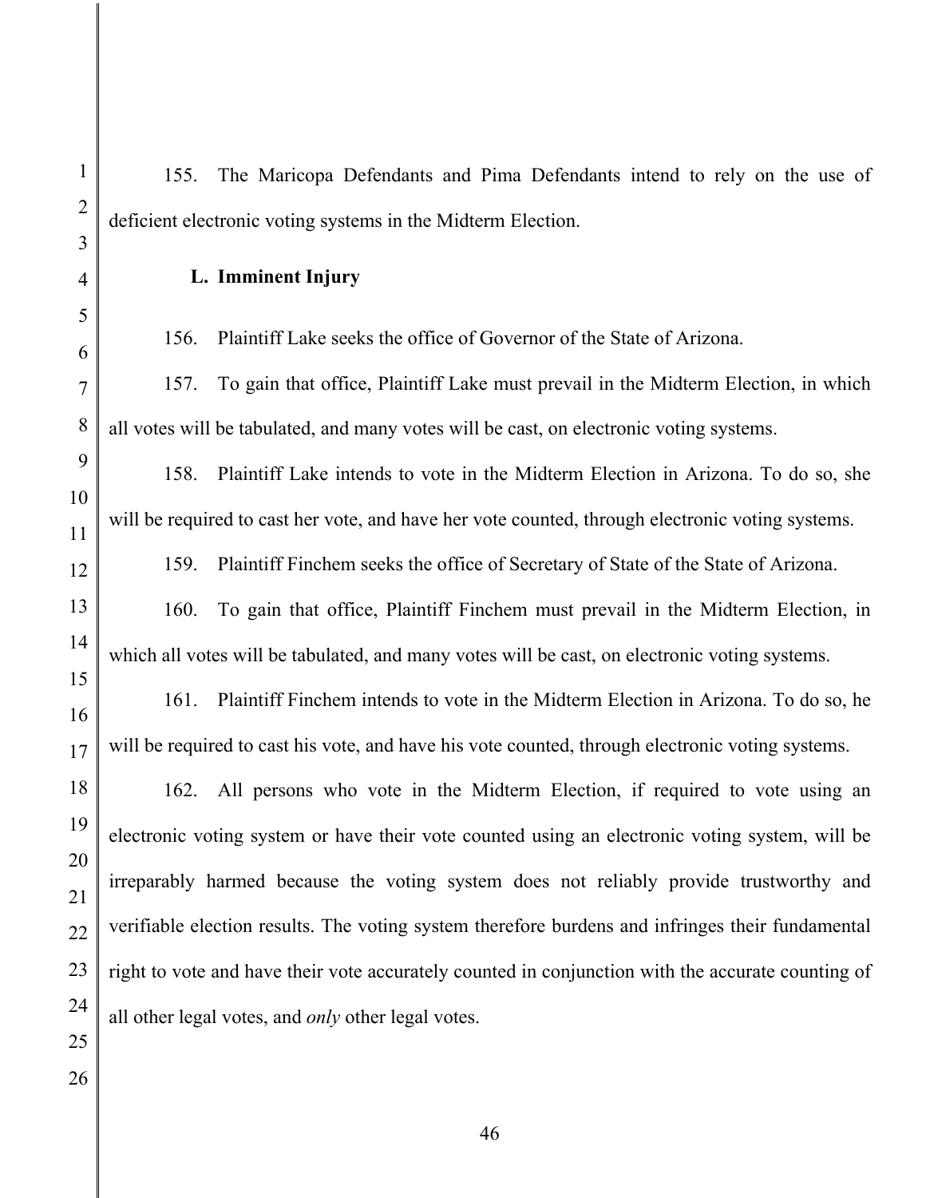155. The Maricopa Defendants and Pima Defendants intend to rely on the use of deficient electronic voting systems in the Midterm Election.

### L. Imminent Injury

156. Plaintiff Lake seeks the office of Governor of the State of Arizona.

157. To gain that office, Plaintiff Lake must prevail in the Midterm Election, in which all votes will be tabulated, and many votes will be cast, on electronic voting systems.

158. Plaintiff Lake intends to vote in the Midterm Election in Arizona. To do so, she will be required to cast her vote, and have her vote counted, through electronic voting systems.

159. Plaintiff Finchem seeks the office of Secretary of State of the State of Arizona.

160. To gain that office, Plaintiff Finchem must prevail in the Midterm Election, in which all votes will be tabulated, and many votes will be cast, on electronic voting systems.

161. Plaintiff Finchem intends to vote in the Midterm Election in Arizona. To do so, he will be required to cast his vote, and have his vote counted, through electronic voting systems.

162. All persons who vote in the Midterm Election, if required to vote using an electronic voting system or have their vote counted using an electronic voting system, will be irreparably harmed because the voting system does not reliably provide trustworthy and verifiable election results. The voting system therefore burdens and infringes their fundamental right to vote and have their vote accurately counted in conjunction with the accurate counting of all other legal votes, and *only* other legal votes.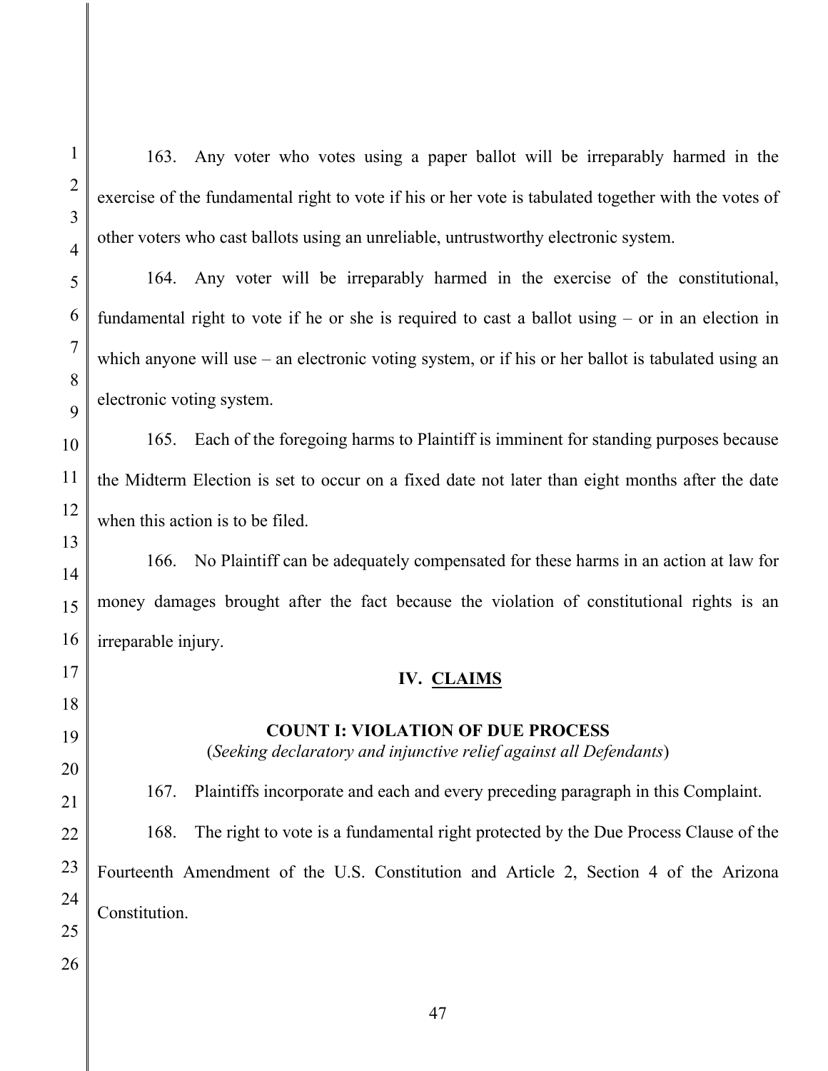163. Any voter who votes using a paper ballot will be irreparably harmed in the exercise of the fundamental right to vote if his or her vote is tabulated together with the votes of other voters who cast ballots using an unreliable, untrustworthy electronic system.

164. Any voter will be irreparably harmed in the exercise of the constitutional, fundamental right to vote if he or she is required to cast a ballot using – or in an election in which anyone will use – an electronic voting system, or if his or her ballot is tabulated using an electronic voting system.

165. Each of the foregoing harms to Plaintiff is imminent for standing purposes because the Midterm Election is set to occur on a fixed date not later than eight months after the date when this action is to be filed.

166. No Plaintiff can be adequately compensated for these harms in an action at law for money damages brought after the fact because the violation of constitutional rights is an irreparable injury.

## IV. <u>CLAIMS</u>

### COUNT I: VIOLATION OF DUE PROCESS

(*Seeking declaratory and injunctive relief against all Defendants*)

167. Plaintiffs incorporate and each and every preceding paragraph in this Complaint.

168. The right to vote is a fundamental right protected by the Due Process Clause of the Fourteenth Amendment of the U.S. Constitution and Article 2, Section 4 of the Arizona Constitution.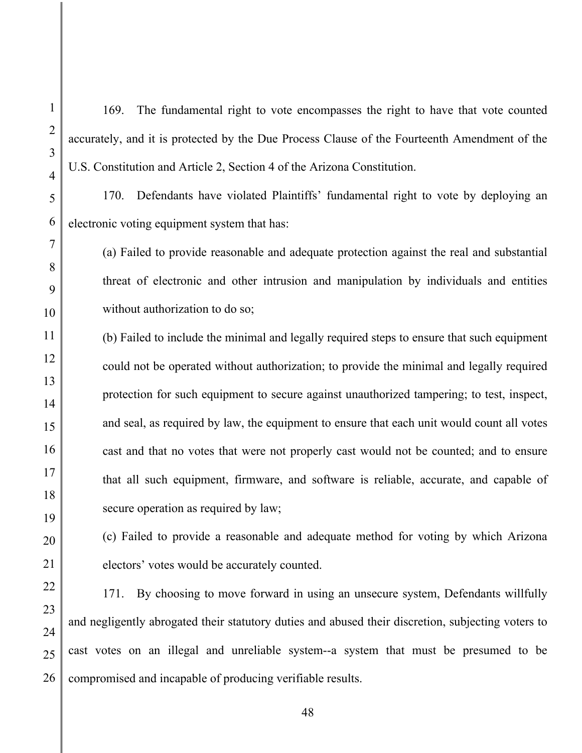169. The fundamental right to vote encompasses the right to have that vote counted accurately, and it is protected by the Due Process Clause of the Fourteenth Amendment of the U.S. Constitution and Article 2, Section 4 of the Arizona Constitution.

170. Defendants have violated Plaintiffs' fundamental right to vote by deploying an electronic voting equipment system that has:

(a) Failed to provide reasonable and adequate protection against the real and substantial threat of electronic and other intrusion and manipulation by individuals and entities without authorization to do so;

(b) Failed to include the minimal and legally required steps to ensure that such equipment could not be operated without authorization; to provide the minimal and legally required protection for such equipment to secure against unauthorized tampering; to test, inspect, and seal, as required by law, the equipment to ensure that each unit would count all votes cast and that no votes that were not properly cast would not be counted; and to ensure that all such equipment, firmware, and software is reliable, accurate, and capable of secure operation as required by law;

(c) Failed to provide a reasonable and adequate method for voting by which Arizona electors' votes would be accurately counted.

171. By choosing to move forward in using an unsecure system, Defendants willfully and negligently abrogated their statutory duties and abused their discretion, subjecting voters to cast votes on an illegal and unreliable system--a system that must be presumed to be compromised and incapable of producing verifiable results.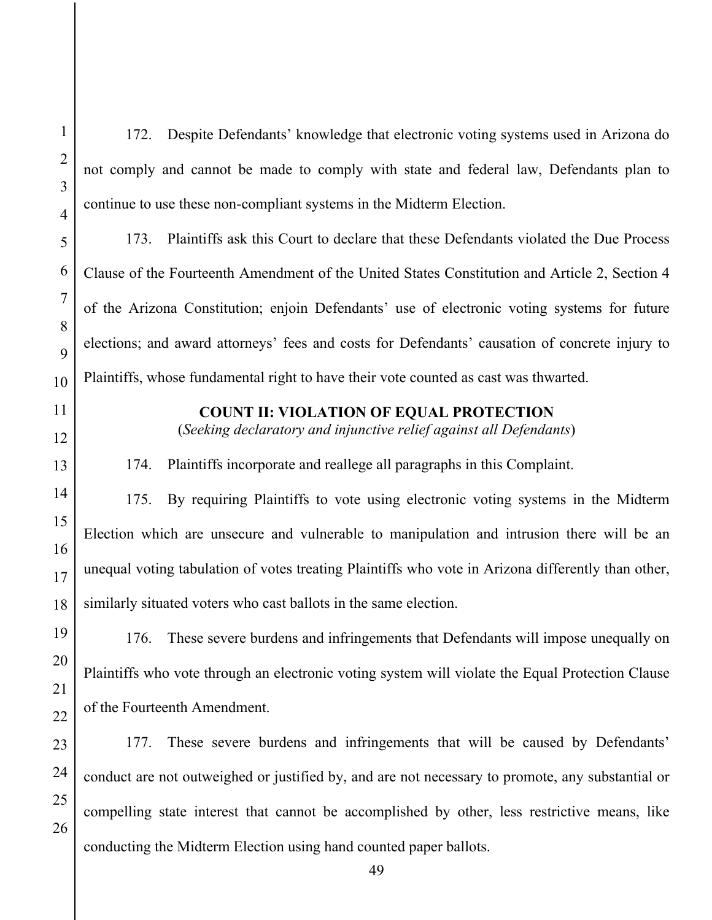172. Despite Defendants' knowledge that electronic voting systems used in Arizona do not comply and cannot be made to comply with state and federal law, Defendants plan to continue to use these non-compliant systems in the Midterm Election.

173. Plaintiffs ask this Court to declare that these Defendants violated the Due Process Clause of the Fourteenth Amendment of the United States Constitution and Article 2, Section 4 of the Arizona Constitution; enjoin Defendants' use of electronic voting systems for future elections; and award attorneys' fees and costs for Defendants' causation of concrete injury to Plaintiffs, whose fundamental right to have their vote counted as cast was thwarted.

**COUNT II: VIOLATION OF EQUAL PROTECTION**

(*Seeking declaratory and injunctive relief against all Defendants*)

174. Plaintiffs incorporate and reallege all paragraphs in this Complaint.

175. By requiring Plaintiffs to vote using electronic voting systems in the Midterm Election which are unsecure and vulnerable to manipulation and intrusion there will be an unequal voting tabulation of votes treating Plaintiffs who vote in Arizona differently than other, similarly situated voters who cast ballots in the same election.

176. These severe burdens and infringements that Defendants will impose unequally on Plaintiffs who vote through an electronic voting system will violate the Equal Protection Clause of the Fourteenth Amendment.

177. These severe burdens and infringements that will be caused by Defendants' conduct are not outweighed or justified by, and are not necessary to promote, any substantial or compelling state interest that cannot be accomplished by other, less restrictive means, like conducting the Midterm Election using hand counted paper ballots.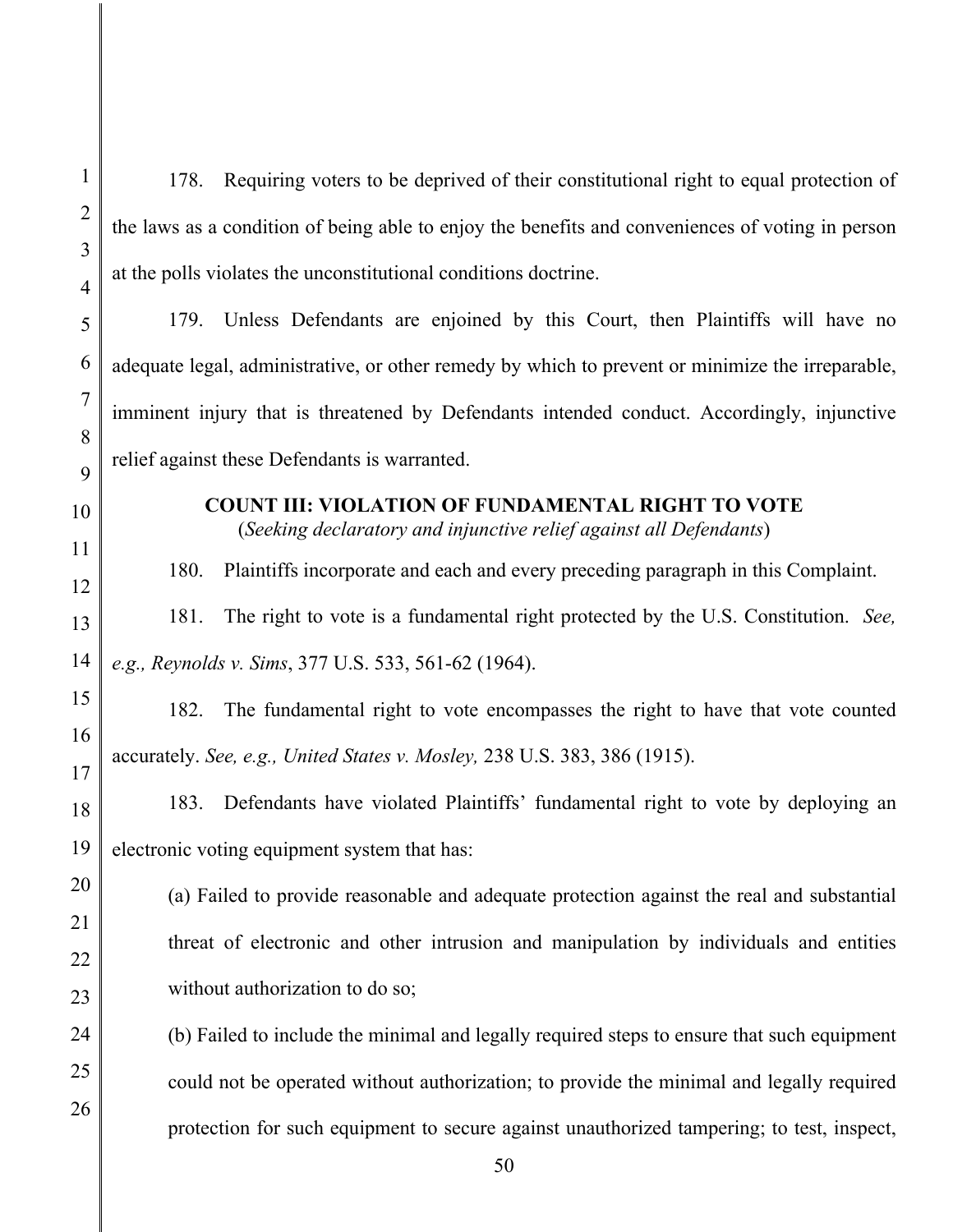178. Requiring voters to be deprived of their constitutional right to equal protection of the laws as a condition of being able to enjoy the benefits and conveniences of voting in person at the polls violates the unconstitutional conditions doctrine.

179. Unless Defendants are enjoined by this Court, then Plaintiffs will have no adequate legal, administrative, or other remedy by which to prevent or minimize the irreparable, imminent injury that is threatened by Defendants intended conduct. Accordingly, injunctive relief against these Defendants is warranted.

**COUNT III: VIOLATION OF FUNDAMENTAL RIGHT TO VOTE**
(*Seeking declaratory and injunctive relief against all Defendants*)

180. Plaintiffs incorporate and each and every preceding paragraph in this Complaint.

181. The right to vote is a fundamental right protected by the U.S. Constitution. *See, e.g., Reynolds v. Sims*, 377 U.S. 533, 561-62 (1964).

182. The fundamental right to vote encompasses the right to have that vote counted accurately. *See, e.g., United States v. Mosley,* 238 U.S. 383, 386 (1915).

183. Defendants have violated Plaintiffs' fundamental right to vote by deploying an electronic voting equipment system that has:

(a) Failed to provide reasonable and adequate protection against the real and substantial threat of electronic and other intrusion and manipulation by individuals and entities without authorization to do so;

(b) Failed to include the minimal and legally required steps to ensure that such equipment could not be operated without authorization; to provide the minimal and legally required protection for such equipment to secure against unauthorized tampering; to test, inspect,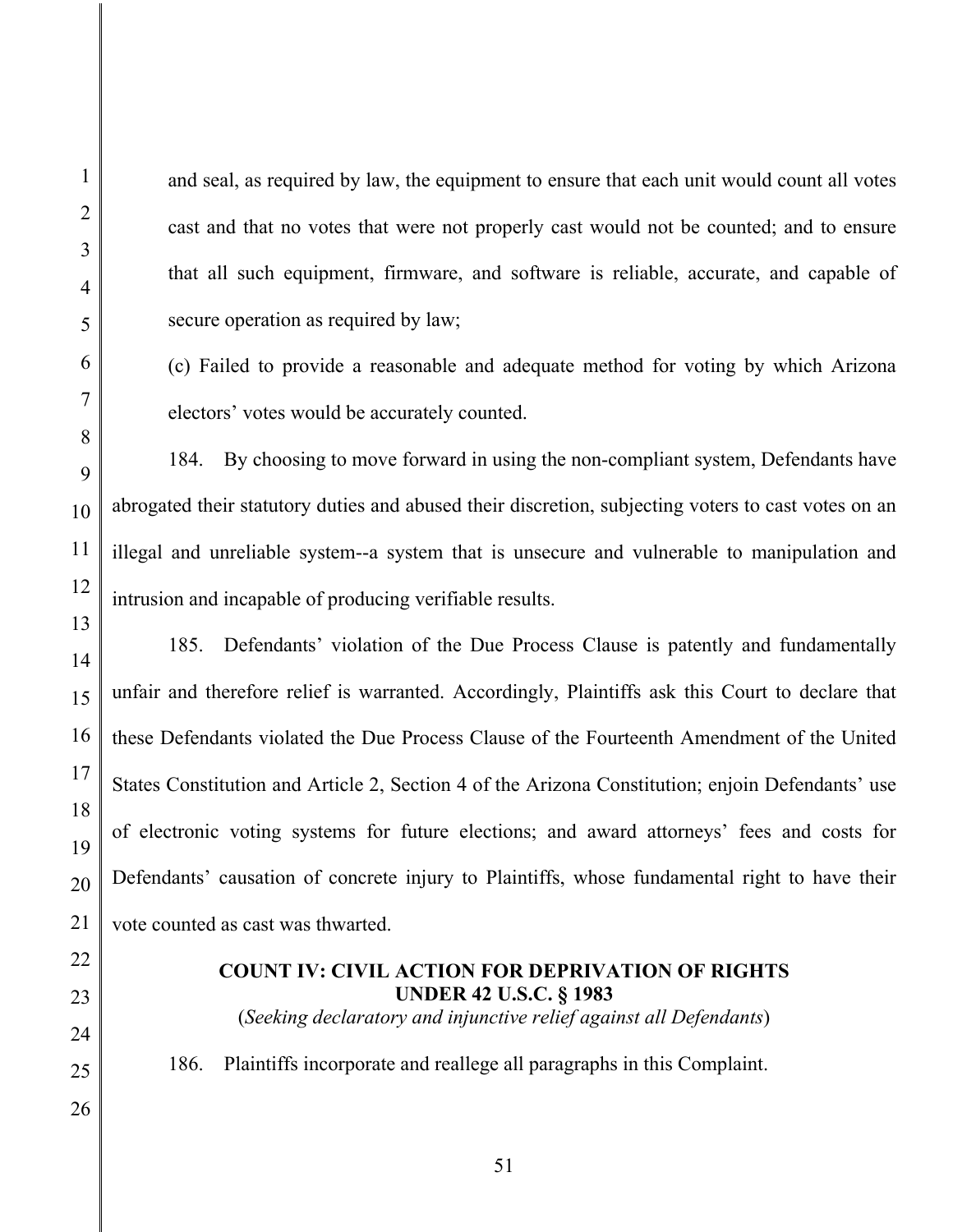and seal, as required by law, the equipment to ensure that each unit would count all votes cast and that no votes that were not properly cast would not be counted; and to ensure that all such equipment, firmware, and software is reliable, accurate, and capable of secure operation as required by law;

(c) Failed to provide a reasonable and adequate method for voting by which Arizona electors' votes would be accurately counted.

184. By choosing to move forward in using the non-compliant system, Defendants have abrogated their statutory duties and abused their discretion, subjecting voters to cast votes on an illegal and unreliable system--a system that is unsecure and vulnerable to manipulation and intrusion and incapable of producing verifiable results.

185. Defendants' violation of the Due Process Clause is patently and fundamentally unfair and therefore relief is warranted. Accordingly, Plaintiffs ask this Court to declare that these Defendants violated the Due Process Clause of the Fourteenth Amendment of the United States Constitution and Article 2, Section 4 of the Arizona Constitution; enjoin Defendants' use of electronic voting systems for future elections; and award attorneys' fees and costs for Defendants' causation of concrete injury to Plaintiffs, whose fundamental right to have their vote counted as cast was thwarted.

**COUNT IV: CIVIL ACTION FOR DEPRIVATION OF RIGHTS UNDER 42 U.S.C. § 1983**

(*Seeking declaratory and injunctive relief against all Defendants*)

186. Plaintiffs incorporate and reallege all paragraphs in this Complaint.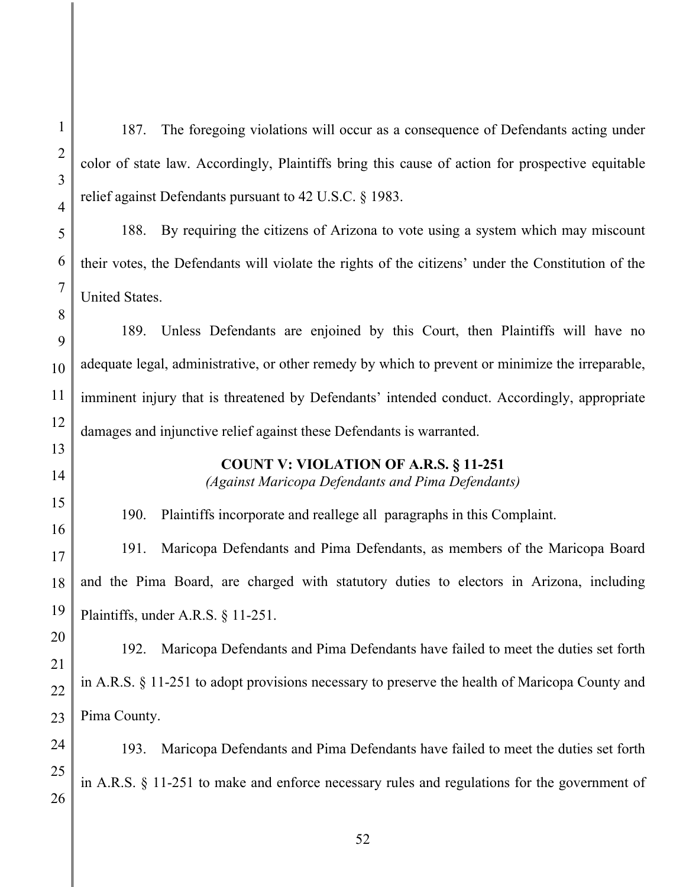187. The foregoing violations will occur as a consequence of Defendants acting under color of state law. Accordingly, Plaintiffs bring this cause of action for prospective equitable relief against Defendants pursuant to 42 U.S.C. § 1983.

188. By requiring the citizens of Arizona to vote using a system which may miscount their votes, the Defendants will violate the rights of the citizens' under the Constitution of the United States.

189. Unless Defendants are enjoined by this Court, then Plaintiffs will have no adequate legal, administrative, or other remedy by which to prevent or minimize the irreparable, imminent injury that is threatened by Defendants' intended conduct. Accordingly, appropriate damages and injunctive relief against these Defendants is warranted.

**COUNT V: VIOLATION OF A.R.S. § 11-251**
*(Against Maricopa Defendants and Pima Defendants)*

190. Plaintiffs incorporate and reallege all paragraphs in this Complaint.

191. Maricopa Defendants and Pima Defendants, as members of the Maricopa Board and the Pima Board, are charged with statutory duties to electors in Arizona, including Plaintiffs, under A.R.S. § 11-251.

192. Maricopa Defendants and Pima Defendants have failed to meet the duties set forth in A.R.S. § 11-251 to adopt provisions necessary to preserve the health of Maricopa County and Pima County.

193. Maricopa Defendants and Pima Defendants have failed to meet the duties set forth in A.R.S. § 11-251 to make and enforce necessary rules and regulations for the government of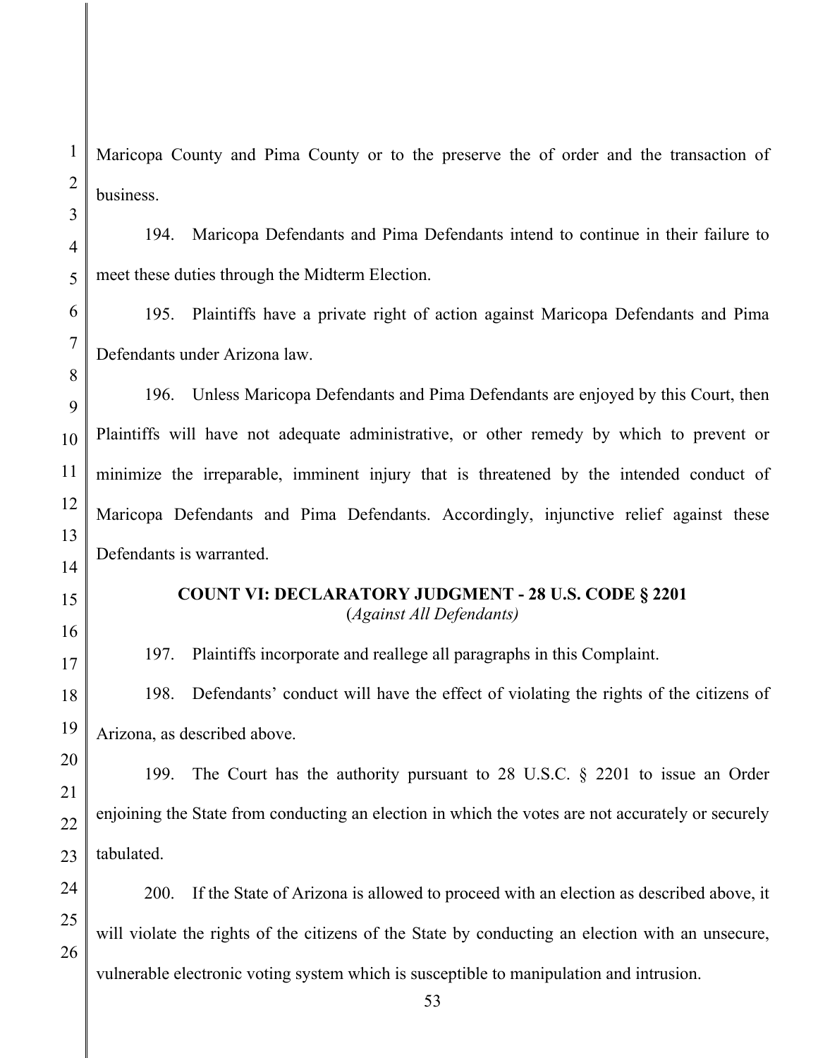Maricopa County and Pima County or to the preserve the of order and the transaction of business.

194. Maricopa Defendants and Pima Defendants intend to continue in their failure to meet these duties through the Midterm Election.

195. Plaintiffs have a private right of action against Maricopa Defendants and Pima Defendants under Arizona law.

196. Unless Maricopa Defendants and Pima Defendants are enjoyed by this Court, then Plaintiffs will have not adequate administrative, or other remedy by which to prevent or minimize the irreparable, imminent injury that is threatened by the intended conduct of Maricopa Defendants and Pima Defendants. Accordingly, injunctive relief against these Defendants is warranted.

## COUNT VI: DECLARATORY JUDGMENT - 28 U.S. CODE § 2201

(*Against All Defendants)*

197. Plaintiffs incorporate and reallege all paragraphs in this Complaint.

198. Defendants' conduct will have the effect of violating the rights of the citizens of Arizona, as described above.

199. The Court has the authority pursuant to 28 U.S.C. § 2201 to issue an Order enjoining the State from conducting an election in which the votes are not accurately or securely tabulated.

200. If the State of Arizona is allowed to proceed with an election as described above, it will violate the rights of the citizens of the State by conducting an election with an unsecure, vulnerable electronic voting system which is susceptible to manipulation and intrusion.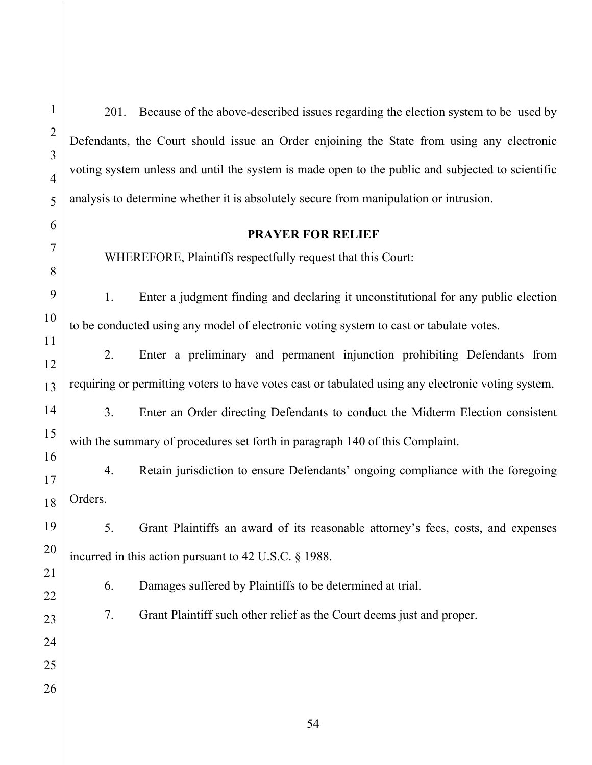201. Because of the above-described issues regarding the election system to be used by Defendants, the Court should issue an Order enjoining the State from using any electronic voting system unless and until the system is made open to the public and subjected to scientific analysis to determine whether it is absolutely secure from manipulation or intrusion.

**PRAYER FOR RELIEF**

WHEREFORE, Plaintiffs respectfully request that this Court:

1. Enter a judgment finding and declaring it unconstitutional for any public election to be conducted using any model of electronic voting system to cast or tabulate votes.

2. Enter a preliminary and permanent injunction prohibiting Defendants from requiring or permitting voters to have votes cast or tabulated using any electronic voting system.

3. Enter an Order directing Defendants to conduct the Midterm Election consistent with the summary of procedures set forth in paragraph 140 of this Complaint.

4. Retain jurisdiction to ensure Defendants' ongoing compliance with the foregoing Orders.

5. Grant Plaintiffs an award of its reasonable attorney's fees, costs, and expenses incurred in this action pursuant to 42 U.S.C. § 1988.

6. Damages suffered by Plaintiffs to be determined at trial.

7. Grant Plaintiff such other relief as the Court deems just and proper.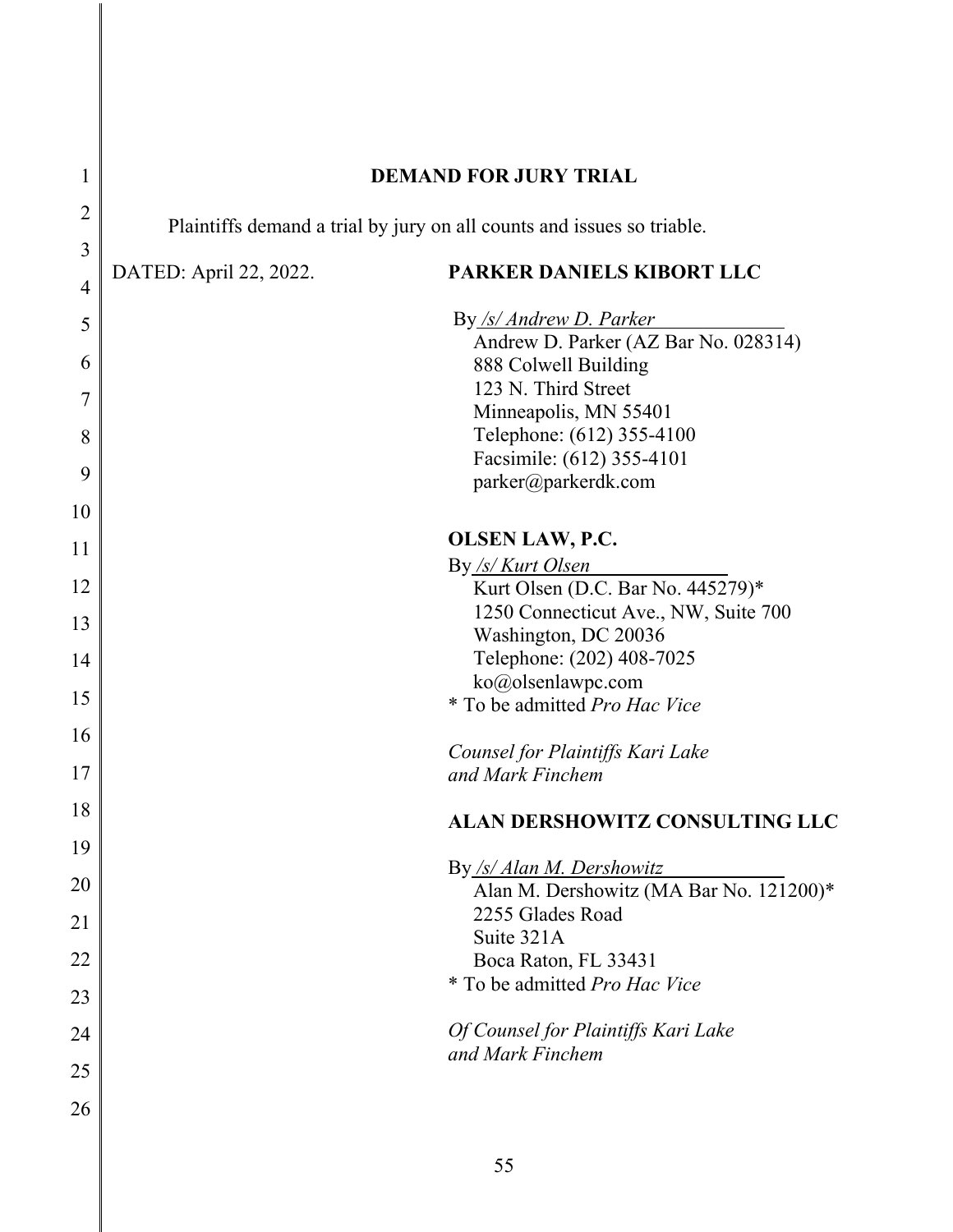## DEMAND FOR JURY TRIAL

Plaintiffs demand a trial by jury on all counts and issues so triable.

DATED: April 22, 2022.

**PARKER DANIELS KIBORT LLC**

By */s/ Andrew D. Parker*
Andrew D. Parker (AZ Bar No. 028314)
888 Colwell Building
123 N. Third Street
Minneapolis, MN 55401
Telephone: (612) 355-4100
Facsimile: (612) 355-4101
parker@parkerdk.com

**OLSEN LAW, P.C.**

By */s/ Kurt Olsen*
Kurt Olsen (D.C. Bar No. 445279)*
1250 Connecticut Ave., NW, Suite 700
Washington, DC 20036
Telephone: (202) 408-7025
ko@olsenlawpc.com
\* To be admitted *Pro Hac Vice*

*Counsel for Plaintiffs Kari Lake and Mark Finchem*

**ALAN DERSHOWITZ CONSULTING LLC**

By */s/ Alan M. Dershowitz*
Alan M. Dershowitz (MA Bar No. 121200)*
2255 Glades Road
Suite 321A
Boca Raton, FL 33431
\* To be admitted *Pro Hac Vice*

*Of Counsel for Plaintiffs Kari Lake and Mark Finchem*